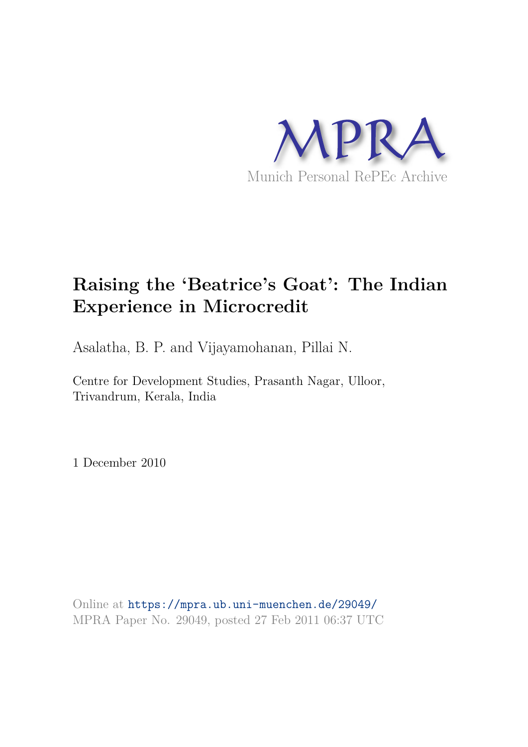MPRA

Munich Personal RePEc Archive

# Raising the 'Beatrice's Goat': The Indian Experience in Microcredit

Asalatha, B. P. and Vijayamohanan, Pillai N.

Centre for Development Studies, Prasanth Nagar, Ulloor, Trivandrum, Kerala, India

1 December 2010

Online at https://mpra.ub.uni-muenchen.de/29049/
MPRA Paper No. 29049, posted 27 Feb 2011 06:37 UTC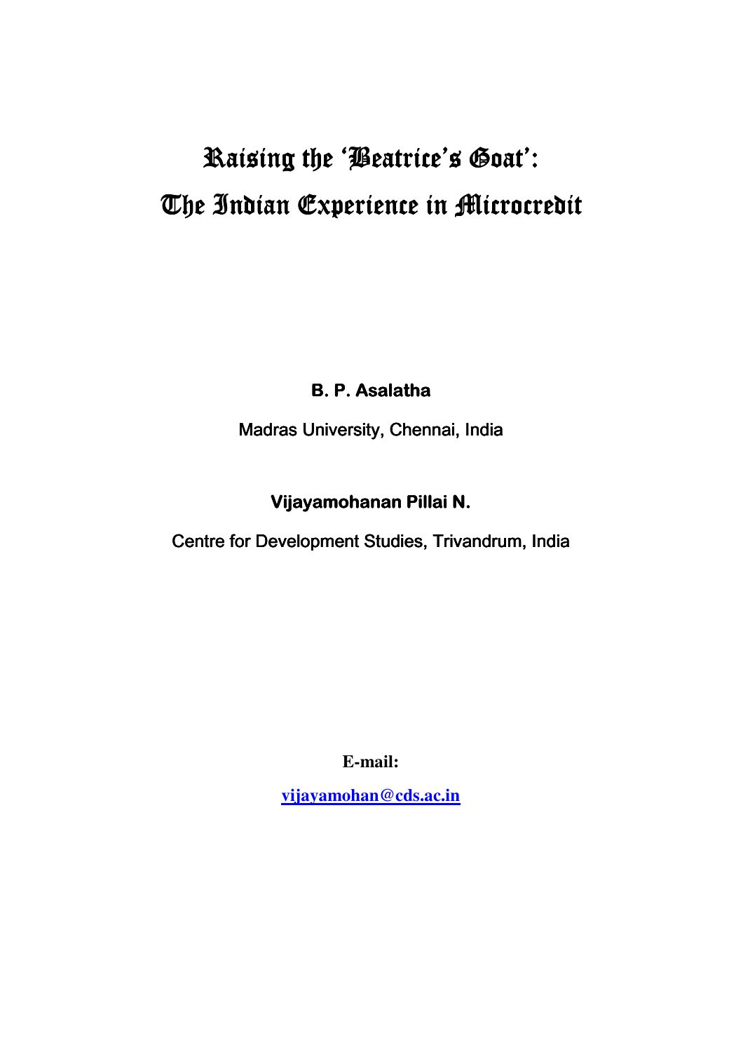# Raising the 'Beatrice's Goat': The Indian Experience in Microcredit

**B. P. Asalatha**

Madras University, Chennai, India

**Vijayamohanan Pillai N.**

Centre for Development Studies, Trivandrum, India

**E-mail:**

**vijayamohan@cds.ac.in**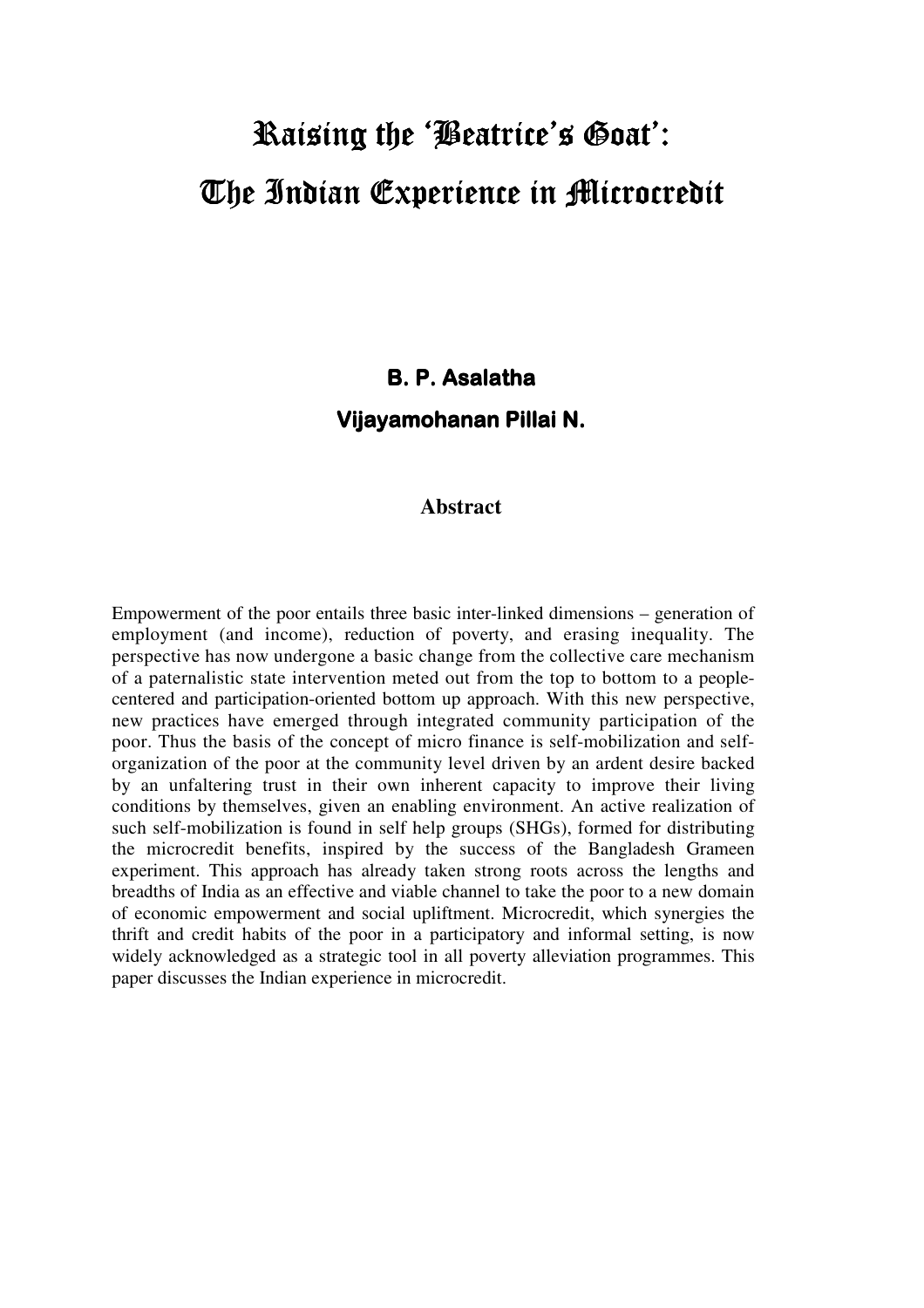# Raising the 'Beatrice's Goat': The Indian Experience in Microcredit

**B. P. Asalatha**

**Vijayamohanan Pillai N.**

## Abstract

Empowerment of the poor entails three basic inter-linked dimensions – generation of employment (and income), reduction of poverty, and erasing inequality. The perspective has now undergone a basic change from the collective care mechanism of a paternalistic state intervention meted out from the top to bottom to a people-centered and participation-oriented bottom up approach. With this new perspective, new practices have emerged through integrated community participation of the poor. Thus the basis of the concept of micro finance is self-mobilization and self-organization of the poor at the community level driven by an ardent desire backed by an unfaltering trust in their own inherent capacity to improve their living conditions by themselves, given an enabling environment. An active realization of such self-mobilization is found in self help groups (SHGs), formed for distributing the microcredit benefits, inspired by the success of the Bangladesh Grameen experiment. This approach has already taken strong roots across the lengths and breadths of India as an effective and viable channel to take the poor to a new domain of economic empowerment and social upliftment. Microcredit, which synergies the thrift and credit habits of the poor in a participatory and informal setting, is now widely acknowledged as a strategic tool in all poverty alleviation programmes. This paper discusses the Indian experience in microcredit.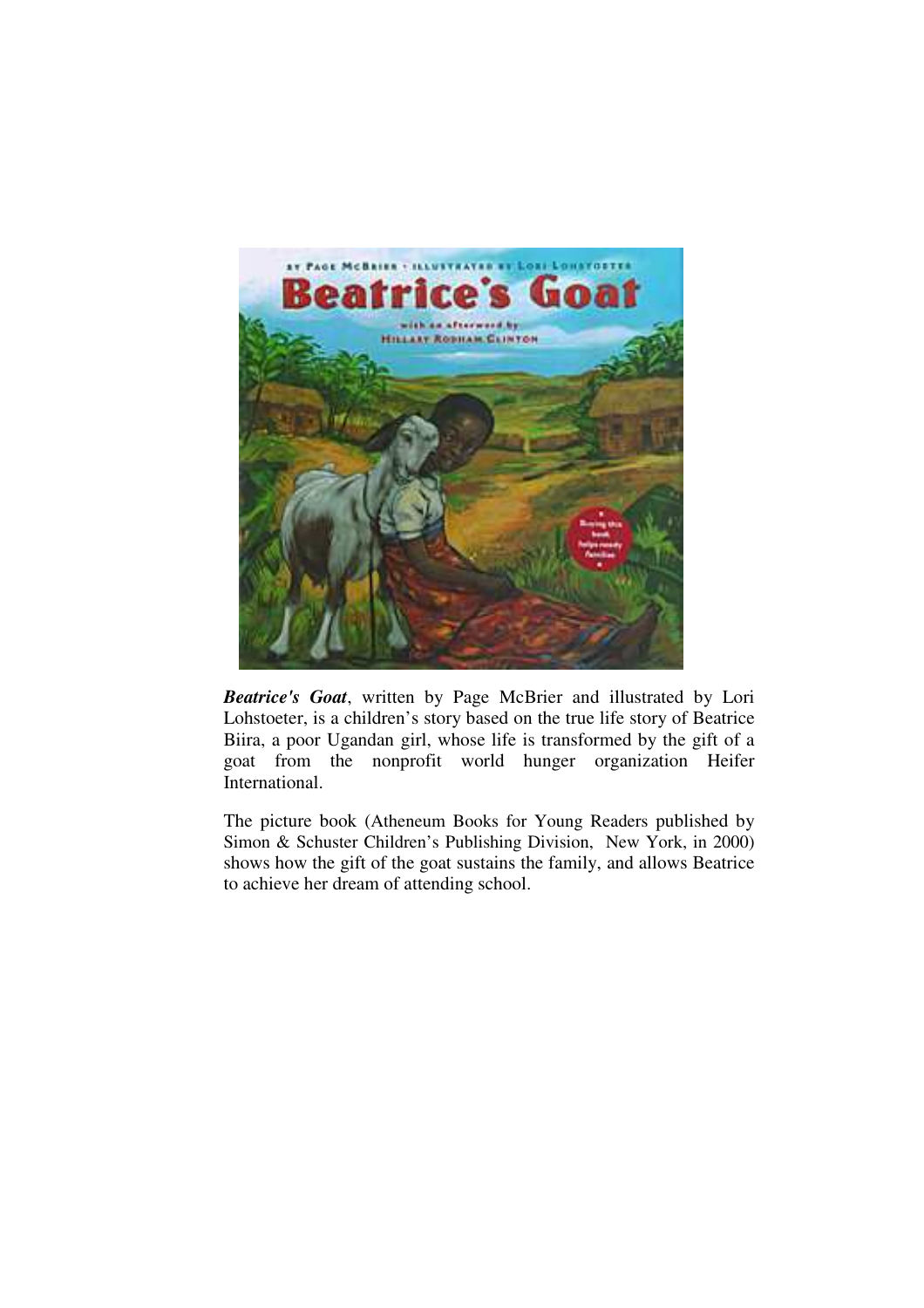***Beatrice's Goat***, written by Page McBrier and illustrated by Lori Lohstoeter, is a children's story based on the true life story of Beatrice Biira, a poor Ugandan girl, whose life is transformed by the gift of a goat from the nonprofit world hunger organization Heifer International.

The picture book (Atheneum Books for Young Readers published by Simon & Schuster Children's Publishing Division, New York, in 2000) shows how the gift of the goat sustains the family, and allows Beatrice to achieve her dream of attending school.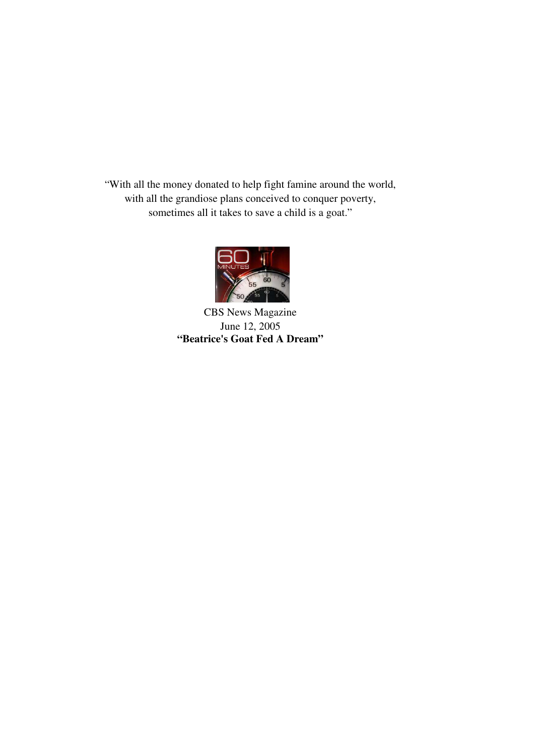"With all the money donated to help fight famine around the world,
with all the grandiose plans conceived to conquer poverty,
sometimes all it takes to save a child is a goat."

CBS News Magazine
June 12, 2005
**"Beatrice's Goat Fed A Dream"**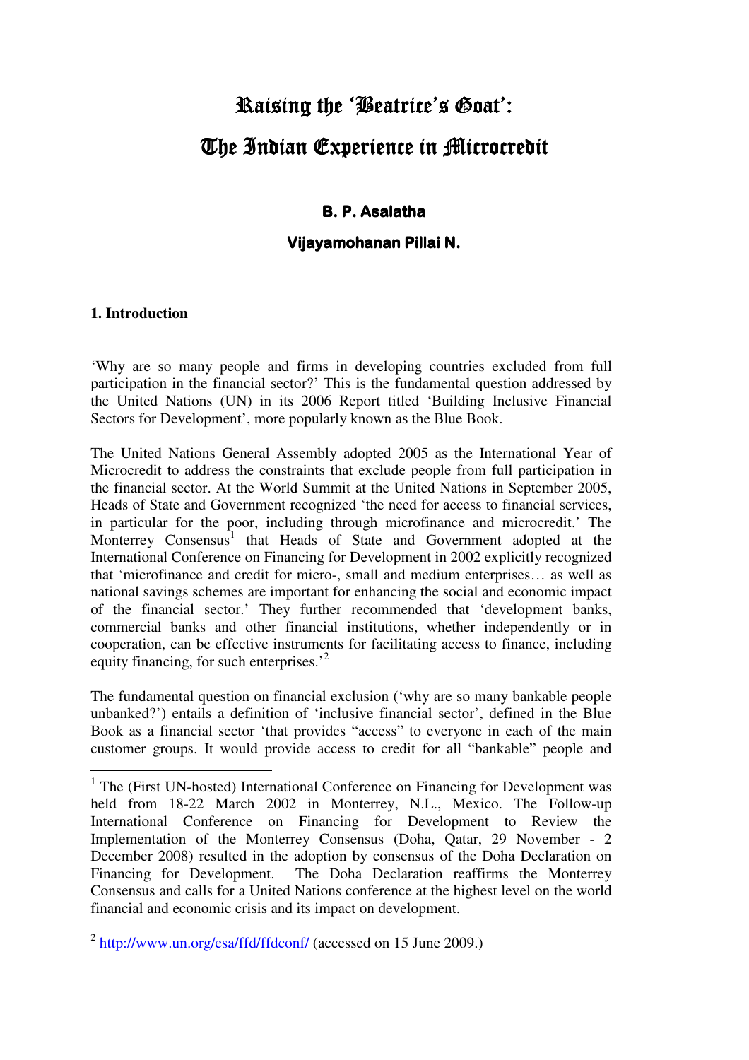# Raising the 'Beatrice's Goat': The Indian Experience in Microcredit

**B. P. Asalatha**

**Vijayamohanan Pillai N.**

## 1. Introduction

'Why are so many people and firms in developing countries excluded from full participation in the financial sector?' This is the fundamental question addressed by the United Nations (UN) in its 2006 Report titled 'Building Inclusive Financial Sectors for Development', more popularly known as the Blue Book.

The United Nations General Assembly adopted 2005 as the International Year of Microcredit to address the constraints that exclude people from full participation in the financial sector. At the World Summit at the United Nations in September 2005, Heads of State and Government recognized 'the need for access to financial services, in particular for the poor, including through microfinance and microcredit.' The Monterrey Consensus[1] that Heads of State and Government adopted at the International Conference on Financing for Development in 2002 explicitly recognized that 'microfinance and credit for micro-, small and medium enterprises… as well as national savings schemes are important for enhancing the social and economic impact of the financial sector.' They further recommended that 'development banks, commercial banks and other financial institutions, whether independently or in cooperation, can be effective instruments for facilitating access to finance, including equity financing, for such enterprises.'[2]

The fundamental question on financial exclusion ('why are so many bankable people unbanked?') entails a definition of 'inclusive financial sector', defined in the Blue Book as a financial sector 'that provides "access" to everyone in each of the main customer groups. It would provide access to credit for all "bankable" people and

---

[1] The (First UN-hosted) International Conference on Financing for Development was held from 18-22 March 2002 in Monterrey, N.L., Mexico. The Follow-up International Conference on Financing for Development to Review the Implementation of the Monterrey Consensus (Doha, Qatar, 29 November - 2 December 2008) resulted in the adoption by consensus of the Doha Declaration on Financing for Development. The Doha Declaration reaffirms the Monterrey Consensus and calls for a United Nations conference at the highest level on the world financial and economic crisis and its impact on development.

[2] http://www.un.org/esa/ffd/ffdconf/ (accessed on 15 June 2009.)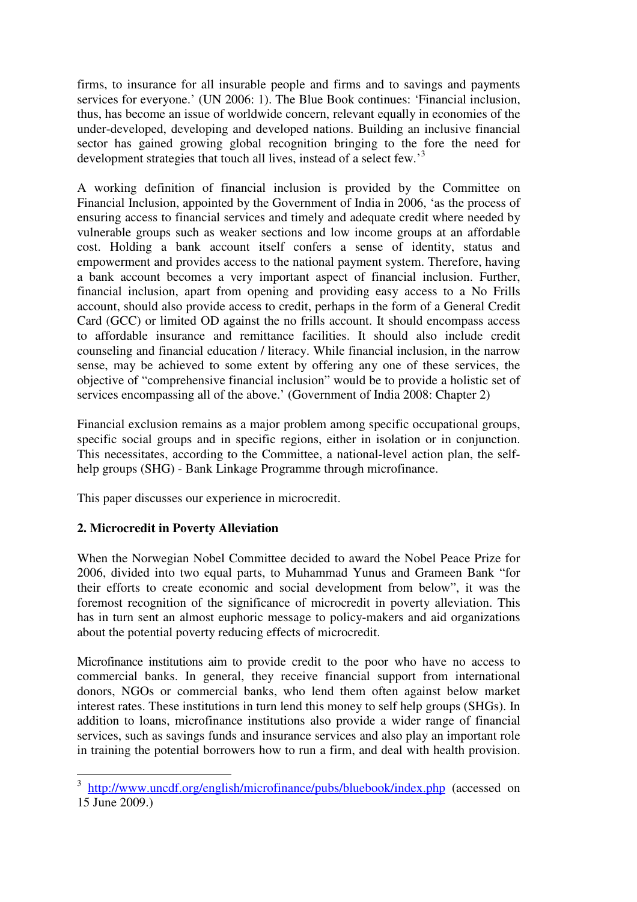firms, to insurance for all insurable people and firms and to savings and payments services for everyone.' (UN 2006: 1). The Blue Book continues: 'Financial inclusion, thus, has become an issue of worldwide concern, relevant equally in economies of the under-developed, developing and developed nations. Building an inclusive financial sector has gained growing global recognition bringing to the fore the need for development strategies that touch all lives, instead of a select few.'[3]

A working definition of financial inclusion is provided by the Committee on Financial Inclusion, appointed by the Government of India in 2006, 'as the process of ensuring access to financial services and timely and adequate credit where needed by vulnerable groups such as weaker sections and low income groups at an affordable cost. Holding a bank account itself confers a sense of identity, status and empowerment and provides access to the national payment system. Therefore, having a bank account becomes a very important aspect of financial inclusion. Further, financial inclusion, apart from opening and providing easy access to a No Frills account, should also provide access to credit, perhaps in the form of a General Credit Card (GCC) or limited OD against the no frills account. It should encompass access to affordable insurance and remittance facilities. It should also include credit counseling and financial education / literacy. While financial inclusion, in the narrow sense, may be achieved to some extent by offering any one of these services, the objective of "comprehensive financial inclusion" would be to provide a holistic set of services encompassing all of the above.' (Government of India 2008: Chapter 2)

Financial exclusion remains as a major problem among specific occupational groups, specific social groups and in specific regions, either in isolation or in conjunction. This necessitates, according to the Committee, a national-level action plan, the self-help groups (SHG) - Bank Linkage Programme through microfinance.

This paper discusses our experience in microcredit.

## 2. Microcredit in Poverty Alleviation

When the Norwegian Nobel Committee decided to award the Nobel Peace Prize for 2006, divided into two equal parts, to Muhammad Yunus and Grameen Bank "for their efforts to create economic and social development from below", it was the foremost recognition of the significance of microcredit in poverty alleviation. This has in turn sent an almost euphoric message to policy-makers and aid organizations about the potential poverty reducing effects of microcredit.

Microfinance institutions aim to provide credit to the poor who have no access to commercial banks. In general, they receive financial support from international donors, NGOs or commercial banks, who lend them often against below market interest rates. These institutions in turn lend this money to self help groups (SHGs). In addition to loans, microfinance institutions also provide a wider range of financial services, such as savings funds and insurance services and also play an important role in training the potential borrowers how to run a firm, and deal with health provision.

---

[3] http://www.uncdf.org/english/microfinance/pubs/bluebook/index.php (accessed on 15 June 2009.)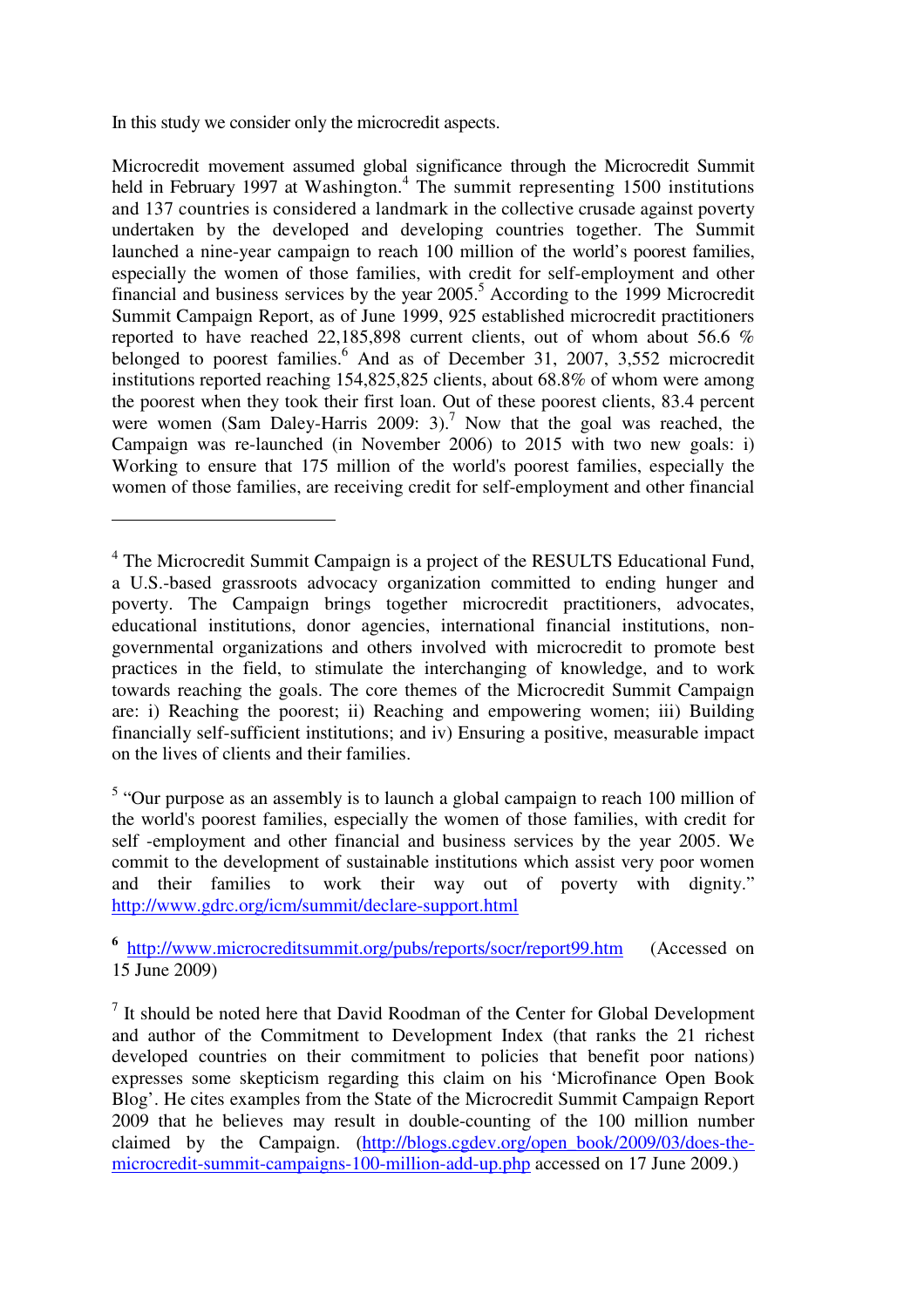In this study we consider only the microcredit aspects.

Microcredit movement assumed global significance through the Microcredit Summit held in February 1997 at Washington.[4] The summit representing 1500 institutions and 137 countries is considered a landmark in the collective crusade against poverty undertaken by the developed and developing countries together. The Summit launched a nine-year campaign to reach 100 million of the world's poorest families, especially the women of those families, with credit for self-employment and other financial and business services by the year 2005.[5] According to the 1999 Microcredit Summit Campaign Report, as of June 1999, 925 established microcredit practitioners reported to have reached 22,185,898 current clients, out of whom about 56.6 % belonged to poorest families.[6] And as of December 31, 2007, 3,552 microcredit institutions reported reaching 154,825,825 clients, about 68.8% of whom were among the poorest when they took their first loan. Out of these poorest clients, 83.4 percent were women (Sam Daley-Harris 2009: 3).[7] Now that the goal was reached, the Campaign was re-launched (in November 2006) to 2015 with two new goals: i) Working to ensure that 175 million of the world's poorest families, especially the women of those families, are receiving credit for self-employment and other financial

---

[4] The Microcredit Summit Campaign is a project of the RESULTS Educational Fund, a U.S.-based grassroots advocacy organization committed to ending hunger and poverty. The Campaign brings together microcredit practitioners, advocates, educational institutions, donor agencies, international financial institutions, non-governmental organizations and others involved with microcredit to promote best practices in the field, to stimulate the interchanging of knowledge, and to work towards reaching the goals. The core themes of the Microcredit Summit Campaign are: i) Reaching the poorest; ii) Reaching and empowering women; iii) Building financially self-sufficient institutions; and iv) Ensuring a positive, measurable impact on the lives of clients and their families.

[5] "Our purpose as an assembly is to launch a global campaign to reach 100 million of the world's poorest families, especially the women of those families, with credit for self -employment and other financial and business services by the year 2005. We commit to the development of sustainable institutions which assist very poor women and their families to work their way out of poverty with dignity." http://www.gdrc.org/icm/summit/declare-support.html

[6] http://www.microcreditsummit.org/pubs/reports/socr/report99.htm (Accessed on 15 June 2009)

[7] It should be noted here that David Roodman of the Center for Global Development and author of the Commitment to Development Index (that ranks the 21 richest developed countries on their commitment to policies that benefit poor nations) expresses some skepticism regarding this claim on his 'Microfinance Open Book Blog'. He cites examples from the State of the Microcredit Summit Campaign Report 2009 that he believes may result in double-counting of the 100 million number claimed by the Campaign. (http://blogs.cgdev.org/open_book/2009/03/does-the-microcredit-summit-campaigns-100-million-add-up.php accessed on 17 June 2009.)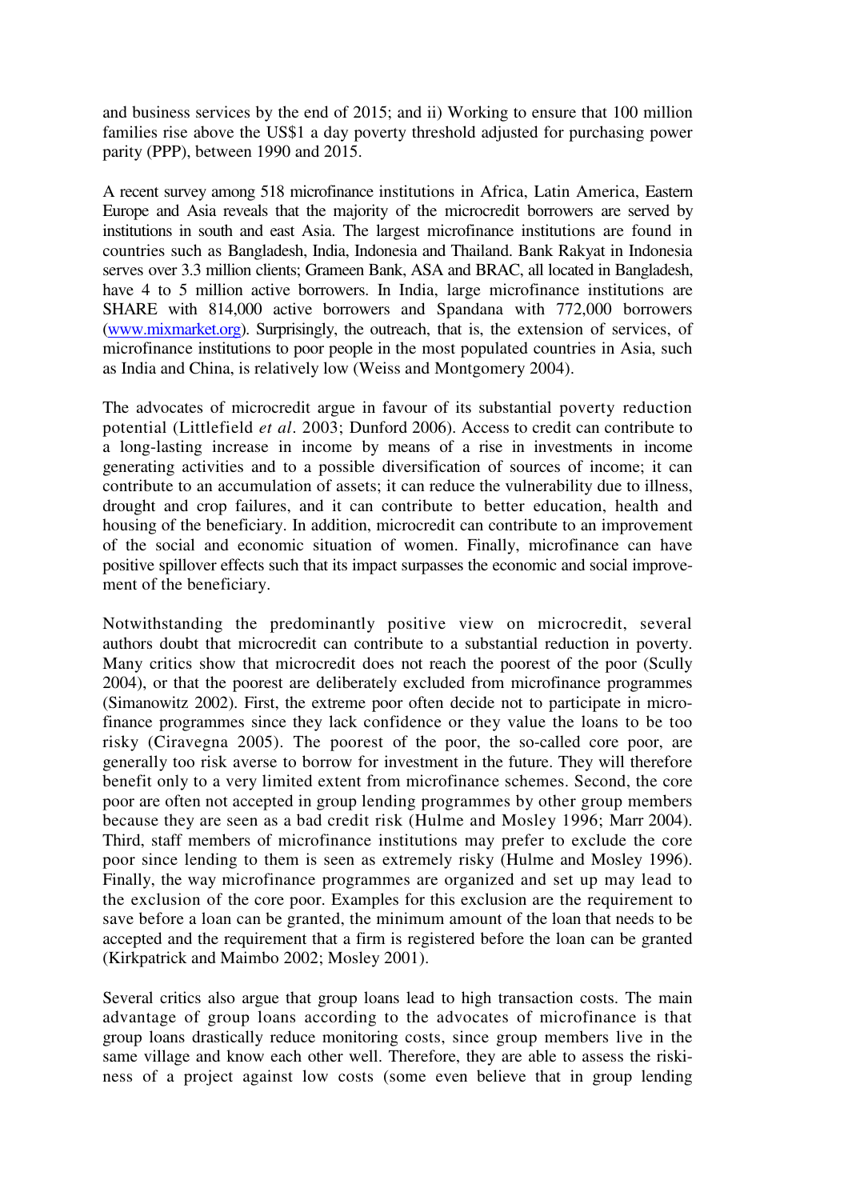and business services by the end of 2015; and ii) Working to ensure that 100 million families rise above the US$1 a day poverty threshold adjusted for purchasing power parity (PPP), between 1990 and 2015.

A recent survey among 518 microfinance institutions in Africa, Latin America, Eastern Europe and Asia reveals that the majority of the microcredit borrowers are served by institutions in south and east Asia. The largest microfinance institutions are found in countries such as Bangladesh, India, Indonesia and Thailand. Bank Rakyat in Indonesia serves over 3.3 million clients; Grameen Bank, ASA and BRAC, all located in Bangladesh, have 4 to 5 million active borrowers. In India, large microfinance institutions are SHARE with 814,000 active borrowers and Spandana with 772,000 borrowers (www.mixmarket.org). Surprisingly, the outreach, that is, the extension of services, of microfinance institutions to poor people in the most populated countries in Asia, such as India and China, is relatively low (Weiss and Montgomery 2004).

The advocates of microcredit argue in favour of its substantial poverty reduction potential (Littlefield *et al*. 2003; Dunford 2006). Access to credit can contribute to a long-lasting increase in income by means of a rise in investments in income generating activities and to a possible diversification of sources of income; it can contribute to an accumulation of assets; it can reduce the vulnerability due to illness, drought and crop failures, and it can contribute to better education, health and housing of the beneficiary. In addition, microcredit can contribute to an improvement of the social and economic situation of women. Finally, microfinance can have positive spillover effects such that its impact surpasses the economic and social improvement of the beneficiary.

Notwithstanding the predominantly positive view on microcredit, several authors doubt that microcredit can contribute to a substantial reduction in poverty. Many critics show that microcredit does not reach the poorest of the poor (Scully 2004), or that the poorest are deliberately excluded from microfinance programmes (Simanowitz 2002). First, the extreme poor often decide not to participate in microfinance programmes since they lack confidence or they value the loans to be too risky (Ciravegna 2005). The poorest of the poor, the so-called core poor, are generally too risk averse to borrow for investment in the future. They will therefore benefit only to a very limited extent from microfinance schemes. Second, the core poor are often not accepted in group lending programmes by other group members because they are seen as a bad credit risk (Hulme and Mosley 1996; Marr 2004). Third, staff members of microfinance institutions may prefer to exclude the core poor since lending to them is seen as extremely risky (Hulme and Mosley 1996). Finally, the way microfinance programmes are organized and set up may lead to the exclusion of the core poor. Examples for this exclusion are the requirement to save before a loan can be granted, the minimum amount of the loan that needs to be accepted and the requirement that a firm is registered before the loan can be granted (Kirkpatrick and Maimbo 2002; Mosley 2001).

Several critics also argue that group loans lead to high transaction costs. The main advantage of group loans according to the advocates of microfinance is that group loans drastically reduce monitoring costs, since group members live in the same village and know each other well. Therefore, they are able to assess the riskiness of a project against low costs (some even believe that in group lending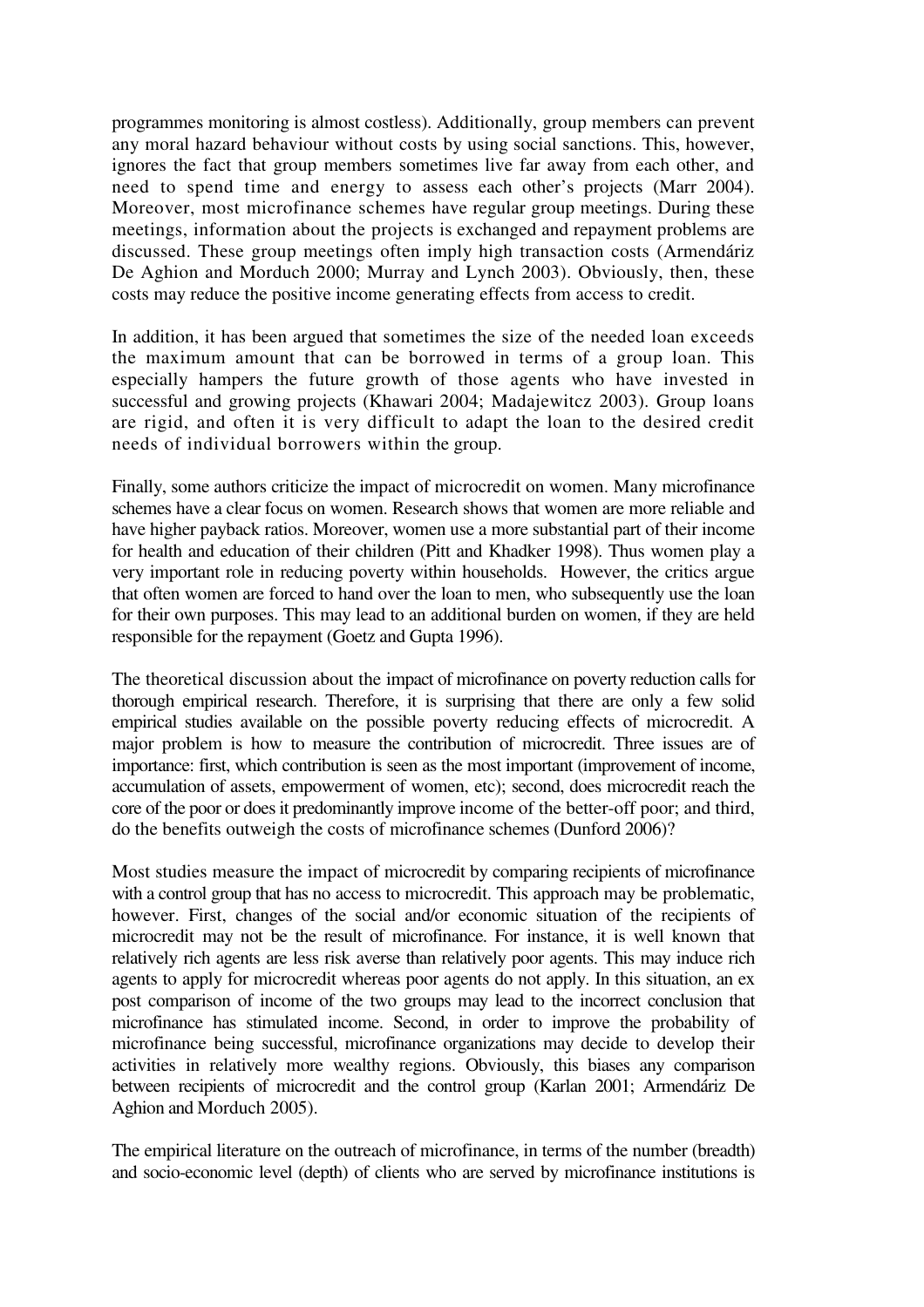programmes monitoring is almost costless). Additionally, group members can prevent any moral hazard behaviour without costs by using social sanctions. This, however, ignores the fact that group members sometimes live far away from each other, and need to spend time and energy to assess each other's projects (Marr 2004). Moreover, most microfinance schemes have regular group meetings. During these meetings, information about the projects is exchanged and repayment problems are discussed. These group meetings often imply high transaction costs (Armendáriz De Aghion and Morduch 2000; Murray and Lynch 2003). Obviously, then, these costs may reduce the positive income generating effects from access to credit.

In addition, it has been argued that sometimes the size of the needed loan exceeds the maximum amount that can be borrowed in terms of a group loan. This especially hampers the future growth of those agents who have invested in successful and growing projects (Khawari 2004; Madajewitcz 2003). Group loans are rigid, and often it is very difficult to adapt the loan to the desired credit needs of individual borrowers within the group.

Finally, some authors criticize the impact of microcredit on women. Many microfinance schemes have a clear focus on women. Research shows that women are more reliable and have higher payback ratios. Moreover, women use a more substantial part of their income for health and education of their children (Pitt and Khadker 1998). Thus women play a very important role in reducing poverty within households. However, the critics argue that often women are forced to hand over the loan to men, who subsequently use the loan for their own purposes. This may lead to an additional burden on women, if they are held responsible for the repayment (Goetz and Gupta 1996).

The theoretical discussion about the impact of microfinance on poverty reduction calls for thorough empirical research. Therefore, it is surprising that there are only a few solid empirical studies available on the possible poverty reducing effects of microcredit. A major problem is how to measure the contribution of microcredit. Three issues are of importance: first, which contribution is seen as the most important (improvement of income, accumulation of assets, empowerment of women, etc); second, does microcredit reach the core of the poor or does it predominantly improve income of the better-off poor; and third, do the benefits outweigh the costs of microfinance schemes (Dunford 2006)?

Most studies measure the impact of microcredit by comparing recipients of microfinance with a control group that has no access to microcredit. This approach may be problematic, however. First, changes of the social and/or economic situation of the recipients of microcredit may not be the result of microfinance. For instance, it is well known that relatively rich agents are less risk averse than relatively poor agents. This may induce rich agents to apply for microcredit whereas poor agents do not apply. In this situation, an ex post comparison of income of the two groups may lead to the incorrect conclusion that microfinance has stimulated income. Second, in order to improve the probability of microfinance being successful, microfinance organizations may decide to develop their activities in relatively more wealthy regions. Obviously, this biases any comparison between recipients of microcredit and the control group (Karlan 2001; Armendáriz De Aghion and Morduch 2005).

The empirical literature on the outreach of microfinance, in terms of the number (breadth) and socio-economic level (depth) of clients who are served by microfinance institutions is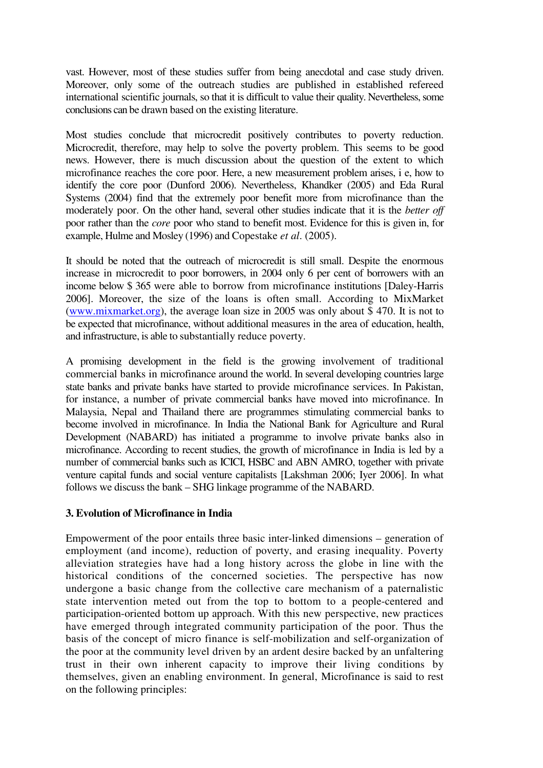vast. However, most of these studies suffer from being anecdotal and case study driven. Moreover, only some of the outreach studies are published in established refereed international scientific journals, so that it is difficult to value their quality. Nevertheless, some conclusions can be drawn based on the existing literature.

Most studies conclude that microcredit positively contributes to poverty reduction. Microcredit, therefore, may help to solve the poverty problem. This seems to be good news. However, there is much discussion about the question of the extent to which microfinance reaches the core poor. Here, a new measurement problem arises, i e, how to identify the core poor (Dunford 2006). Nevertheless, Khandker (2005) and Eda Rural Systems (2004) find that the extremely poor benefit more from microfinance than the moderately poor. On the other hand, several other studies indicate that it is the *better off* poor rather than the *core* poor who stand to benefit most. Evidence for this is given in, for example, Hulme and Mosley (1996) and Copestake *et al*. (2005).

It should be noted that the outreach of microcredit is still small. Despite the enormous increase in microcredit to poor borrowers, in 2004 only 6 per cent of borrowers with an income below $ 365 were able to borrow from microfinance institutions [Daley-Harris 2006]. Moreover, the size of the loans is often small. According to MixMarket (www.mixmarket.org), the average loan size in 2005 was only about $ 470. It is not to be expected that microfinance, without additional measures in the area of education, health, and infrastructure, is able to substantially reduce poverty.

A promising development in the field is the growing involvement of traditional commercial banks in microfinance around the world. In several developing countries large state banks and private banks have started to provide microfinance services. In Pakistan, for instance, a number of private commercial banks have moved into microfinance. In Malaysia, Nepal and Thailand there are programmes stimulating commercial banks to become involved in microfinance. In India the National Bank for Agriculture and Rural Development (NABARD) has initiated a programme to involve private banks also in microfinance. According to recent studies, the growth of microfinance in India is led by a number of commercial banks such as ICICI, HSBC and ABN AMRO, together with private venture capital funds and social venture capitalists [Lakshman 2006; Iyer 2006]. In what follows we discuss the bank – SHG linkage programme of the NABARD.

### 3. Evolution of Microfinance in India

Empowerment of the poor entails three basic inter-linked dimensions – generation of employment (and income), reduction of poverty, and erasing inequality. Poverty alleviation strategies have had a long history across the globe in line with the historical conditions of the concerned societies. The perspective has now undergone a basic change from the collective care mechanism of a paternalistic state intervention meted out from the top to bottom to a people-centered and participation-oriented bottom up approach. With this new perspective, new practices have emerged through integrated community participation of the poor. Thus the basis of the concept of micro finance is self-mobilization and self-organization of the poor at the community level driven by an ardent desire backed by an unfaltering trust in their own inherent capacity to improve their living conditions by themselves, given an enabling environment. In general, Microfinance is said to rest on the following principles: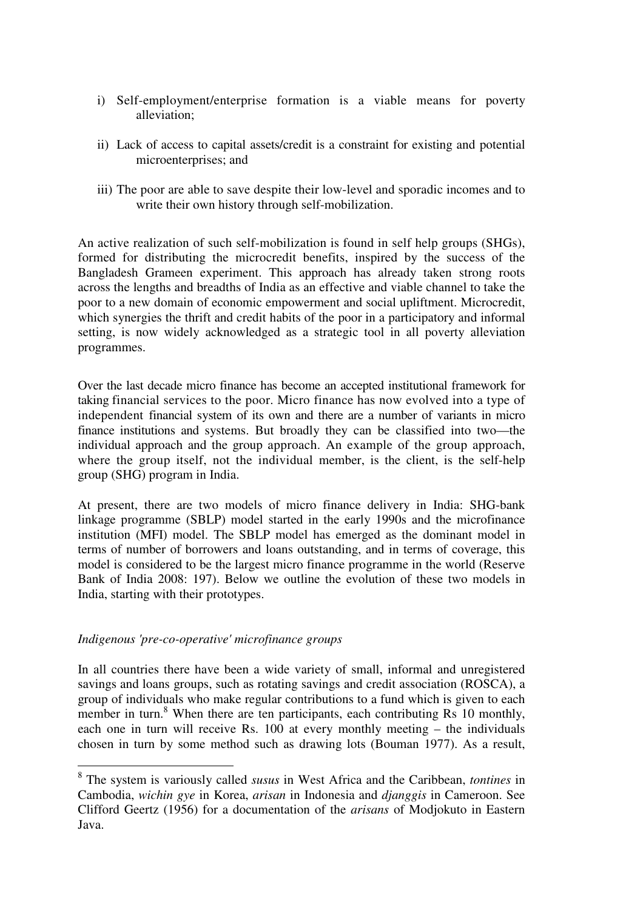i) Self-employment/enterprise formation is a viable means for poverty alleviation;

ii) Lack of access to capital assets/credit is a constraint for existing and potential microenterprises; and

iii) The poor are able to save despite their low-level and sporadic incomes and to write their own history through self-mobilization.

An active realization of such self-mobilization is found in self help groups (SHGs), formed for distributing the microcredit benefits, inspired by the success of the Bangladesh Grameen experiment. This approach has already taken strong roots across the lengths and breadths of India as an effective and viable channel to take the poor to a new domain of economic empowerment and social upliftment. Microcredit, which synergies the thrift and credit habits of the poor in a participatory and informal setting, is now widely acknowledged as a strategic tool in all poverty alleviation programmes.

Over the last decade micro finance has become an accepted institutional framework for taking financial services to the poor. Micro finance has now evolved into a type of independent financial system of its own and there are a number of variants in micro finance institutions and systems. But broadly they can be classified into two—the individual approach and the group approach. An example of the group approach, where the group itself, not the individual member, is the client, is the self-help group (SHG) program in India.

At present, there are two models of micro finance delivery in India: SHG-bank linkage programme (SBLP) model started in the early 1990s and the microfinance institution (MFI) model. The SBLP model has emerged as the dominant model in terms of number of borrowers and loans outstanding, and in terms of coverage, this model is considered to be the largest micro finance programme in the world (Reserve Bank of India 2008: 197). Below we outline the evolution of these two models in India, starting with their prototypes.

*Indigenous 'pre-co-operative' microfinance groups*

In all countries there have been a wide variety of small, informal and unregistered savings and loans groups, such as rotating savings and credit association (ROSCA), a group of individuals who make regular contributions to a fund which is given to each member in turn.[8] When there are ten participants, each contributing Rs 10 monthly, each one in turn will receive Rs. 100 at every monthly meeting – the individuals chosen in turn by some method such as drawing lots (Bouman 1977). As a result,

[8] The system is variously called *susus* in West Africa and the Caribbean, *tontines* in Cambodia, *wichin gye* in Korea, *arisan* in Indonesia and *djanggis* in Cameroon. See Clifford Geertz (1956) for a documentation of the *arisans* of Modjokuto in Eastern Java.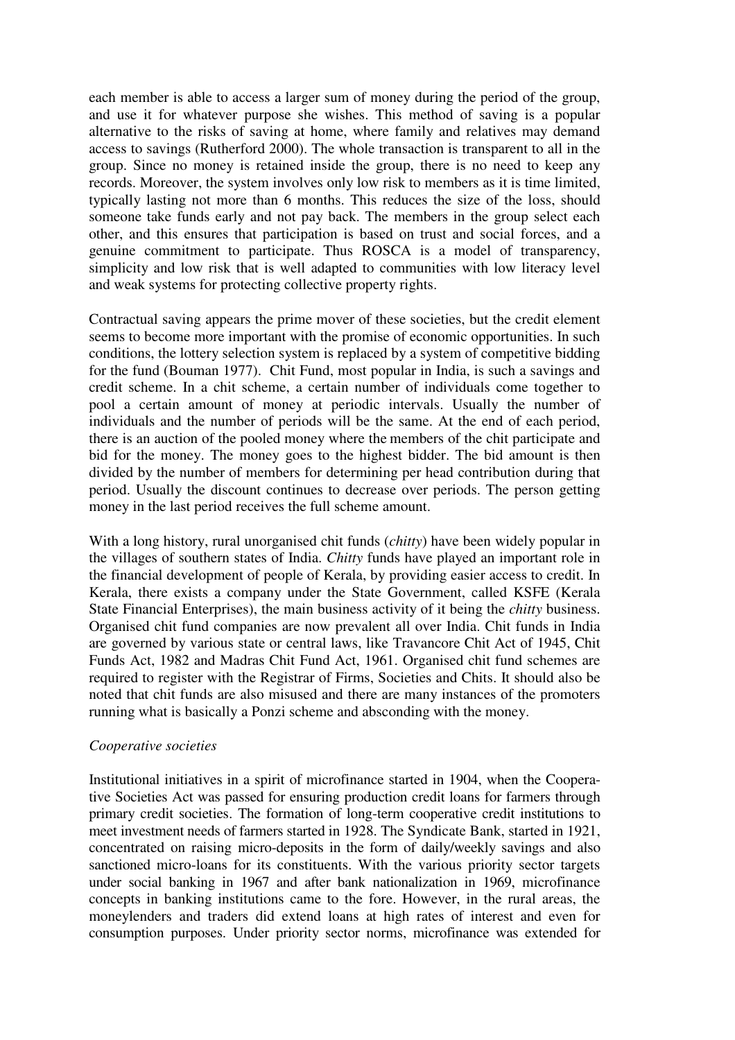each member is able to access a larger sum of money during the period of the group, and use it for whatever purpose she wishes. This method of saving is a popular alternative to the risks of saving at home, where family and relatives may demand access to savings (Rutherford 2000). The whole transaction is transparent to all in the group. Since no money is retained inside the group, there is no need to keep any records. Moreover, the system involves only low risk to members as it is time limited, typically lasting not more than 6 months. This reduces the size of the loss, should someone take funds early and not pay back. The members in the group select each other, and this ensures that participation is based on trust and social forces, and a genuine commitment to participate. Thus ROSCA is a model of transparency, simplicity and low risk that is well adapted to communities with low literacy level and weak systems for protecting collective property rights.

Contractual saving appears the prime mover of these societies, but the credit element seems to become more important with the promise of economic opportunities. In such conditions, the lottery selection system is replaced by a system of competitive bidding for the fund (Bouman 1977). Chit Fund, most popular in India, is such a savings and credit scheme. In a chit scheme, a certain number of individuals come together to pool a certain amount of money at periodic intervals. Usually the number of individuals and the number of periods will be the same. At the end of each period, there is an auction of the pooled money where the members of the chit participate and bid for the money. The money goes to the highest bidder. The bid amount is then divided by the number of members for determining per head contribution during that period. Usually the discount continues to decrease over periods. The person getting money in the last period receives the full scheme amount.

With a long history, rural unorganised chit funds (*chitty*) have been widely popular in the villages of southern states of India. *Chitty* funds have played an important role in the financial development of people of Kerala, by providing easier access to credit. In Kerala, there exists a company under the State Government, called KSFE (Kerala State Financial Enterprises), the main business activity of it being the *chitty* business. Organised chit fund companies are now prevalent all over India. Chit funds in India are governed by various state or central laws, like Travancore Chit Act of 1945, Chit Funds Act, 1982 and Madras Chit Fund Act, 1961. Organised chit fund schemes are required to register with the Registrar of Firms, Societies and Chits. It should also be noted that chit funds are also misused and there are many instances of the promoters running what is basically a Ponzi scheme and absconding with the money.

*Cooperative societies*

Institutional initiatives in a spirit of microfinance started in 1904, when the Cooperative Societies Act was passed for ensuring production credit loans for farmers through primary credit societies. The formation of long-term cooperative credit institutions to meet investment needs of farmers started in 1928. The Syndicate Bank, started in 1921, concentrated on raising micro-deposits in the form of daily/weekly savings and also sanctioned micro-loans for its constituents. With the various priority sector targets under social banking in 1967 and after bank nationalization in 1969, microfinance concepts in banking institutions came to the fore. However, in the rural areas, the moneylenders and traders did extend loans at high rates of interest and even for consumption purposes. Under priority sector norms, microfinance was extended for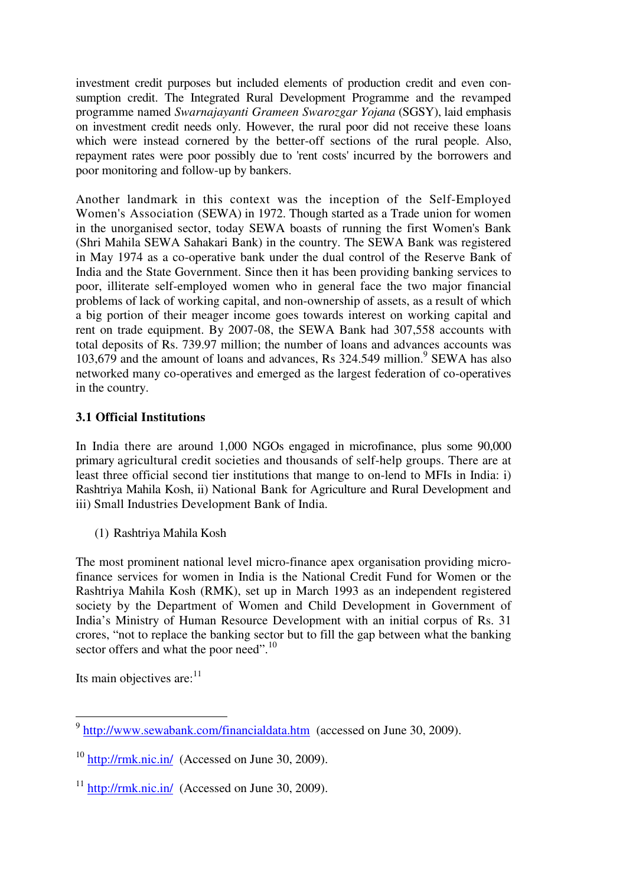investment credit purposes but included elements of production credit and even consumption credit. The Integrated Rural Development Programme and the revamped programme named *Swarnajayanti Grameen Swarozgar Yojana* (SGSY), laid emphasis on investment credit needs only. However, the rural poor did not receive these loans which were instead cornered by the better-off sections of the rural people. Also, repayment rates were poor possibly due to 'rent costs' incurred by the borrowers and poor monitoring and follow-up by bankers.

Another landmark in this context was the inception of the Self-Employed Women's Association (SEWA) in 1972. Though started as a Trade union for women in the unorganised sector, today SEWA boasts of running the first Women's Bank (Shri Mahila SEWA Sahakari Bank) in the country. The SEWA Bank was registered in May 1974 as a co-operative bank under the dual control of the Reserve Bank of India and the State Government. Since then it has been providing banking services to poor, illiterate self-employed women who in general face the two major financial problems of lack of working capital, and non-ownership of assets, as a result of which a big portion of their meager income goes towards interest on working capital and rent on trade equipment. By 2007-08, the SEWA Bank had 307,558 accounts with total deposits of Rs. 739.97 million; the number of loans and advances accounts was 103,679 and the amount of loans and advances, Rs 324.549 million.[9] SEWA has also networked many co-operatives and emerged as the largest federation of co-operatives in the country.

### 3.1 Official Institutions

In India there are around 1,000 NGOs engaged in microfinance, plus some 90,000 primary agricultural credit societies and thousands of self-help groups. There are at least three official second tier institutions that mange to on-lend to MFIs in India: i) Rashtriya Mahila Kosh, ii) National Bank for Agriculture and Rural Development and iii) Small Industries Development Bank of India.

(1) Rashtriya Mahila Kosh

The most prominent national level micro-finance apex organisation providing micro-finance services for women in India is the National Credit Fund for Women or the Rashtriya Mahila Kosh (RMK), set up in March 1993 as an independent registered society by the Department of Women and Child Development in Government of India's Ministry of Human Resource Development with an initial corpus of Rs. 31 crores, "not to replace the banking sector but to fill the gap between what the banking sector offers and what the poor need".[10]

Its main objectives are:[11]

---

[9] http://www.sewabank.com/financialdata.htm (accessed on June 30, 2009).

[10] http://rmk.nic.in/ (Accessed on June 30, 2009).

[11] http://rmk.nic.in/ (Accessed on June 30, 2009).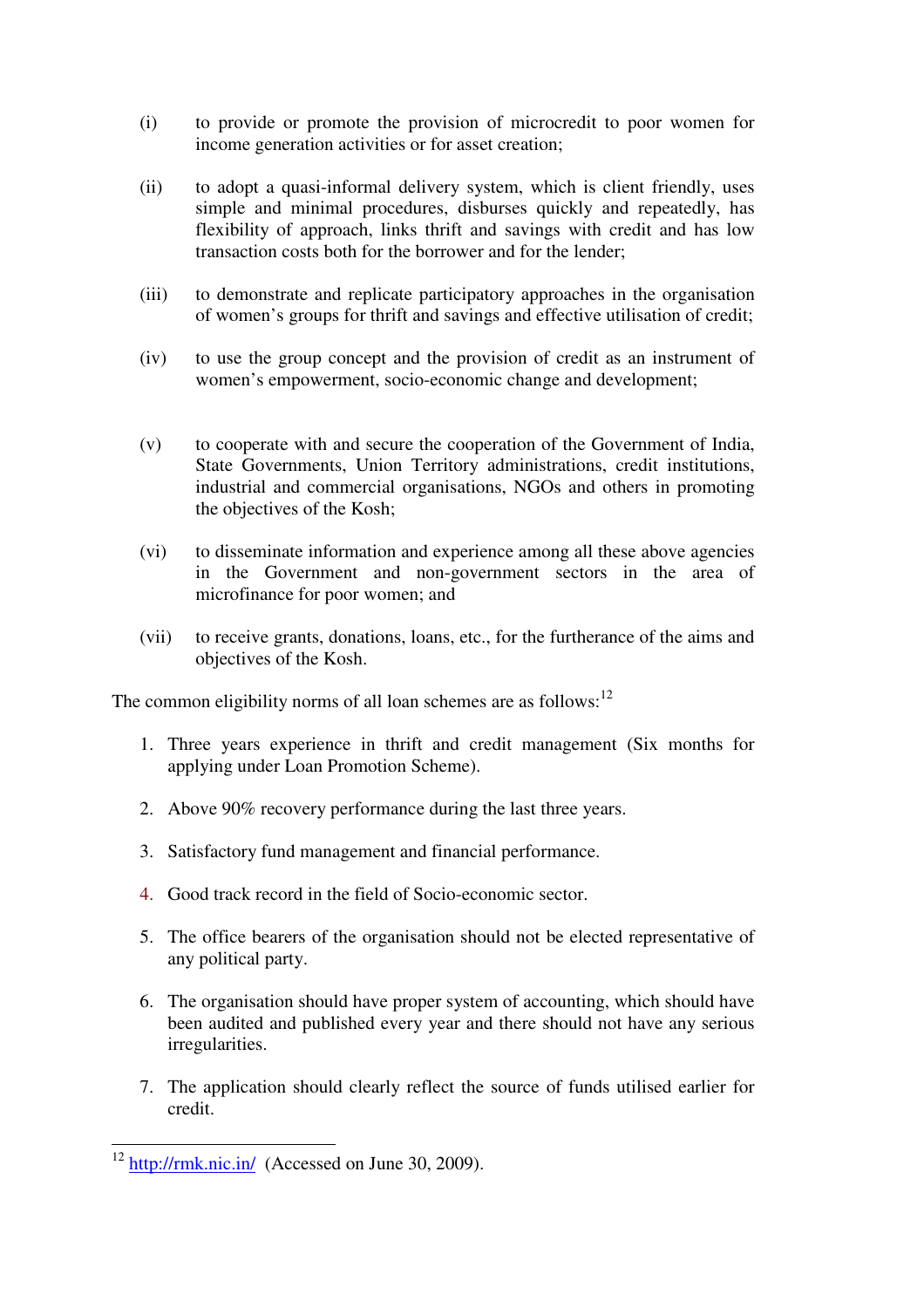(i) to provide or promote the provision of microcredit to poor women for income generation activities or for asset creation;

(ii) to adopt a quasi-informal delivery system, which is client friendly, uses simple and minimal procedures, disburses quickly and repeatedly, has flexibility of approach, links thrift and savings with credit and has low transaction costs both for the borrower and for the lender;

(iii) to demonstrate and replicate participatory approaches in the organisation of women's groups for thrift and savings and effective utilisation of credit;

(iv) to use the group concept and the provision of credit as an instrument of women's empowerment, socio-economic change and development;

(v) to cooperate with and secure the cooperation of the Government of India, State Governments, Union Territory administrations, credit institutions, industrial and commercial organisations, NGOs and others in promoting the objectives of the Kosh;

(vi) to disseminate information and experience among all these above agencies in the Government and non-government sectors in the area of microfinance for poor women; and

(vii) to receive grants, donations, loans, etc., for the furtherance of the aims and objectives of the Kosh.

The common eligibility norms of all loan schemes are as follows:[12]

1. Three years experience in thrift and credit management (Six months for applying under Loan Promotion Scheme).
2. Above 90% recovery performance during the last three years.
3. Satisfactory fund management and financial performance.
4. Good track record in the field of Socio-economic sector.
5. The office bearers of the organisation should not be elected representative of any political party.
6. The organisation should have proper system of accounting, which should have been audited and published every year and there should not have any serious irregularities.
7. The application should clearly reflect the source of funds utilised earlier for credit.

[12] http://rmk.nic.in/ (Accessed on June 30, 2009).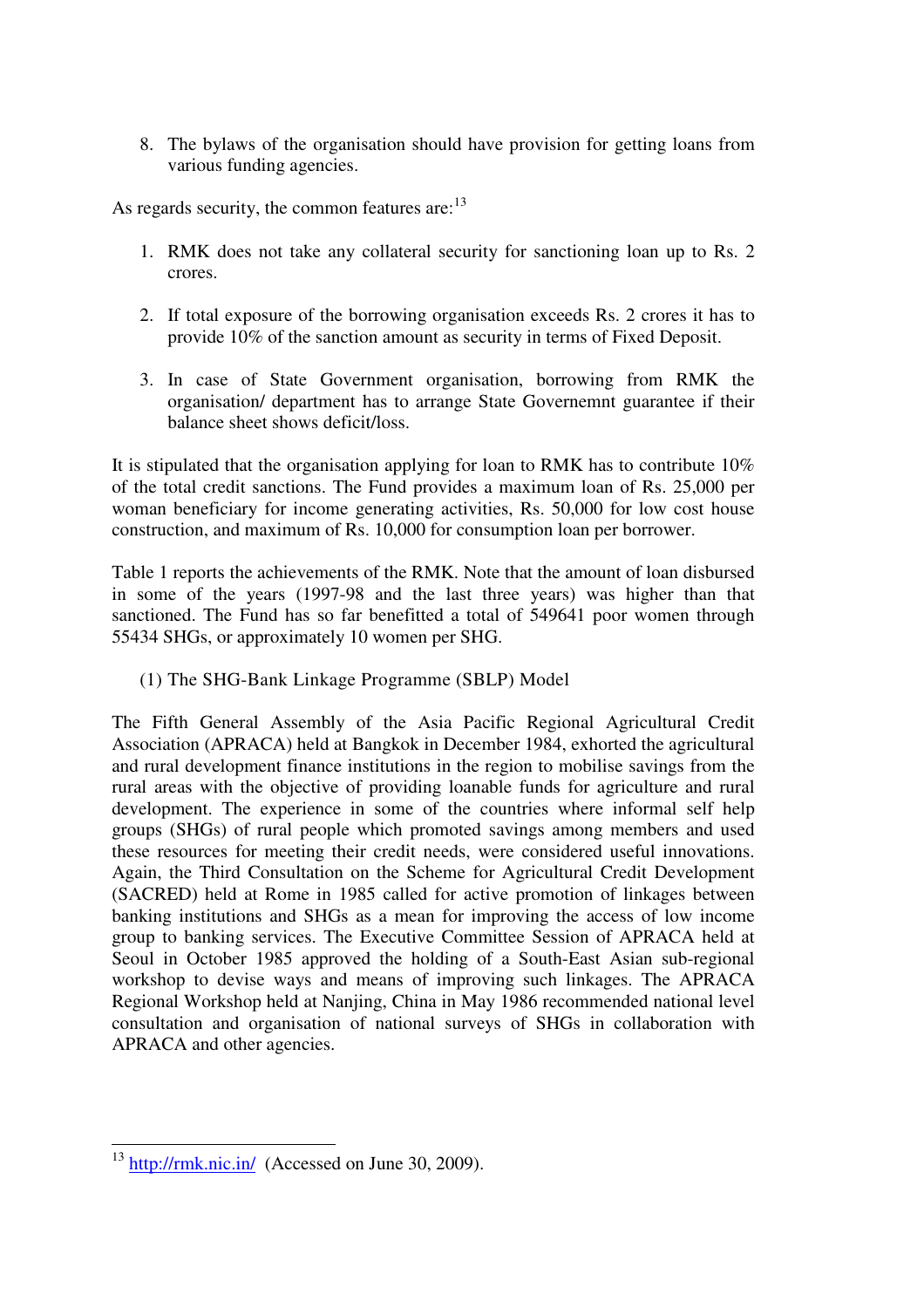8. The bylaws of the organisation should have provision for getting loans from various funding agencies.

As regards security, the common features are:[13]

1. RMK does not take any collateral security for sanctioning loan up to Rs. 2 crores.

2. If total exposure of the borrowing organisation exceeds Rs. 2 crores it has to provide 10% of the sanction amount as security in terms of Fixed Deposit.

3. In case of State Government organisation, borrowing from RMK the organisation/ department has to arrange State Governemnt guarantee if their balance sheet shows deficit/loss.

It is stipulated that the organisation applying for loan to RMK has to contribute 10% of the total credit sanctions. The Fund provides a maximum loan of Rs. 25,000 per woman beneficiary for income generating activities, Rs. 50,000 for low cost house construction, and maximum of Rs. 10,000 for consumption loan per borrower.

Table 1 reports the achievements of the RMK. Note that the amount of loan disbursed in some of the years (1997-98 and the last three years) was higher than that sanctioned. The Fund has so far benefitted a total of 549641 poor women through 55434 SHGs, or approximately 10 women per SHG.

(1) The SHG-Bank Linkage Programme (SBLP) Model

The Fifth General Assembly of the Asia Pacific Regional Agricultural Credit Association (APRACA) held at Bangkok in December 1984, exhorted the agricultural and rural development finance institutions in the region to mobilise savings from the rural areas with the objective of providing loanable funds for agriculture and rural development. The experience in some of the countries where informal self help groups (SHGs) of rural people which promoted savings among members and used these resources for meeting their credit needs, were considered useful innovations. Again, the Third Consultation on the Scheme for Agricultural Credit Development (SACRED) held at Rome in 1985 called for active promotion of linkages between banking institutions and SHGs as a mean for improving the access of low income group to banking services. The Executive Committee Session of APRACA held at Seoul in October 1985 approved the holding of a South-East Asian sub-regional workshop to devise ways and means of improving such linkages. The APRACA Regional Workshop held at Nanjing, China in May 1986 recommended national level consultation and organisation of national surveys of SHGs in collaboration with APRACA and other agencies.

---

[13] http://rmk.nic.in/ (Accessed on June 30, 2009).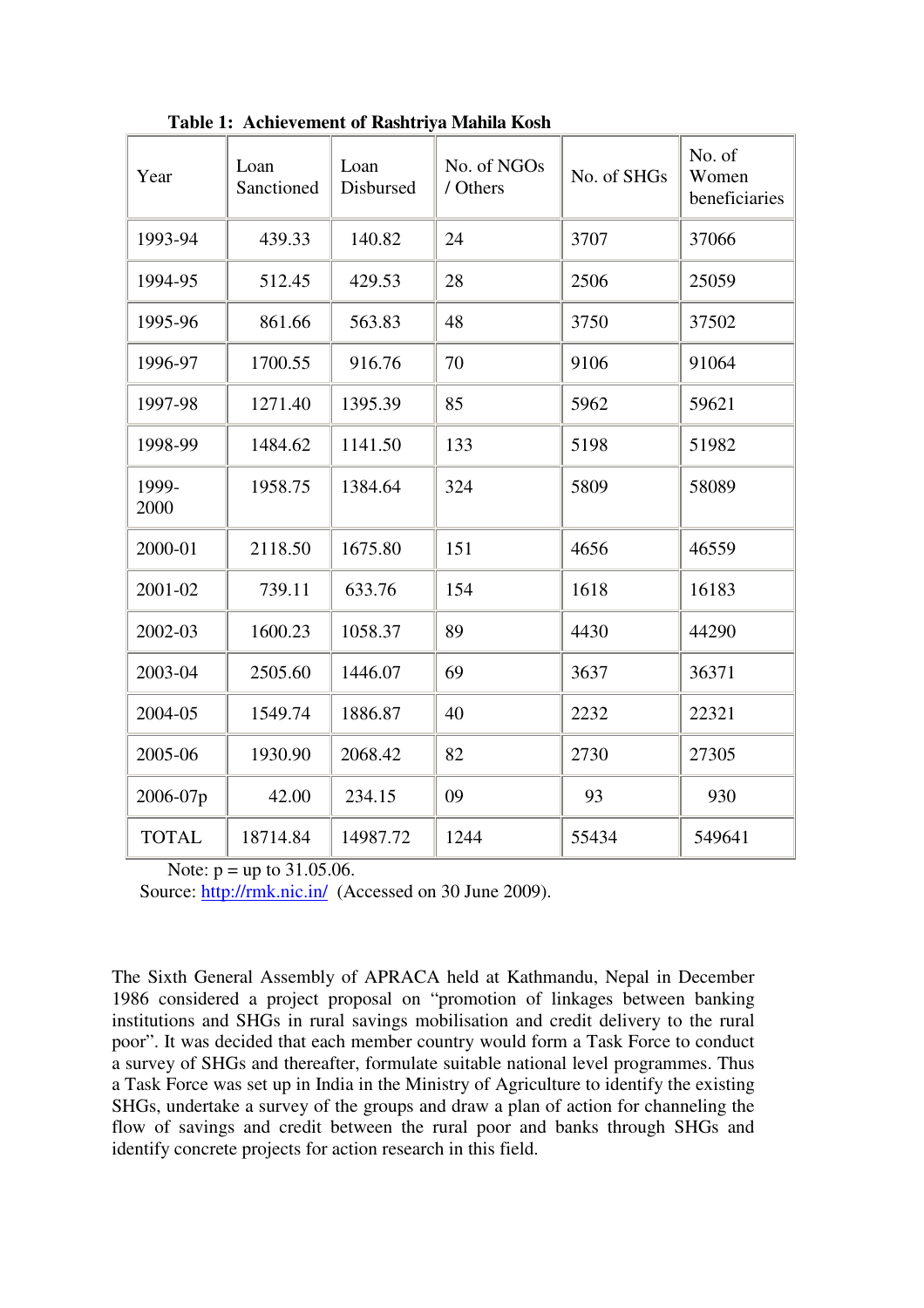**Table 1: Achievement of Rashtriya Mahila Kosh**

| Year | Loan Sanctioned | Loan Disbursed | No. of NGOs / Others | No. of SHGs | No. of Women beneficiaries |
|---|---|---|---|---|---|
| 1993-94 | 439.33 | 140.82 | 24 | 3707 | 37066 |
| 1994-95 | 512.45 | 429.53 | 28 | 2506 | 25059 |
| 1995-96 | 861.66 | 563.83 | 48 | 3750 | 37502 |
| 1996-97 | 1700.55 | 916.76 | 70 | 9106 | 91064 |
| 1997-98 | 1271.40 | 1395.39 | 85 | 5962 | 59621 |
| 1998-99 | 1484.62 | 1141.50 | 133 | 5198 | 51982 |
| 1999-2000 | 1958.75 | 1384.64 | 324 | 5809 | 58089 |
| 2000-01 | 2118.50 | 1675.80 | 151 | 4656 | 46559 |
| 2001-02 | 739.11 | 633.76 | 154 | 1618 | 16183 |
| 2002-03 | 1600.23 | 1058.37 | 89 | 4430 | 44290 |
| 2003-04 | 2505.60 | 1446.07 | 69 | 3637 | 36371 |
| 2004-05 | 1549.74 | 1886.87 | 40 | 2232 | 22321 |
| 2005-06 | 1930.90 | 2068.42 | 82 | 2730 | 27305 |
| 2006-07p | 42.00 | 234.15 | 09 | 93 | 930 |
| TOTAL | 18714.84 | 14987.72 | 1244 | 55434 | 549641 |

Note: p = up to 31.05.06.
Source: http://rmk.nic.in/ (Accessed on 30 June 2009).

The Sixth General Assembly of APRACA held at Kathmandu, Nepal in December 1986 considered a project proposal on "promotion of linkages between banking institutions and SHGs in rural savings mobilisation and credit delivery to the rural poor". It was decided that each member country would form a Task Force to conduct a survey of SHGs and thereafter, formulate suitable national level programmes. Thus a Task Force was set up in India in the Ministry of Agriculture to identify the existing SHGs, undertake a survey of the groups and draw a plan of action for channeling the flow of savings and credit between the rural poor and banks through SHGs and identify concrete projects for action research in this field.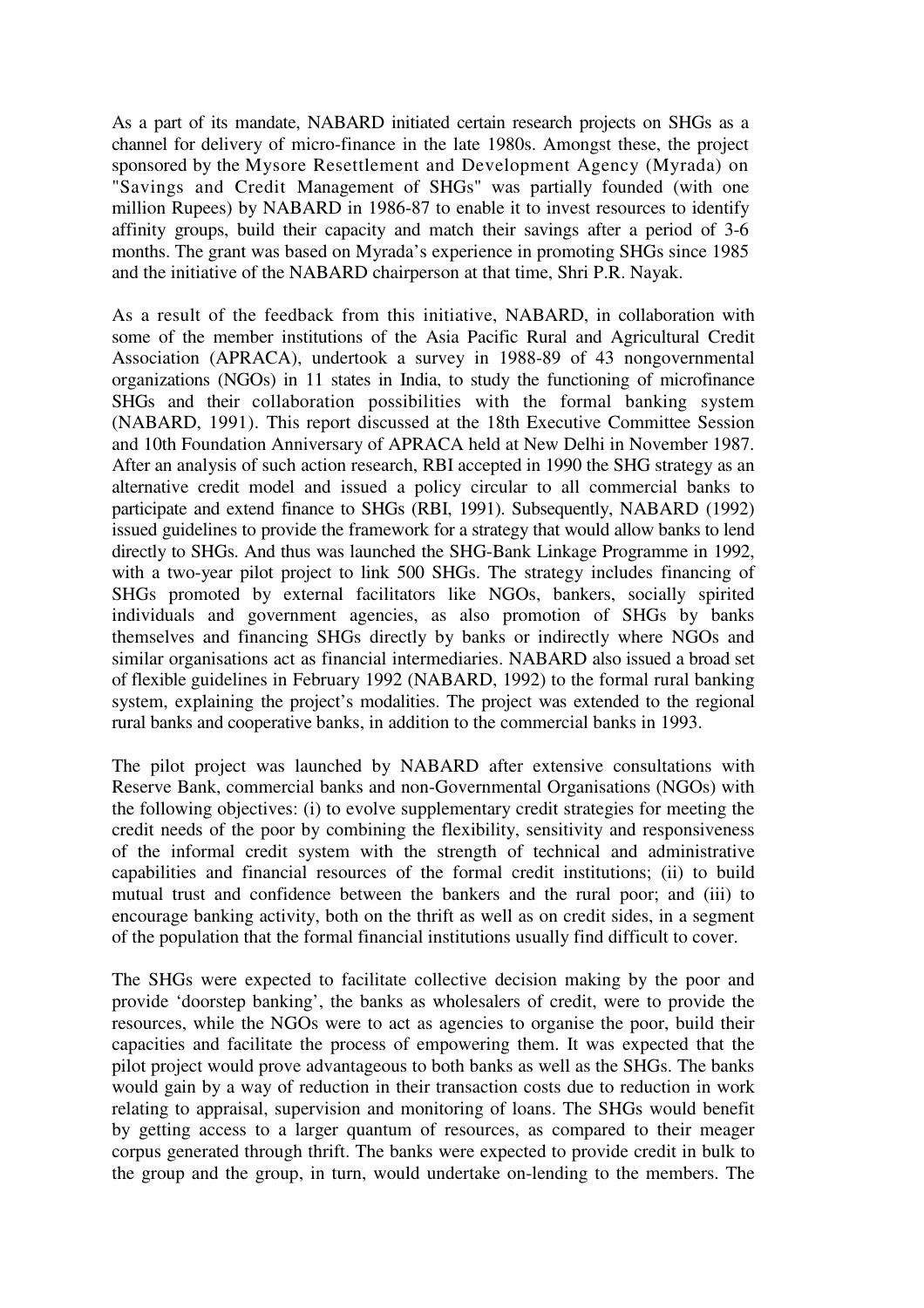As a part of its mandate, NABARD initiated certain research projects on SHGs as a channel for delivery of micro-finance in the late 1980s. Amongst these, the project sponsored by the Mysore Resettlement and Development Agency (Myrada) on "Savings and Credit Management of SHGs" was partially founded (with one million Rupees) by NABARD in 1986-87 to enable it to invest resources to identify affinity groups, build their capacity and match their savings after a period of 3-6 months. The grant was based on Myrada's experience in promoting SHGs since 1985 and the initiative of the NABARD chairperson at that time, Shri P.R. Nayak.

As a result of the feedback from this initiative, NABARD, in collaboration with some of the member institutions of the Asia Pacific Rural and Agricultural Credit Association (APRACA), undertook a survey in 1988-89 of 43 nongovernmental organizations (NGOs) in 11 states in India, to study the functioning of microfinance SHGs and their collaboration possibilities with the formal banking system (NABARD, 1991). This report discussed at the 18th Executive Committee Session and 10th Foundation Anniversary of APRACA held at New Delhi in November 1987. After an analysis of such action research, RBI accepted in 1990 the SHG strategy as an alternative credit model and issued a policy circular to all commercial banks to participate and extend finance to SHGs (RBI, 1991). Subsequently, NABARD (1992) issued guidelines to provide the framework for a strategy that would allow banks to lend directly to SHGs. And thus was launched the SHG-Bank Linkage Programme in 1992, with a two-year pilot project to link 500 SHGs. The strategy includes financing of SHGs promoted by external facilitators like NGOs, bankers, socially spirited individuals and government agencies, as also promotion of SHGs by banks themselves and financing SHGs directly by banks or indirectly where NGOs and similar organisations act as financial intermediaries. NABARD also issued a broad set of flexible guidelines in February 1992 (NABARD, 1992) to the formal rural banking system, explaining the project's modalities. The project was extended to the regional rural banks and cooperative banks, in addition to the commercial banks in 1993.

The pilot project was launched by NABARD after extensive consultations with Reserve Bank, commercial banks and non-Governmental Organisations (NGOs) with the following objectives: (i) to evolve supplementary credit strategies for meeting the credit needs of the poor by combining the flexibility, sensitivity and responsiveness of the informal credit system with the strength of technical and administrative capabilities and financial resources of the formal credit institutions; (ii) to build mutual trust and confidence between the bankers and the rural poor; and (iii) to encourage banking activity, both on the thrift as well as on credit sides, in a segment of the population that the formal financial institutions usually find difficult to cover.

The SHGs were expected to facilitate collective decision making by the poor and provide 'doorstep banking', the banks as wholesalers of credit, were to provide the resources, while the NGOs were to act as agencies to organise the poor, build their capacities and facilitate the process of empowering them. It was expected that the pilot project would prove advantageous to both banks as well as the SHGs. The banks would gain by a way of reduction in their transaction costs due to reduction in work relating to appraisal, supervision and monitoring of loans. The SHGs would benefit by getting access to a larger quantum of resources, as compared to their meager corpus generated through thrift. The banks were expected to provide credit in bulk to the group and the group, in turn, would undertake on-lending to the members. The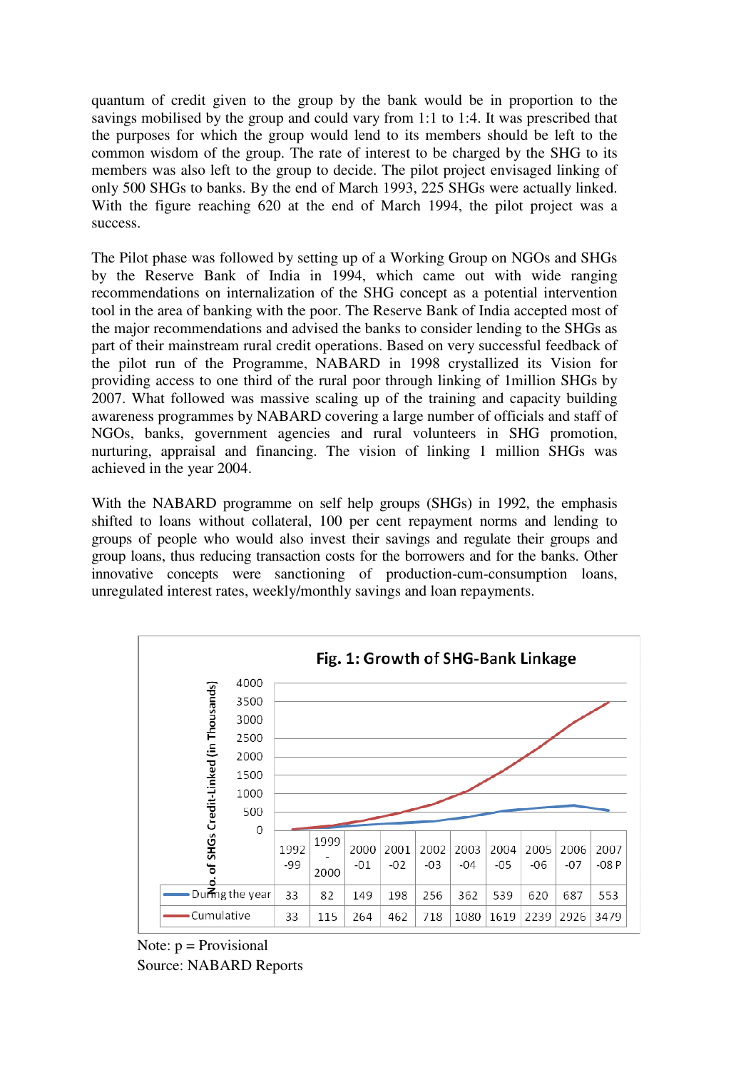quantum of credit given to the group by the bank would be in proportion to the savings mobilised by the group and could vary from 1:1 to 1:4. It was prescribed that the purposes for which the group would lend to its members should be left to the common wisdom of the group. The rate of interest to be charged by the SHG to its members was also left to the group to decide. The pilot project envisaged linking of only 500 SHGs to banks. By the end of March 1993, 225 SHGs were actually linked. With the figure reaching 620 at the end of March 1994, the pilot project was a success.

The Pilot phase was followed by setting up of a Working Group on NGOs and SHGs by the Reserve Bank of India in 1994, which came out with wide ranging recommendations on internalization of the SHG concept as a potential intervention tool in the area of banking with the poor. The Reserve Bank of India accepted most of the major recommendations and advised the banks to consider lending to the SHGs as part of their mainstream rural credit operations. Based on very successful feedback of the pilot run of the Programme, NABARD in 1998 crystallized its Vision for providing access to one third of the rural poor through linking of 1million SHGs by 2007. What followed was massive scaling up of the training and capacity building awareness programmes by NABARD covering a large number of officials and staff of NGOs, banks, government agencies and rural volunteers in SHG promotion, nurturing, appraisal and financing. The vision of linking 1 million SHGs was achieved in the year 2004.

With the NABARD programme on self help groups (SHGs) in 1992, the emphasis shifted to loans without collateral, 100 per cent repayment norms and lending to groups of people who would also invest their savings and regulate their groups and group loans, thus reducing transaction costs for the borrowers and for the banks. Other innovative concepts were sanctioning of production-cum-consumption loans, unregulated interest rates, weekly/monthly savings and loan repayments.

**Fig. 1: Growth of SHG-Bank Linkage**

No. of SHGs Credit-Linked (in Thousands)

| | 1992-99 | 1999-2000 | 2000-01 | 2001-02 | 2002-03 | 2003-04 | 2004-05 | 2005-06 | 2006-07 | 2007-08 P |
|---|---|---|---|---|---|---|---|---|---|---|
| During the year | 33 | 82 | 149 | 198 | 256 | 362 | 539 | 620 | 687 | 553 |
| Cumulative | 33 | 115 | 264 | 462 | 718 | 1080 | 1619 | 2239 | 2926 | 3479 |

Note: p = Provisional
Source: NABARD Reports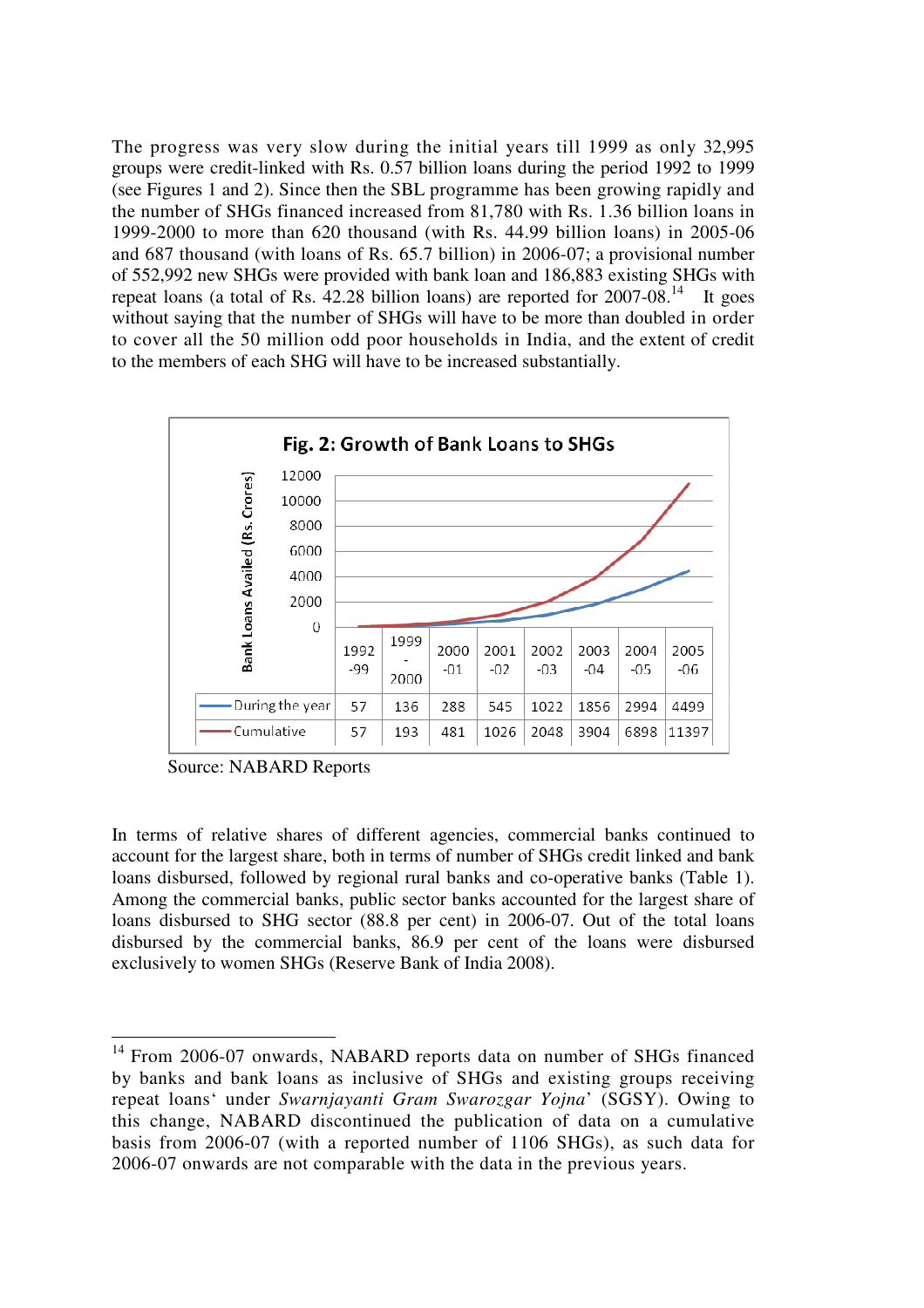The progress was very slow during the initial years till 1999 as only 32,995 groups were credit-linked with Rs. 0.57 billion loans during the period 1992 to 1999 (see Figures 1 and 2). Since then the SBL programme has been growing rapidly and the number of SHGs financed increased from 81,780 with Rs. 1.36 billion loans in 1999-2000 to more than 620 thousand (with Rs. 44.99 billion loans) in 2005-06 and 687 thousand (with loans of Rs. 65.7 billion) in 2006-07; a provisional number of 552,992 new SHGs were provided with bank loan and 186,883 existing SHGs with repeat loans (a total of Rs. 42.28 billion loans) are reported for 2007-08.[14] It goes without saying that the number of SHGs will have to be more than doubled in order to cover all the 50 million odd poor households in India, and the extent of credit to the members of each SHG will have to be increased substantially.

**Fig. 2: Growth of Bank Loans to SHGs**

Bank Loans Availed (Rs. Crores)

| | 1992-99 | 1999-2000 | 2000-01 | 2001-02 | 2002-03 | 2003-04 | 2004-05 | 2005-06 |
|---|---|---|---|---|---|---|---|---|
| During the year | 57 | 136 | 288 | 545 | 1022 | 1856 | 2994 | 4499 |
| Cumulative | 57 | 193 | 481 | 1026 | 2048 | 3904 | 6898 | 11397 |

Source: NABARD Reports

In terms of relative shares of different agencies, commercial banks continued to account for the largest share, both in terms of number of SHGs credit linked and bank loans disbursed, followed by regional rural banks and co-operative banks (Table 1). Among the commercial banks, public sector banks accounted for the largest share of loans disbursed to SHG sector (88.8 per cent) in 2006-07. Out of the total loans disbursed by the commercial banks, 86.9 per cent of the loans were disbursed exclusively to women SHGs (Reserve Bank of India 2008).

---

[14] From 2006-07 onwards, NABARD reports data on number of SHGs financed by banks and bank loans as inclusive of SHGs and existing groups receiving repeat loans' under *Swarnjayanti Gram Swarozgar Yojna*' (SGSY). Owing to this change, NABARD discontinued the publication of data on a cumulative basis from 2006-07 (with a reported number of 1106 SHGs), as such data for 2006-07 onwards are not comparable with the data in the previous years.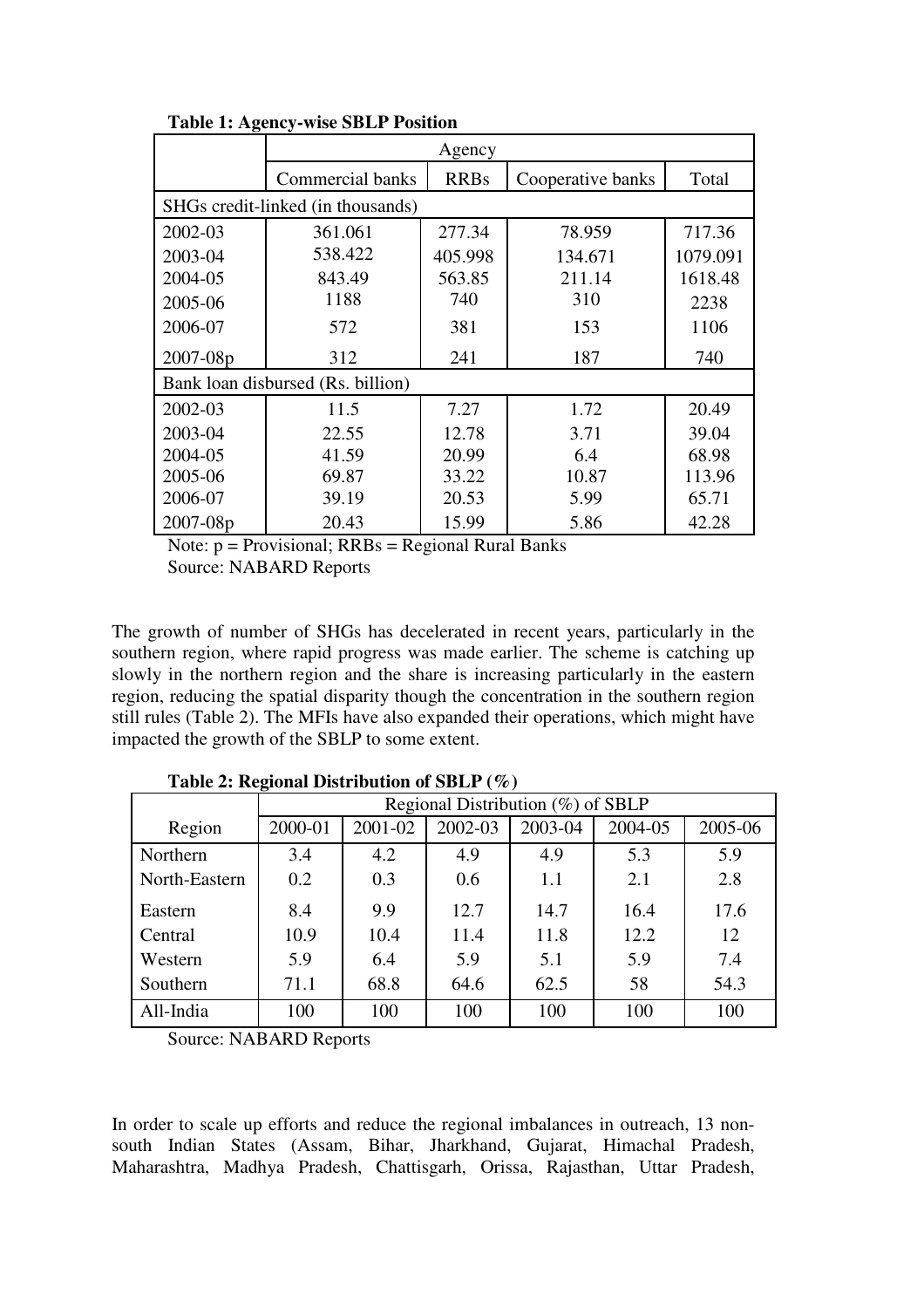**Table 1: Agency-wise SBLP Position**

| | Agency | | | |
|---|---|---|---|---|
| | Commercial banks | RRBs | Cooperative banks | Total |
| SHGs credit-linked (in thousands) | | | | |
| 2002-03 | 361.061 | 277.34 | 78.959 | 717.36 |
| 2003-04 | 538.422 | 405.998 | 134.671 | 1079.091 |
| 2004-05 | 843.49 | 563.85 | 211.14 | 1618.48 |
| 2005-06 | 1188 | 740 | 310 | 2238 |
| 2006-07 | 572 | 381 | 153 | 1106 |
| 2007-08p | 312 | 241 | 187 | 740 |
| Bank loan disbursed (Rs. billion) | | | | |
| 2002-03 | 11.5 | 7.27 | 1.72 | 20.49 |
| 2003-04 | 22.55 | 12.78 | 3.71 | 39.04 |
| 2004-05 | 41.59 | 20.99 | 6.4 | 68.98 |
| 2005-06 | 69.87 | 33.22 | 10.87 | 113.96 |
| 2006-07 | 39.19 | 20.53 | 5.99 | 65.71 |
| 2007-08p | 20.43 | 15.99 | 5.86 | 42.28 |

Note: p = Provisional; RRBs = Regional Rural Banks

Source: NABARD Reports

The growth of number of SHGs has decelerated in recent years, particularly in the southern region, where rapid progress was made earlier. The scheme is catching up slowly in the northern region and the share is increasing particularly in the eastern region, reducing the spatial disparity though the concentration in the southern region still rules (Table 2). The MFIs have also expanded their operations, which might have impacted the growth of the SBLP to some extent.

**Table 2: Regional Distribution of SBLP (%)**

| | Regional Distribution (%) of SBLP | | | | | |
|---|---|---|---|---|---|---|
| Region | 2000-01 | 2001-02 | 2002-03 | 2003-04 | 2004-05 | 2005-06 |
| Northern | 3.4 | 4.2 | 4.9 | 4.9 | 5.3 | 5.9 |
| North-Eastern | 0.2 | 0.3 | 0.6 | 1.1 | 2.1 | 2.8 |
| Eastern | 8.4 | 9.9 | 12.7 | 14.7 | 16.4 | 17.6 |
| Central | 10.9 | 10.4 | 11.4 | 11.8 | 12.2 | 12 |
| Western | 5.9 | 6.4 | 5.9 | 5.1 | 5.9 | 7.4 |
| Southern | 71.1 | 68.8 | 64.6 | 62.5 | 58 | 54.3 |
| All-India | 100 | 100 | 100 | 100 | 100 | 100 |

Source: NABARD Reports

In order to scale up efforts and reduce the regional imbalances in outreach, 13 non-south Indian States (Assam, Bihar, Jharkhand, Gujarat, Himachal Pradesh, Maharashtra, Madhya Pradesh, Chattisgarh, Orissa, Rajasthan, Uttar Pradesh,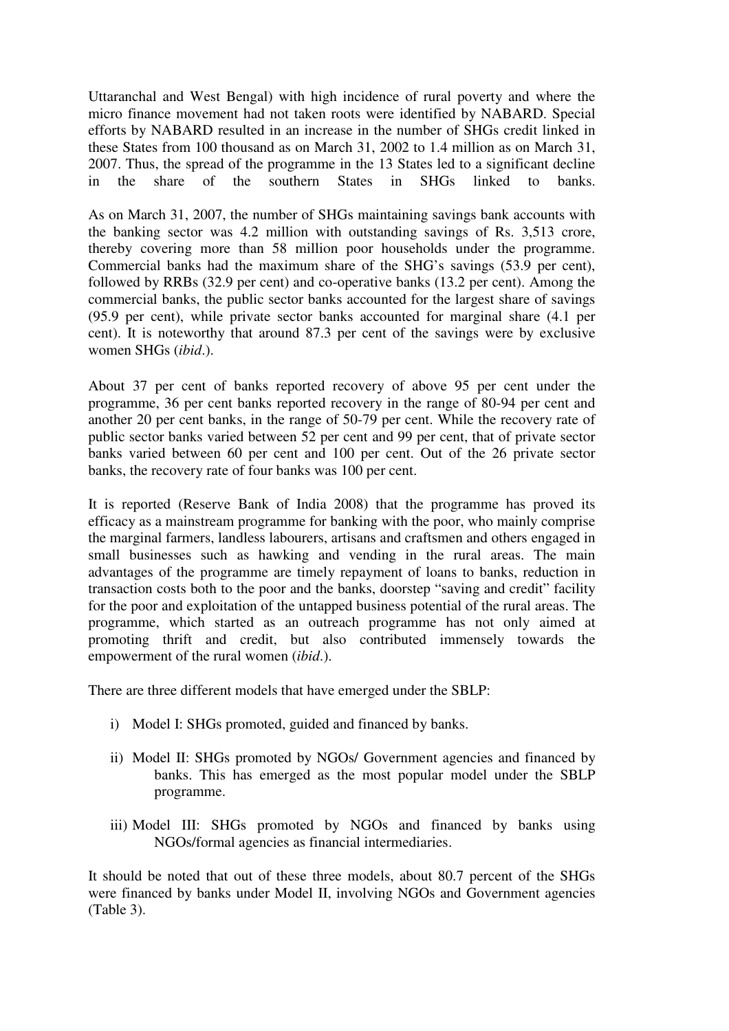Uttaranchal and West Bengal) with high incidence of rural poverty and where the micro finance movement had not taken roots were identified by NABARD. Special efforts by NABARD resulted in an increase in the number of SHGs credit linked in these States from 100 thousand as on March 31, 2002 to 1.4 million as on March 31, 2007. Thus, the spread of the programme in the 13 States led to a significant decline in the share of the southern States in SHGs linked to banks.

As on March 31, 2007, the number of SHGs maintaining savings bank accounts with the banking sector was 4.2 million with outstanding savings of Rs. 3,513 crore, thereby covering more than 58 million poor households under the programme. Commercial banks had the maximum share of the SHG's savings (53.9 per cent), followed by RRBs (32.9 per cent) and co-operative banks (13.2 per cent). Among the commercial banks, the public sector banks accounted for the largest share of savings (95.9 per cent), while private sector banks accounted for marginal share (4.1 per cent). It is noteworthy that around 87.3 per cent of the savings were by exclusive women SHGs (*ibid*.).

About 37 per cent of banks reported recovery of above 95 per cent under the programme, 36 per cent banks reported recovery in the range of 80-94 per cent and another 20 per cent banks, in the range of 50-79 per cent. While the recovery rate of public sector banks varied between 52 per cent and 99 per cent, that of private sector banks varied between 60 per cent and 100 per cent. Out of the 26 private sector banks, the recovery rate of four banks was 100 per cent.

It is reported (Reserve Bank of India 2008) that the programme has proved its efficacy as a mainstream programme for banking with the poor, who mainly comprise the marginal farmers, landless labourers, artisans and craftsmen and others engaged in small businesses such as hawking and vending in the rural areas. The main advantages of the programme are timely repayment of loans to banks, reduction in transaction costs both to the poor and the banks, doorstep "saving and credit" facility for the poor and exploitation of the untapped business potential of the rural areas. The programme, which started as an outreach programme has not only aimed at promoting thrift and credit, but also contributed immensely towards the empowerment of the rural women (*ibid*.).

There are three different models that have emerged under the SBLP:

i) Model I: SHGs promoted, guided and financed by banks.

ii) Model II: SHGs promoted by NGOs/ Government agencies and financed by banks. This has emerged as the most popular model under the SBLP programme.

iii) Model III: SHGs promoted by NGOs and financed by banks using NGOs/formal agencies as financial intermediaries.

It should be noted that out of these three models, about 80.7 percent of the SHGs were financed by banks under Model II, involving NGOs and Government agencies (Table 3).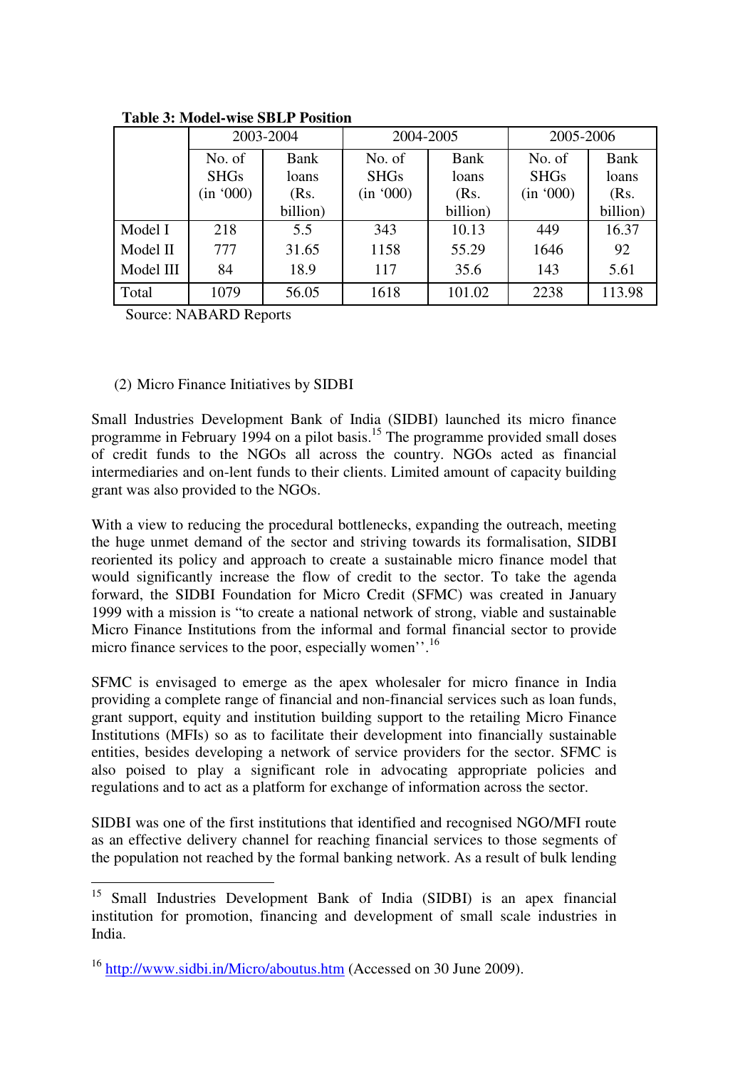**Table 3: Model-wise SBLP Position**

| | 2003-2004 | | 2004-2005 | | 2005-2006 | |
|---|---|---|---|---|---|---|
| | No. of SHGs (in '000) | Bank loans (Rs. billion) | No. of SHGs (in '000) | Bank loans (Rs. billion) | No. of SHGs (in '000) | Bank loans (Rs. billion) |
| Model I | 218 | 5.5 | 343 | 10.13 | 449 | 16.37 |
| Model II | 777 | 31.65 | 1158 | 55.29 | 1646 | 92 |
| Model III | 84 | 18.9 | 117 | 35.6 | 143 | 5.61 |
| Total | 1079 | 56.05 | 1618 | 101.02 | 2238 | 113.98 |

Source: NABARD Reports

(2) Micro Finance Initiatives by SIDBI

Small Industries Development Bank of India (SIDBI) launched its micro finance programme in February 1994 on a pilot basis.[15] The programme provided small doses of credit funds to the NGOs all across the country. NGOs acted as financial intermediaries and on-lent funds to their clients. Limited amount of capacity building grant was also provided to the NGOs.

With a view to reducing the procedural bottlenecks, expanding the outreach, meeting the huge unmet demand of the sector and striving towards its formalisation, SIDBI reoriented its policy and approach to create a sustainable micro finance model that would significantly increase the flow of credit to the sector. To take the agenda forward, the SIDBI Foundation for Micro Credit (SFMC) was created in January 1999 with a mission is "to create a national network of strong, viable and sustainable Micro Finance Institutions from the informal and formal financial sector to provide micro finance services to the poor, especially women''.[16]

SFMC is envisaged to emerge as the apex wholesaler for micro finance in India providing a complete range of financial and non-financial services such as loan funds, grant support, equity and institution building support to the retailing Micro Finance Institutions (MFIs) so as to facilitate their development into financially sustainable entities, besides developing a network of service providers for the sector. SFMC is also poised to play a significant role in advocating appropriate policies and regulations and to act as a platform for exchange of information across the sector.

SIDBI was one of the first institutions that identified and recognised NGO/MFI route as an effective delivery channel for reaching financial services to those segments of the population not reached by the formal banking network. As a result of bulk lending

[15] Small Industries Development Bank of India (SIDBI) is an apex financial institution for promotion, financing and development of small scale industries in India.

[16] http://www.sidbi.in/Micro/aboutus.htm (Accessed on 30 June 2009).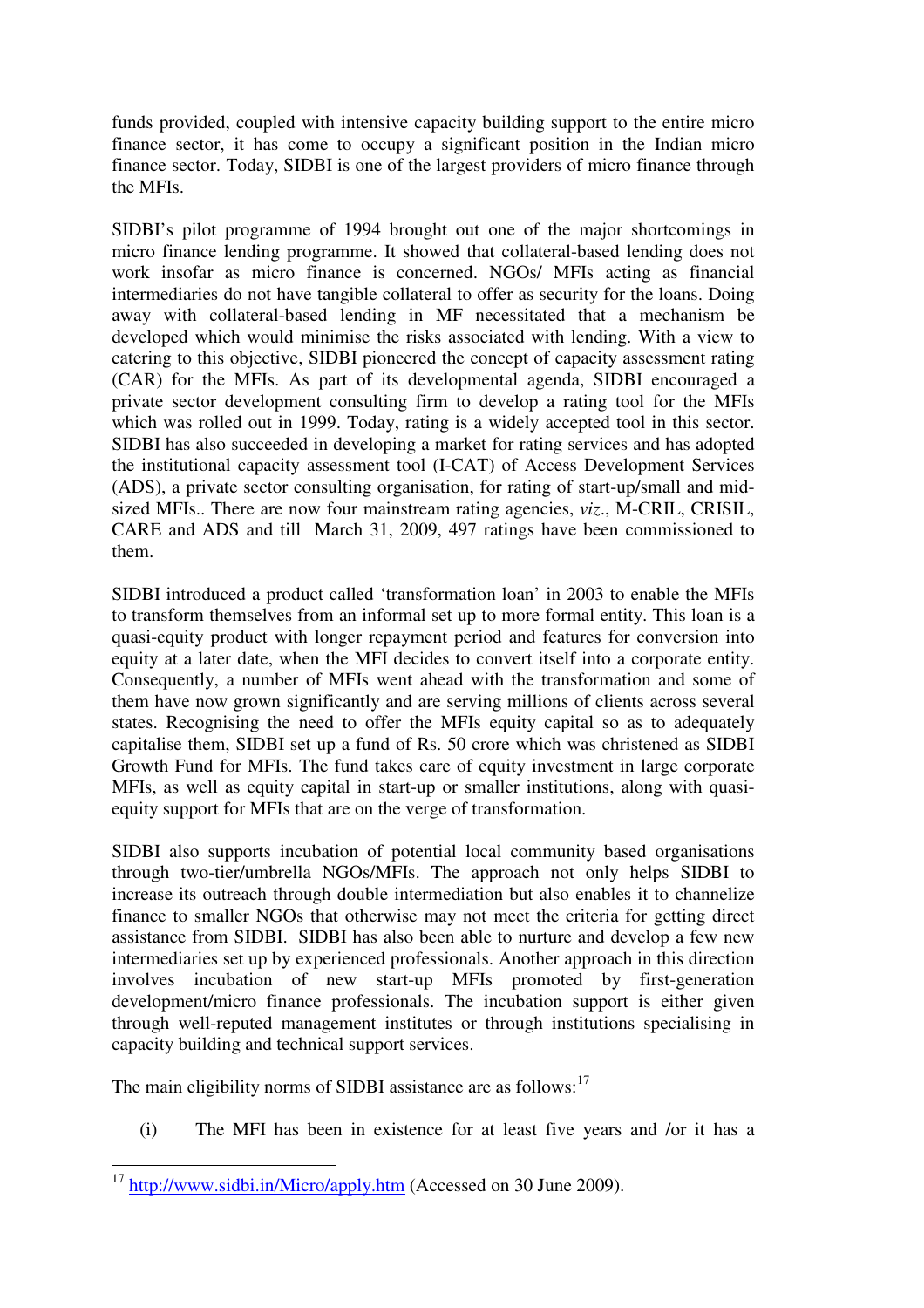funds provided, coupled with intensive capacity building support to the entire micro finance sector, it has come to occupy a significant position in the Indian micro finance sector. Today, SIDBI is one of the largest providers of micro finance through the MFIs.

SIDBI's pilot programme of 1994 brought out one of the major shortcomings in micro finance lending programme. It showed that collateral-based lending does not work insofar as micro finance is concerned. NGOs/ MFIs acting as financial intermediaries do not have tangible collateral to offer as security for the loans. Doing away with collateral-based lending in MF necessitated that a mechanism be developed which would minimise the risks associated with lending. With a view to catering to this objective, SIDBI pioneered the concept of capacity assessment rating (CAR) for the MFIs. As part of its developmental agenda, SIDBI encouraged a private sector development consulting firm to develop a rating tool for the MFIs which was rolled out in 1999. Today, rating is a widely accepted tool in this sector. SIDBI has also succeeded in developing a market for rating services and has adopted the institutional capacity assessment tool (I-CAT) of Access Development Services (ADS), a private sector consulting organisation, for rating of start-up/small and mid-sized MFIs.. There are now four mainstream rating agencies, *viz*., M-CRIL, CRISIL, CARE and ADS and till March 31, 2009, 497 ratings have been commissioned to them.

SIDBI introduced a product called 'transformation loan' in 2003 to enable the MFIs to transform themselves from an informal set up to more formal entity. This loan is a quasi-equity product with longer repayment period and features for conversion into equity at a later date, when the MFI decides to convert itself into a corporate entity. Consequently, a number of MFIs went ahead with the transformation and some of them have now grown significantly and are serving millions of clients across several states. Recognising the need to offer the MFIs equity capital so as to adequately capitalise them, SIDBI set up a fund of Rs. 50 crore which was christened as SIDBI Growth Fund for MFIs. The fund takes care of equity investment in large corporate MFIs, as well as equity capital in start-up or smaller institutions, along with quasi-equity support for MFIs that are on the verge of transformation.

SIDBI also supports incubation of potential local community based organisations through two-tier/umbrella NGOs/MFIs. The approach not only helps SIDBI to increase its outreach through double intermediation but also enables it to channelize finance to smaller NGOs that otherwise may not meet the criteria for getting direct assistance from SIDBI. SIDBI has also been able to nurture and develop a few new intermediaries set up by experienced professionals. Another approach in this direction involves incubation of new start-up MFIs promoted by first-generation development/micro finance professionals. The incubation support is either given through well-reputed management institutes or through institutions specialising in capacity building and technical support services.

The main eligibility norms of SIDBI assistance are as follows:[17]

(i) The MFI has been in existence for at least five years and /or it has a

---

[17] http://www.sidbi.in/Micro/apply.htm (Accessed on 30 June 2009).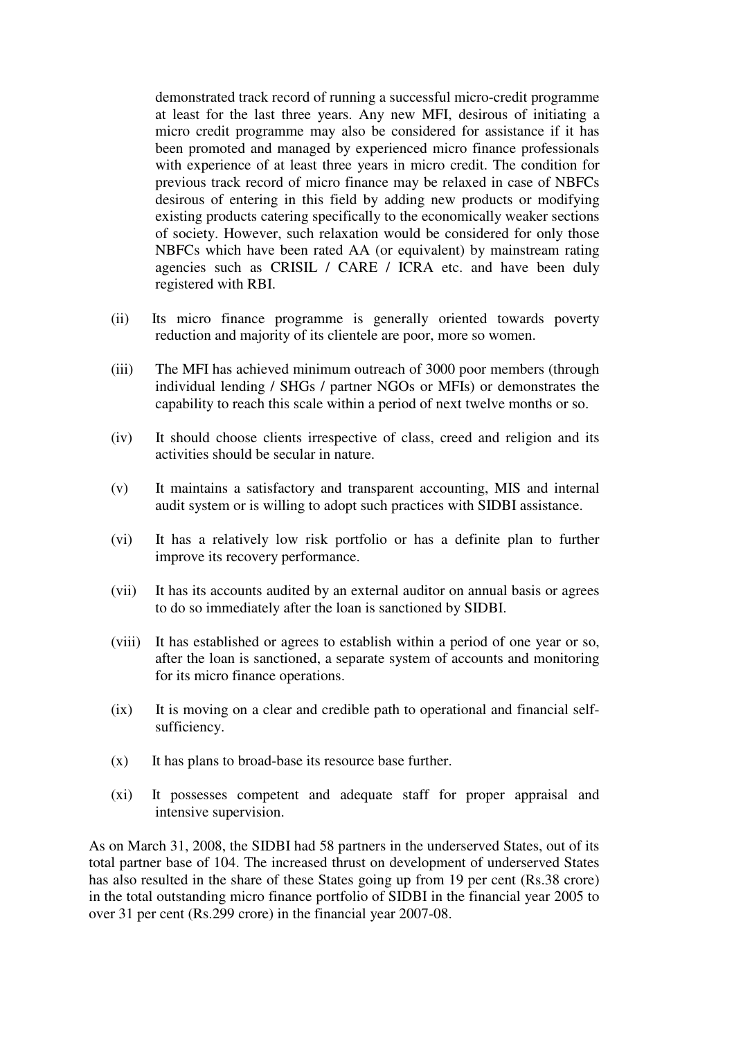demonstrated track record of running a successful micro-credit programme at least for the last three years. Any new MFI, desirous of initiating a micro credit programme may also be considered for assistance if it has been promoted and managed by experienced micro finance professionals with experience of at least three years in micro credit. The condition for previous track record of micro finance may be relaxed in case of NBFCs desirous of entering in this field by adding new products or modifying existing products catering specifically to the economically weaker sections of society. However, such relaxation would be considered for only those NBFCs which have been rated AA (or equivalent) by mainstream rating agencies such as CRISIL / CARE / ICRA etc. and have been duly registered with RBI.

(ii) Its micro finance programme is generally oriented towards poverty reduction and majority of its clientele are poor, more so women.

(iii) The MFI has achieved minimum outreach of 3000 poor members (through individual lending / SHGs / partner NGOs or MFIs) or demonstrates the capability to reach this scale within a period of next twelve months or so.

(iv) It should choose clients irrespective of class, creed and religion and its activities should be secular in nature.

(v) It maintains a satisfactory and transparent accounting, MIS and internal audit system or is willing to adopt such practices with SIDBI assistance.

(vi) It has a relatively low risk portfolio or has a definite plan to further improve its recovery performance.

(vii) It has its accounts audited by an external auditor on annual basis or agrees to do so immediately after the loan is sanctioned by SIDBI.

(viii) It has established or agrees to establish within a period of one year or so, after the loan is sanctioned, a separate system of accounts and monitoring for its micro finance operations.

(ix) It is moving on a clear and credible path to operational and financial self-sufficiency.

(x) It has plans to broad-base its resource base further.

(xi) It possesses competent and adequate staff for proper appraisal and intensive supervision.

As on March 31, 2008, the SIDBI had 58 partners in the underserved States, out of its total partner base of 104. The increased thrust on development of underserved States has also resulted in the share of these States going up from 19 per cent (Rs.38 crore) in the total outstanding micro finance portfolio of SIDBI in the financial year 2005 to over 31 per cent (Rs.299 crore) in the financial year 2007-08.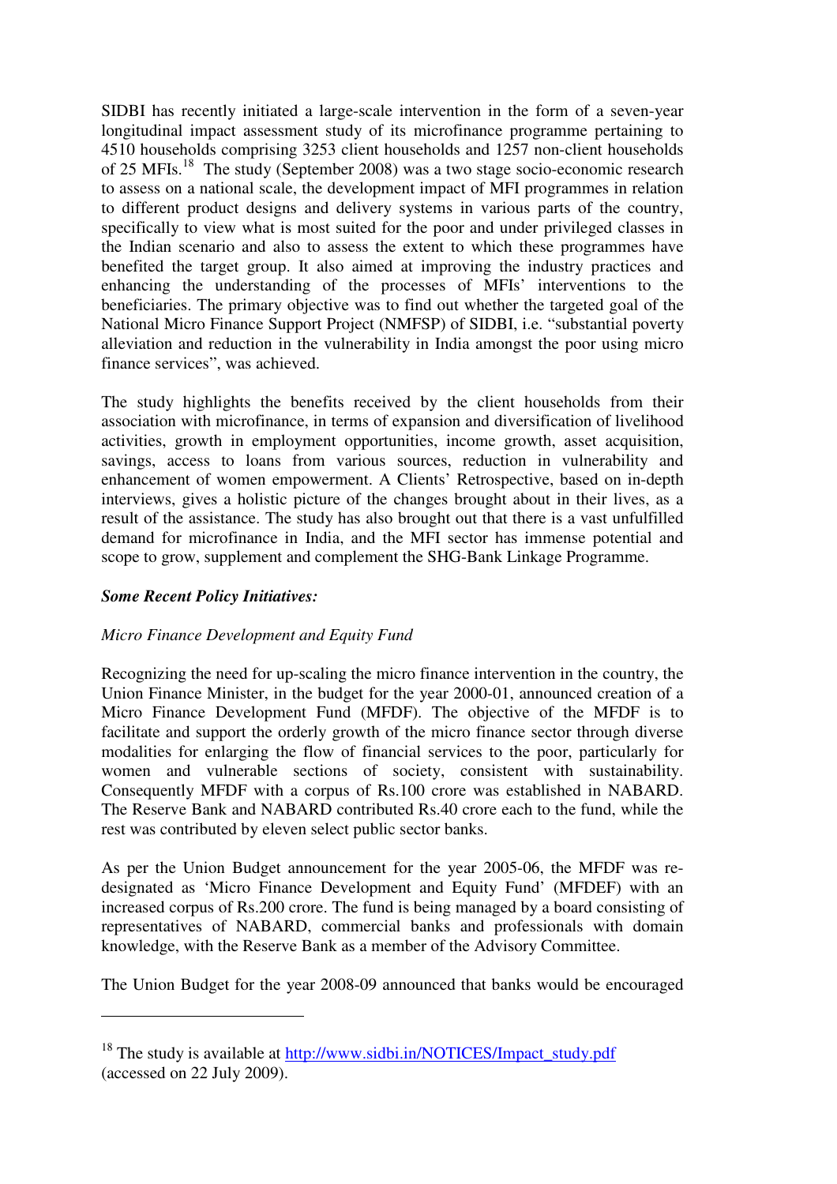SIDBI has recently initiated a large-scale intervention in the form of a seven-year longitudinal impact assessment study of its microfinance programme pertaining to 4510 households comprising 3253 client households and 1257 non-client households of 25 MFIs.[18] The study (September 2008) was a two stage socio-economic research to assess on a national scale, the development impact of MFI programmes in relation to different product designs and delivery systems in various parts of the country, specifically to view what is most suited for the poor and under privileged classes in the Indian scenario and also to assess the extent to which these programmes have benefited the target group. It also aimed at improving the industry practices and enhancing the understanding of the processes of MFIs' interventions to the beneficiaries. The primary objective was to find out whether the targeted goal of the National Micro Finance Support Project (NMFSP) of SIDBI, i.e. "substantial poverty alleviation and reduction in the vulnerability in India amongst the poor using micro finance services", was achieved.

The study highlights the benefits received by the client households from their association with microfinance, in terms of expansion and diversification of livelihood activities, growth in employment opportunities, income growth, asset acquisition, savings, access to loans from various sources, reduction in vulnerability and enhancement of women empowerment. A Clients' Retrospective, based on in-depth interviews, gives a holistic picture of the changes brought about in their lives, as a result of the assistance. The study has also brought out that there is a vast unfulfilled demand for microfinance in India, and the MFI sector has immense potential and scope to grow, supplement and complement the SHG-Bank Linkage Programme.

***Some Recent Policy Initiatives:***

*Micro Finance Development and Equity Fund*

Recognizing the need for up-scaling the micro finance intervention in the country, the Union Finance Minister, in the budget for the year 2000-01, announced creation of a Micro Finance Development Fund (MFDF). The objective of the MFDF is to facilitate and support the orderly growth of the micro finance sector through diverse modalities for enlarging the flow of financial services to the poor, particularly for women and vulnerable sections of society, consistent with sustainability. Consequently MFDF with a corpus of Rs.100 crore was established in NABARD. The Reserve Bank and NABARD contributed Rs.40 crore each to the fund, while the rest was contributed by eleven select public sector banks.

As per the Union Budget announcement for the year 2005-06, the MFDF was re-designated as 'Micro Finance Development and Equity Fund' (MFDEF) with an increased corpus of Rs.200 crore. The fund is being managed by a board consisting of representatives of NABARD, commercial banks and professionals with domain knowledge, with the Reserve Bank as a member of the Advisory Committee.

The Union Budget for the year 2008-09 announced that banks would be encouraged

---

[18] The study is available at http://www.sidbi.in/NOTICES/Impact_study.pdf (accessed on 22 July 2009).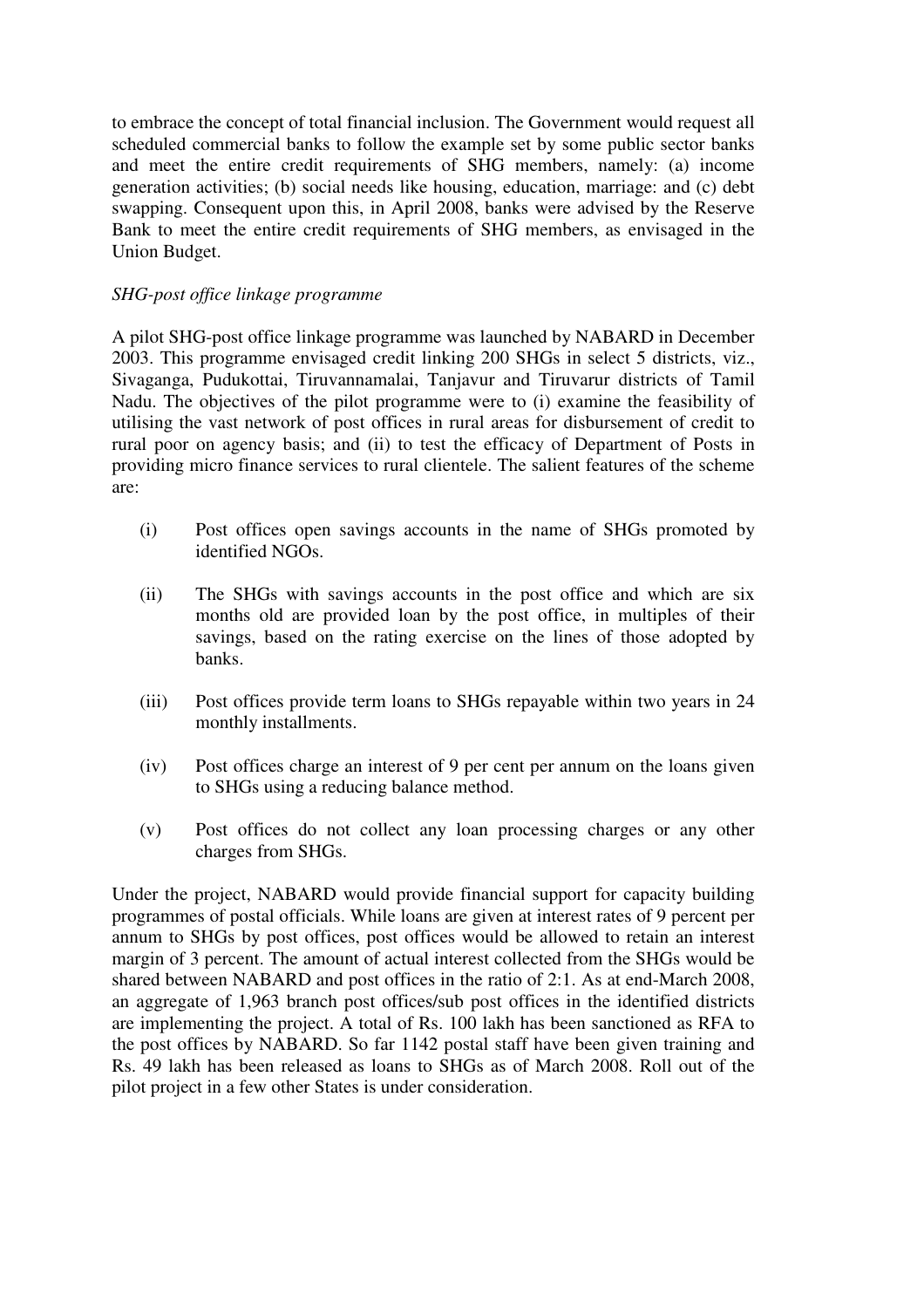to embrace the concept of total financial inclusion. The Government would request all scheduled commercial banks to follow the example set by some public sector banks and meet the entire credit requirements of SHG members, namely: (a) income generation activities; (b) social needs like housing, education, marriage: and (c) debt swapping. Consequent upon this, in April 2008, banks were advised by the Reserve Bank to meet the entire credit requirements of SHG members, as envisaged in the Union Budget.

*SHG-post office linkage programme*

A pilot SHG-post office linkage programme was launched by NABARD in December 2003. This programme envisaged credit linking 200 SHGs in select 5 districts, viz., Sivaganga, Pudukottai, Tiruvannamalai, Tanjavur and Tiruvarur districts of Tamil Nadu. The objectives of the pilot programme were to (i) examine the feasibility of utilising the vast network of post offices in rural areas for disbursement of credit to rural poor on agency basis; and (ii) to test the efficacy of Department of Posts in providing micro finance services to rural clientele. The salient features of the scheme are:

(i) Post offices open savings accounts in the name of SHGs promoted by identified NGOs.

(ii) The SHGs with savings accounts in the post office and which are six months old are provided loan by the post office, in multiples of their savings, based on the rating exercise on the lines of those adopted by banks.

(iii) Post offices provide term loans to SHGs repayable within two years in 24 monthly installments.

(iv) Post offices charge an interest of 9 per cent per annum on the loans given to SHGs using a reducing balance method.

(v) Post offices do not collect any loan processing charges or any other charges from SHGs.

Under the project, NABARD would provide financial support for capacity building programmes of postal officials. While loans are given at interest rates of 9 percent per annum to SHGs by post offices, post offices would be allowed to retain an interest margin of 3 percent. The amount of actual interest collected from the SHGs would be shared between NABARD and post offices in the ratio of 2:1. As at end-March 2008, an aggregate of 1,963 branch post offices/sub post offices in the identified districts are implementing the project. A total of Rs. 100 lakh has been sanctioned as RFA to the post offices by NABARD. So far 1142 postal staff have been given training and Rs. 49 lakh has been released as loans to SHGs as of March 2008. Roll out of the pilot project in a few other States is under consideration.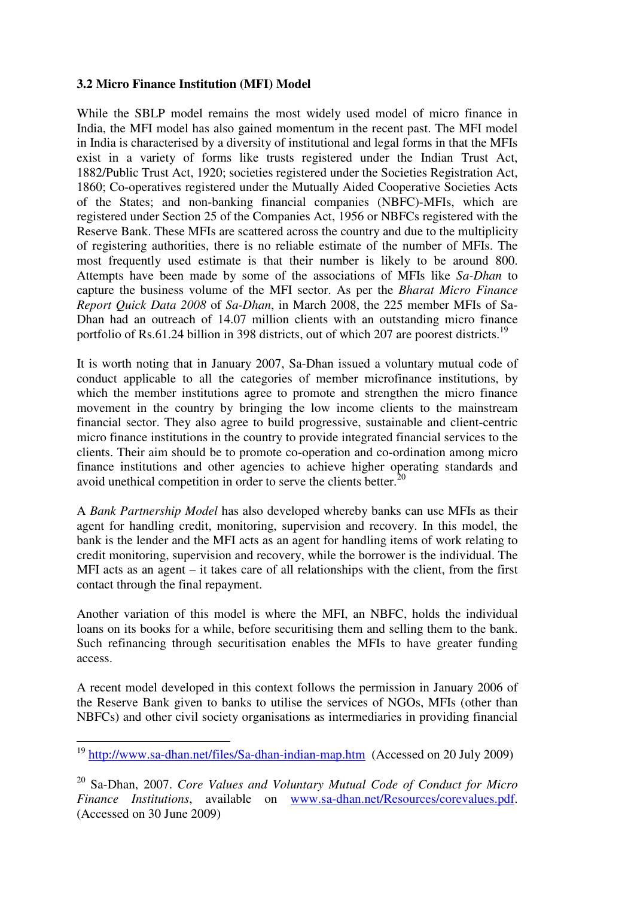### 3.2 Micro Finance Institution (MFI) Model

While the SBLP model remains the most widely used model of micro finance in India, the MFI model has also gained momentum in the recent past. The MFI model in India is characterised by a diversity of institutional and legal forms in that the MFIs exist in a variety of forms like trusts registered under the Indian Trust Act, 1882/Public Trust Act, 1920; societies registered under the Societies Registration Act, 1860; Co-operatives registered under the Mutually Aided Cooperative Societies Acts of the States; and non-banking financial companies (NBFC)-MFIs, which are registered under Section 25 of the Companies Act, 1956 or NBFCs registered with the Reserve Bank. These MFIs are scattered across the country and due to the multiplicity of registering authorities, there is no reliable estimate of the number of MFIs. The most frequently used estimate is that their number is likely to be around 800. Attempts have been made by some of the associations of MFIs like *Sa-Dhan* to capture the business volume of the MFI sector. As per the *Bharat Micro Finance Report Quick Data 2008* of *Sa-Dhan*, in March 2008, the 225 member MFIs of Sa-Dhan had an outreach of 14.07 million clients with an outstanding micro finance portfolio of Rs.61.24 billion in 398 districts, out of which 207 are poorest districts.[19]

It is worth noting that in January 2007, Sa-Dhan issued a voluntary mutual code of conduct applicable to all the categories of member microfinance institutions, by which the member institutions agree to promote and strengthen the micro finance movement in the country by bringing the low income clients to the mainstream financial sector. They also agree to build progressive, sustainable and client-centric micro finance institutions in the country to provide integrated financial services to the clients. Their aim should be to promote co-operation and co-ordination among micro finance institutions and other agencies to achieve higher operating standards and avoid unethical competition in order to serve the clients better.[20]

A *Bank Partnership Model* has also developed whereby banks can use MFIs as their agent for handling credit, monitoring, supervision and recovery. In this model, the bank is the lender and the MFI acts as an agent for handling items of work relating to credit monitoring, supervision and recovery, while the borrower is the individual. The MFI acts as an agent – it takes care of all relationships with the client, from the first contact through the final repayment.

Another variation of this model is where the MFI, an NBFC, holds the individual loans on its books for a while, before securitising them and selling them to the bank. Such refinancing through securitisation enables the MFIs to have greater funding access.

A recent model developed in this context follows the permission in January 2006 of the Reserve Bank given to banks to utilise the services of NGOs, MFIs (other than NBFCs) and other civil society organisations as intermediaries in providing financial

---

[19] http://www.sa-dhan.net/files/Sa-dhan-indian-map.htm (Accessed on 20 July 2009)

[20] Sa-Dhan, 2007. *Core Values and Voluntary Mutual Code of Conduct for Micro Finance Institutions*, available on www.sa-dhan.net/Resources/corevalues.pdf. (Accessed on 30 June 2009)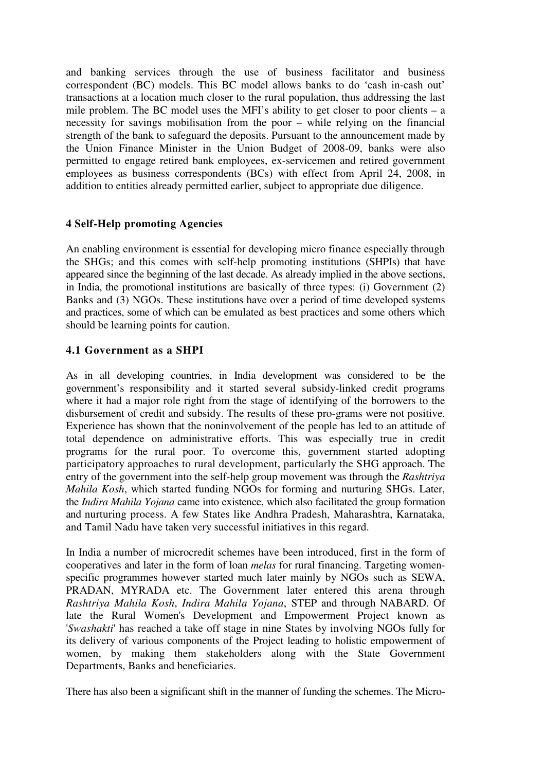and banking services through the use of business facilitator and business correspondent (BC) models. This BC model allows banks to do 'cash in-cash out' transactions at a location much closer to the rural population, thus addressing the last mile problem. The BC model uses the MFI's ability to get closer to poor clients – a necessity for savings mobilisation from the poor – while relying on the financial strength of the bank to safeguard the deposits. Pursuant to the announcement made by the Union Finance Minister in the Union Budget of 2008-09, banks were also permitted to engage retired bank employees, ex-servicemen and retired government employees as business correspondents (BCs) with effect from April 24, 2008, in addition to entities already permitted earlier, subject to appropriate due diligence.

## 4 Self-Help promoting Agencies

An enabling environment is essential for developing micro finance especially through the SHGs; and this comes with self-help promoting institutions (SHPIs) that have appeared since the beginning of the last decade. As already implied in the above sections, in India, the promotional institutions are basically of three types: (i) Government (2) Banks and (3) NGOs. These institutions have over a period of time developed systems and practices, some of which can be emulated as best practices and some others which should be learning points for caution.

### 4.1 Government as a SHPI

As in all developing countries, in India development was considered to be the government's responsibility and it started several subsidy-linked credit programs where it had a major role right from the stage of identifying of the borrowers to the disbursement of credit and subsidy. The results of these pro-grams were not positive. Experience has shown that the noninvolvement of the people has led to an attitude of total dependence on administrative efforts. This was especially true in credit programs for the rural poor. To overcome this, government started adopting participatory approaches to rural development, particularly the SHG approach. The entry of the government into the self-help group movement was through the *Rashtriya Mahila Kosh*, which started funding NGOs for forming and nurturing SHGs. Later, the *Indira Mahila Yojana* came into existence, which also facilitated the group formation and nurturing process. A few States like Andhra Pradesh, Maharashtra, Karnataka, and Tamil Nadu have taken very successful initiatives in this regard.

In India a number of microcredit schemes have been introduced, first in the form of cooperatives and later in the form of loan *melas* for rural financing. Targeting women-specific programmes however started much later mainly by NGOs such as SEWA, PRADAN, MYRADA etc. The Government later entered this arena through *Rashtriya Mahila Kosh*, *Indira Mahila Yojana*, STEP and through NABARD. Of late the Rural Women's Development and Empowerment Project known as '*Swashakti*' has reached a take off stage in nine States by involving NGOs fully for its delivery of various components of the Project leading to holistic empowerment of women, by making them stakeholders along with the State Government Departments, Banks and beneficiaries.

There has also been a significant shift in the manner of funding the schemes. The Micro-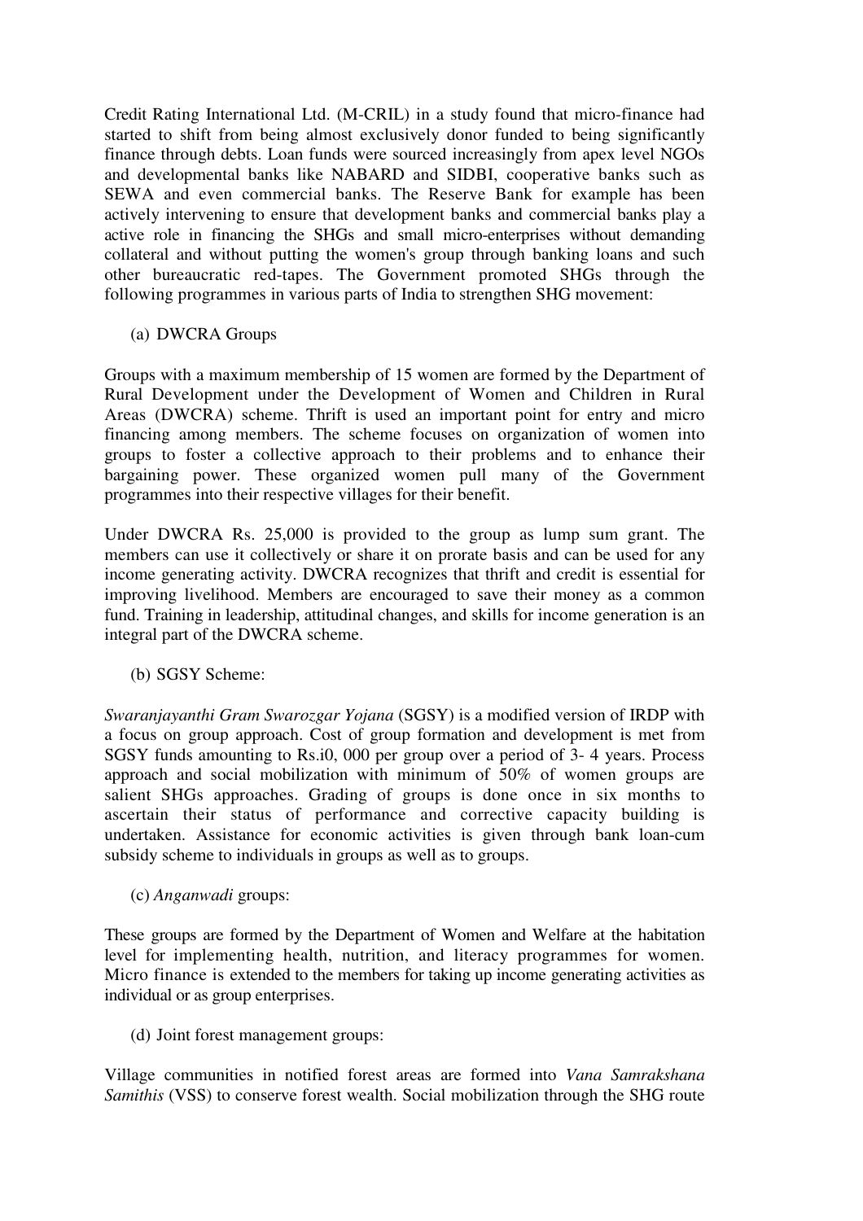Credit Rating International Ltd. (M-CRIL) in a study found that micro-finance had started to shift from being almost exclusively donor funded to being significantly finance through debts. Loan funds were sourced increasingly from apex level NGOs and developmental banks like NABARD and SIDBI, cooperative banks such as SEWA and even commercial banks. The Reserve Bank for example has been actively intervening to ensure that development banks and commercial banks play a active role in financing the SHGs and small micro-enterprises without demanding collateral and without putting the women's group through banking loans and such other bureaucratic red-tapes. The Government promoted SHGs through the following programmes in various parts of India to strengthen SHG movement:

(a) DWCRA Groups

Groups with a maximum membership of 15 women are formed by the Department of Rural Development under the Development of Women and Children in Rural Areas (DWCRA) scheme. Thrift is used an important point for entry and micro financing among members. The scheme focuses on organization of women into groups to foster a collective approach to their problems and to enhance their bargaining power. These organized women pull many of the Government programmes into their respective villages for their benefit.

Under DWCRA Rs. 25,000 is provided to the group as lump sum grant. The members can use it collectively or share it on prorate basis and can be used for any income generating activity. DWCRA recognizes that thrift and credit is essential for improving livelihood. Members are encouraged to save their money as a common fund. Training in leadership, attitudinal changes, and skills for income generation is an integral part of the DWCRA scheme.

(b) SGSY Scheme:

*Swaranjayanthi Gram Swarozgar Yojana* (SGSY) is a modified version of IRDP with a focus on group approach. Cost of group formation and development is met from SGSY funds amounting to Rs.i0, 000 per group over a period of 3- 4 years. Process approach and social mobilization with minimum of 50% of women groups are salient SHGs approaches. Grading of groups is done once in six months to ascertain their status of performance and corrective capacity building is undertaken. Assistance for economic activities is given through bank loan-cum subsidy scheme to individuals in groups as well as to groups.

(c) *Anganwadi* groups:

These groups are formed by the Department of Women and Welfare at the habitation level for implementing health, nutrition, and literacy programmes for women. Micro finance is extended to the members for taking up income generating activities as individual or as group enterprises.

(d) Joint forest management groups:

Village communities in notified forest areas are formed into *Vana Samrakshana Samithis* (VSS) to conserve forest wealth. Social mobilization through the SHG route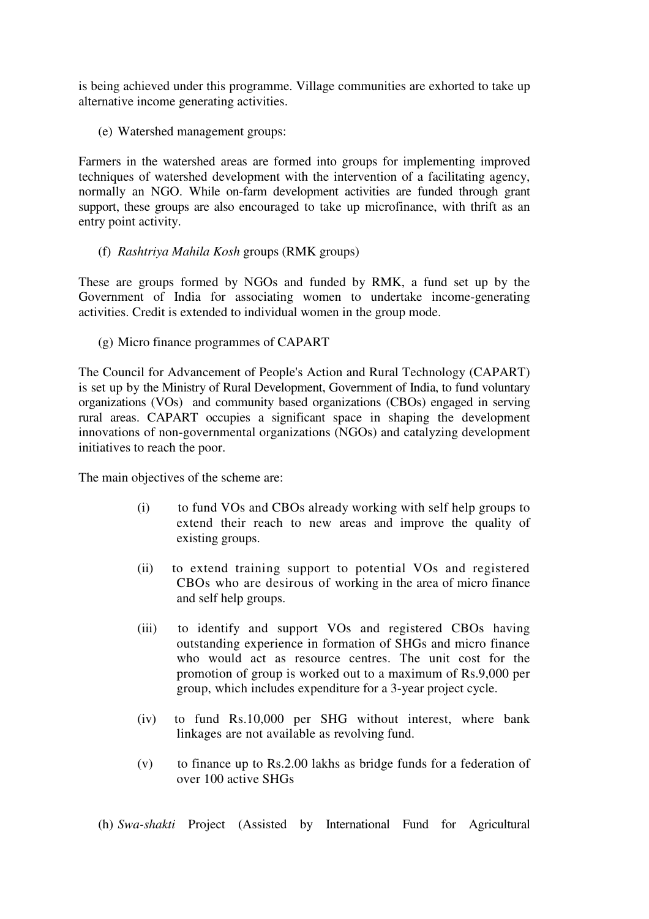is being achieved under this programme. Village communities are exhorted to take up alternative income generating activities.

(e) Watershed management groups:

Farmers in the watershed areas are formed into groups for implementing improved techniques of watershed development with the intervention of a facilitating agency, normally an NGO. While on-farm development activities are funded through grant support, these groups are also encouraged to take up microfinance, with thrift as an entry point activity.

(f) *Rashtriya Mahila Kosh* groups (RMK groups)

These are groups formed by NGOs and funded by RMK, a fund set up by the Government of India for associating women to undertake income-generating activities. Credit is extended to individual women in the group mode.

(g) Micro finance programmes of CAPART

The Council for Advancement of People's Action and Rural Technology (CAPART) is set up by the Ministry of Rural Development, Government of India, to fund voluntary organizations (VOs) and community based organizations (CBOs) engaged in serving rural areas. CAPART occupies a significant space in shaping the development innovations of non-governmental organizations (NGOs) and catalyzing development initiatives to reach the poor.

The main objectives of the scheme are:

(i) to fund VOs and CBOs already working with self help groups to extend their reach to new areas and improve the quality of existing groups.

(ii) to extend training support to potential VOs and registered CBOs who are desirous of working in the area of micro finance and self help groups.

(iii) to identify and support VOs and registered CBOs having outstanding experience in formation of SHGs and micro finance who would act as resource centres. The unit cost for the promotion of group is worked out to a maximum of Rs.9,000 per group, which includes expenditure for a 3-year project cycle.

(iv) to fund Rs.10,000 per SHG without interest, where bank linkages are not available as revolving fund.

(v) to finance up to Rs.2.00 lakhs as bridge funds for a federation of over 100 active SHGs

(h) *Swa-shakti* Project (Assisted by International Fund for Agricultural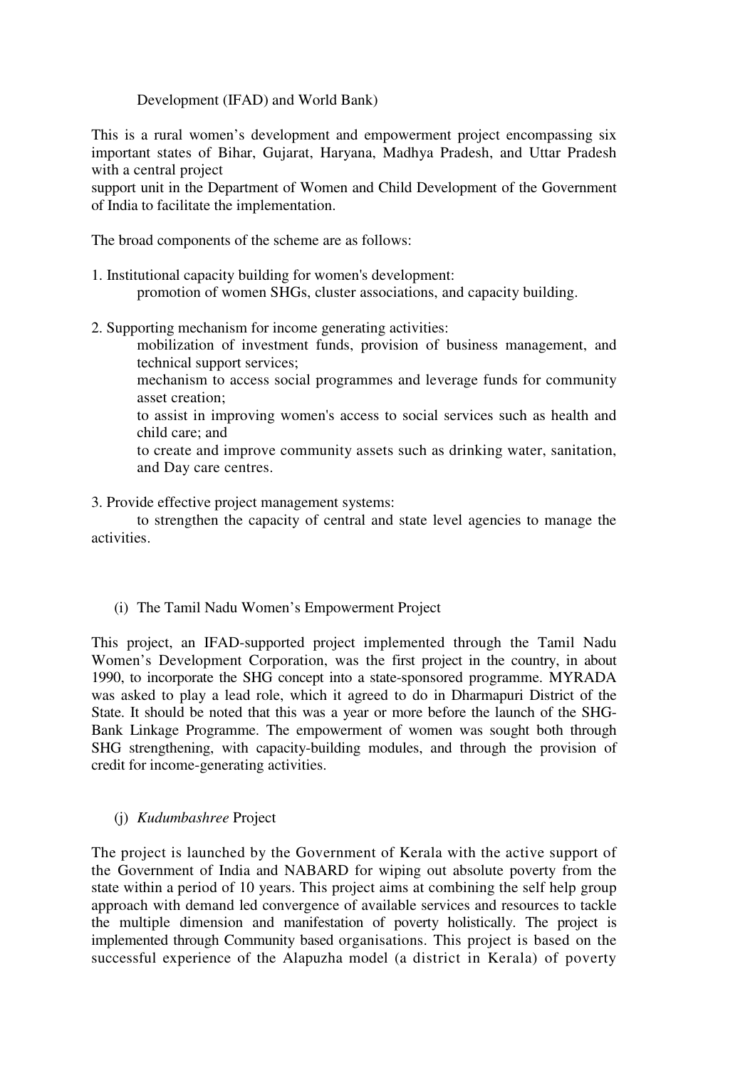Development (IFAD) and World Bank)

This is a rural women's development and empowerment project encompassing six important states of Bihar, Gujarat, Haryana, Madhya Pradesh, and Uttar Pradesh with a central project support unit in the Department of Women and Child Development of the Government of India to facilitate the implementation.

The broad components of the scheme are as follows:

1. Institutional capacity building for women's development:
   promotion of women SHGs, cluster associations, and capacity building.

2. Supporting mechanism for income generating activities:
   mobilization of investment funds, provision of business management, and technical support services;
   mechanism to access social programmes and leverage funds for community asset creation;
   to assist in improving women's access to social services such as health and child care; and
   to create and improve community assets such as drinking water, sanitation, and Day care centres.

3. Provide effective project management systems:
   to strengthen the capacity of central and state level agencies to manage the activities.

(i) The Tamil Nadu Women's Empowerment Project

This project, an IFAD-supported project implemented through the Tamil Nadu Women's Development Corporation, was the first project in the country, in about 1990, to incorporate the SHG concept into a state-sponsored programme. MYRADA was asked to play a lead role, which it agreed to do in Dharmapuri District of the State. It should be noted that this was a year or more before the launch of the SHG-Bank Linkage Programme. The empowerment of women was sought both through SHG strengthening, with capacity-building modules, and through the provision of credit for income-generating activities.

(j) *Kudumbashree* Project

The project is launched by the Government of Kerala with the active support of the Government of India and NABARD for wiping out absolute poverty from the state within a period of 10 years. This project aims at combining the self help group approach with demand led convergence of available services and resources to tackle the multiple dimension and manifestation of poverty holistically. The project is implemented through Community based organisations. This project is based on the successful experience of the Alapuzha model (a district in Kerala) of poverty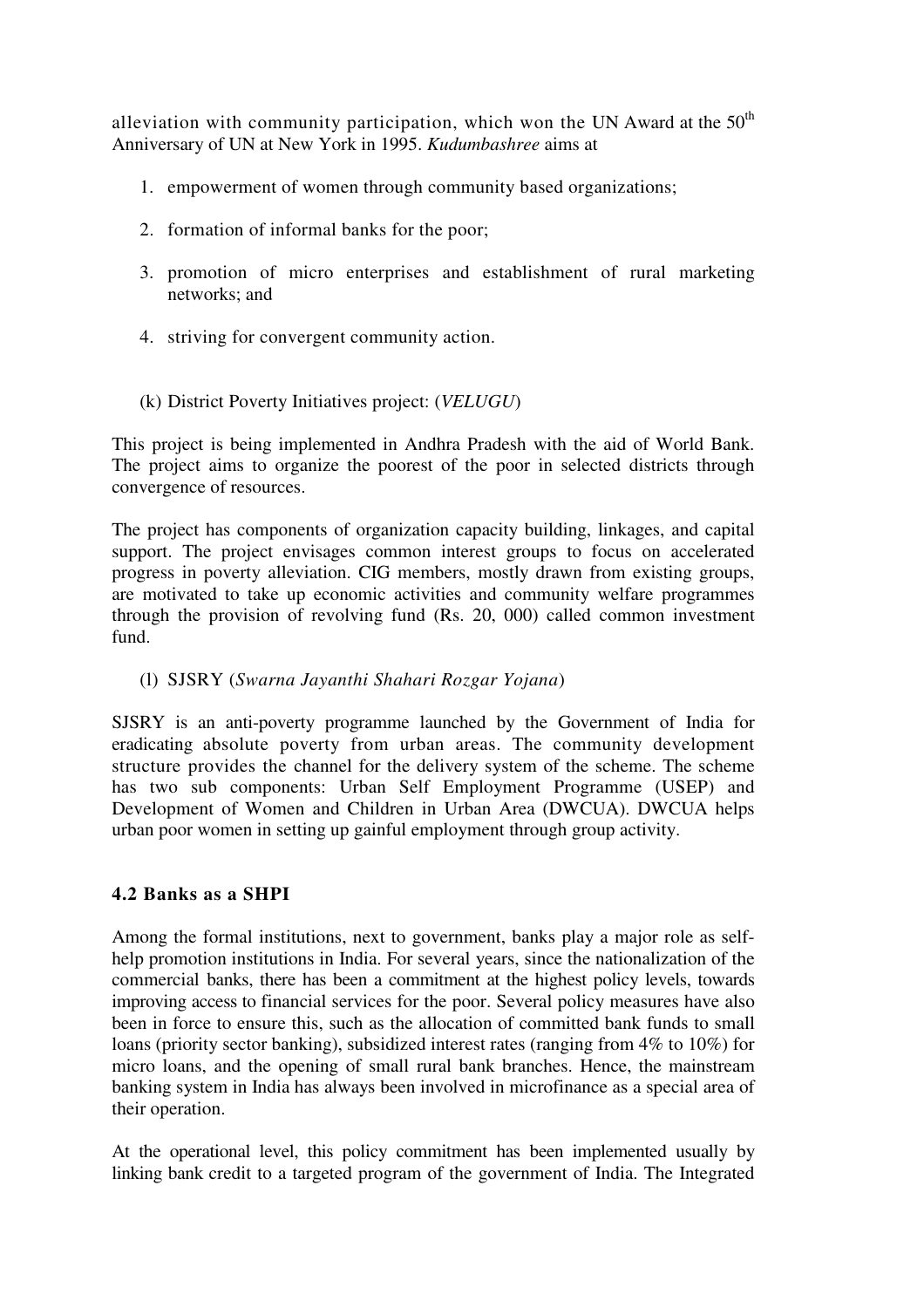alleviation with community participation, which won the UN Award at the 50th Anniversary of UN at New York in 1995. *Kudumbashree* aims at

1. empowerment of women through community based organizations;
2. formation of informal banks for the poor;
3. promotion of micro enterprises and establishment of rural marketing networks; and
4. striving for convergent community action.

(k) District Poverty Initiatives project: (*VELUGU*)

This project is being implemented in Andhra Pradesh with the aid of World Bank. The project aims to organize the poorest of the poor in selected districts through convergence of resources.

The project has components of organization capacity building, linkages, and capital support. The project envisages common interest groups to focus on accelerated progress in poverty alleviation. CIG members, mostly drawn from existing groups, are motivated to take up economic activities and community welfare programmes through the provision of revolving fund (Rs. 20, 000) called common investment fund.

(l) SJSRY (*Swarna Jayanthi Shahari Rozgar Yojana*)

SJSRY is an anti-poverty programme launched by the Government of India for eradicating absolute poverty from urban areas. The community development structure provides the channel for the delivery system of the scheme. The scheme has two sub components: Urban Self Employment Programme (USEP) and Development of Women and Children in Urban Area (DWCUA). DWCUA helps urban poor women in setting up gainful employment through group activity.

### 4.2 Banks as a SHPI

Among the formal institutions, next to government, banks play a major role as self-help promotion institutions in India. For several years, since the nationalization of the commercial banks, there has been a commitment at the highest policy levels, towards improving access to financial services for the poor. Several policy measures have also been in force to ensure this, such as the allocation of committed bank funds to small loans (priority sector banking), subsidized interest rates (ranging from 4% to 10%) for micro loans, and the opening of small rural bank branches. Hence, the mainstream banking system in India has always been involved in microfinance as a special area of their operation.

At the operational level, this policy commitment has been implemented usually by linking bank credit to a targeted program of the government of India. The Integrated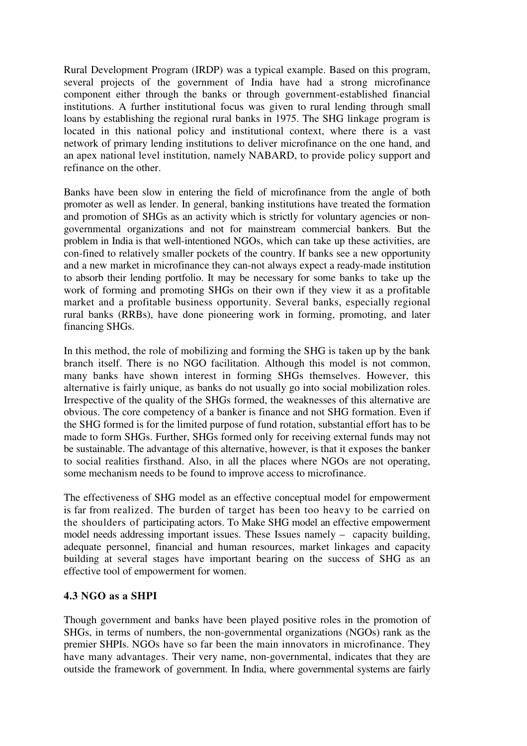Rural Development Program (IRDP) was a typical example. Based on this program, several projects of the government of India have had a strong microfinance component either through the banks or through government-established financial institutions. A further institutional focus was given to rural lending through small loans by establishing the regional rural banks in 1975. The SHG linkage program is located in this national policy and institutional context, where there is a vast network of primary lending institutions to deliver microfinance on the one hand, and an apex national level institution, namely NABARD, to provide policy support and refinance on the other.

Banks have been slow in entering the field of microfinance from the angle of both promoter as well as lender. In general, banking institutions have treated the formation and promotion of SHGs as an activity which is strictly for voluntary agencies or non-governmental organizations and not for mainstream commercial bankers. But the problem in India is that well-intentioned NGOs, which can take up these activities, are con-fined to relatively smaller pockets of the country. If banks see a new opportunity and a new market in microfinance they can-not always expect a ready-made institution to absorb their lending portfolio. It may be necessary for some banks to take up the work of forming and promoting SHGs on their own if they view it as a profitable market and a profitable business opportunity. Several banks, especially regional rural banks (RRBs), have done pioneering work in forming, promoting, and later financing SHGs.

In this method, the role of mobilizing and forming the SHG is taken up by the bank branch itself. There is no NGO facilitation. Although this model is not common, many banks have shown interest in forming SHGs themselves. However, this alternative is fairly unique, as banks do not usually go into social mobilization roles. Irrespective of the quality of the SHGs formed, the weaknesses of this alternative are obvious. The core competency of a banker is finance and not SHG formation. Even if the SHG formed is for the limited purpose of fund rotation, substantial effort has to be made to form SHGs. Further, SHGs formed only for receiving external funds may not be sustainable. The advantage of this alternative, however, is that it exposes the banker to social realities firsthand. Also, in all the places where NGOs are not operating, some mechanism needs to be found to improve access to microfinance.

The effectiveness of SHG model as an effective conceptual model for empowerment is far from realized. The burden of target has been too heavy to be carried on the shoulders of participating actors. To Make SHG model an effective empowerment model needs addressing important issues. These Issues namely – capacity building, adequate personnel, financial and human resources, market linkages and capacity building at several stages have important bearing on the success of SHG as an effective tool of empowerment for women.

### 4.3 NGO as a SHPI

Though government and banks have been played positive roles in the promotion of SHGs, in terms of numbers, the non-governmental organizations (NGOs) rank as the premier SHPIs. NGOs have so far been the main innovators in microfinance. They have many advantages. Their very name, non-governmental, indicates that they are outside the framework of government. In India, where governmental systems are fairly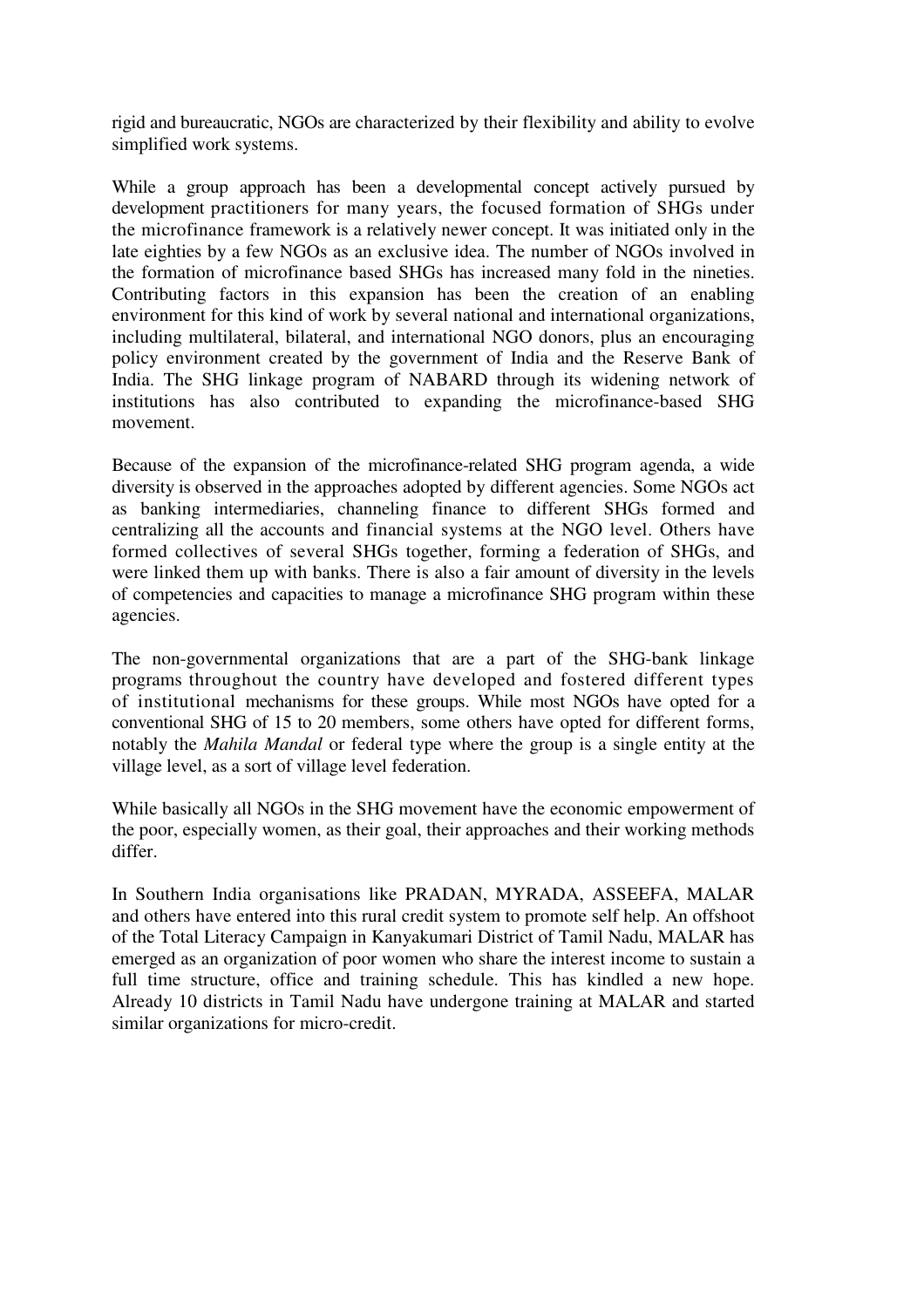rigid and bureaucratic, NGOs are characterized by their flexibility and ability to evolve simplified work systems.

While a group approach has been a developmental concept actively pursued by development practitioners for many years, the focused formation of SHGs under the microfinance framework is a relatively newer concept. It was initiated only in the late eighties by a few NGOs as an exclusive idea. The number of NGOs involved in the formation of microfinance based SHGs has increased many fold in the nineties. Contributing factors in this expansion has been the creation of an enabling environment for this kind of work by several national and international organizations, including multilateral, bilateral, and international NGO donors, plus an encouraging policy environment created by the government of India and the Reserve Bank of India. The SHG linkage program of NABARD through its widening network of institutions has also contributed to expanding the microfinance-based SHG movement.

Because of the expansion of the microfinance-related SHG program agenda, a wide diversity is observed in the approaches adopted by different agencies. Some NGOs act as banking intermediaries, channeling finance to different SHGs formed and centralizing all the accounts and financial systems at the NGO level. Others have formed collectives of several SHGs together, forming a federation of SHGs, and were linked them up with banks. There is also a fair amount of diversity in the levels of competencies and capacities to manage a microfinance SHG program within these agencies.

The non-governmental organizations that are a part of the SHG-bank linkage programs throughout the country have developed and fostered different types of institutional mechanisms for these groups. While most NGOs have opted for a conventional SHG of 15 to 20 members, some others have opted for different forms, notably the *Mahila Mandal* or federal type where the group is a single entity at the village level, as a sort of village level federation.

While basically all NGOs in the SHG movement have the economic empowerment of the poor, especially women, as their goal, their approaches and their working methods differ.

In Southern India organisations like PRADAN, MYRADA, ASSEEFA, MALAR and others have entered into this rural credit system to promote self help. An offshoot of the Total Literacy Campaign in Kanyakumari District of Tamil Nadu, MALAR has emerged as an organization of poor women who share the interest income to sustain a full time structure, office and training schedule. This has kindled a new hope. Already 10 districts in Tamil Nadu have undergone training at MALAR and started similar organizations for micro-credit.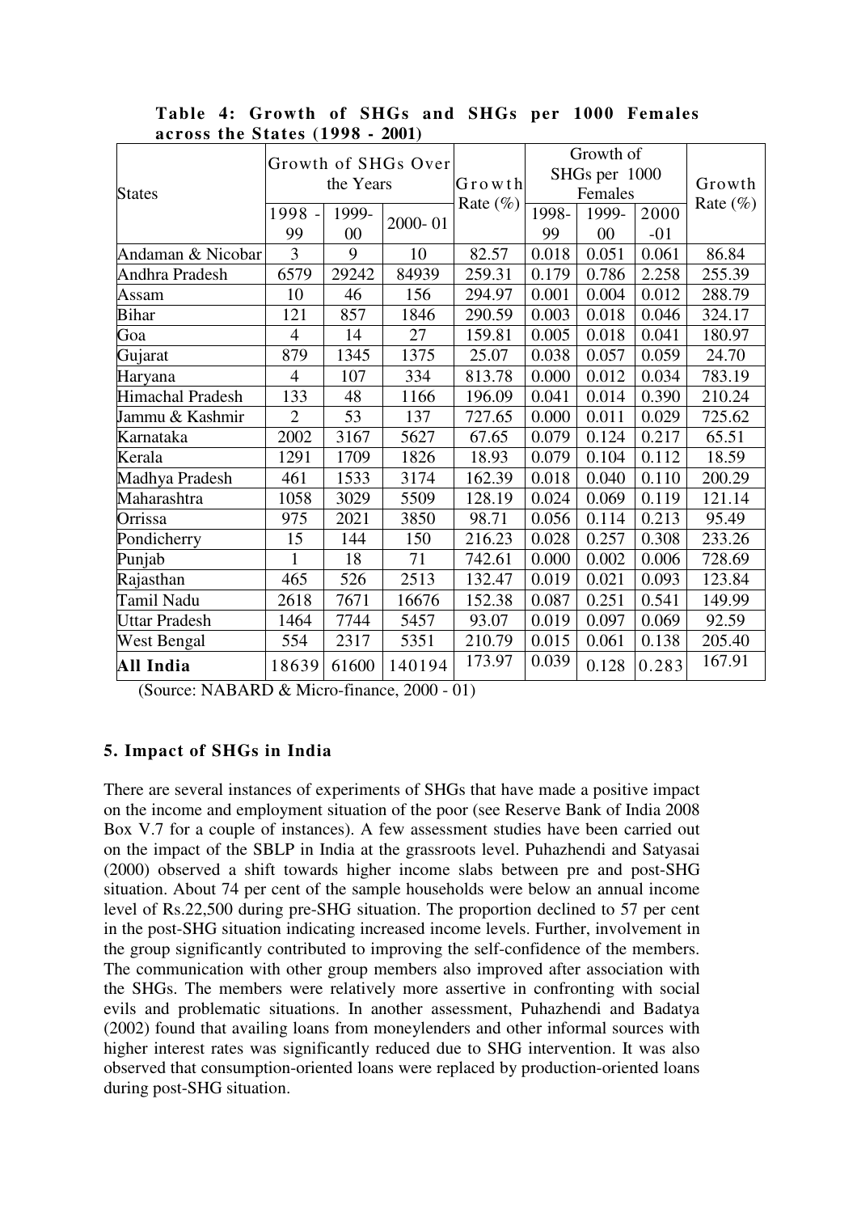**Table 4: Growth of SHGs and SHGs per 1000 Females across the States (1998 - 2001)**

| States | Growth of SHGs Over the Years | | | Growth Rate (%) | Growth of SHGs per 1000 Females | | | Growth Rate (%) |
|---|---|---|---|---|---|---|---|---|
| | 1998 - 99 | 1999-00 | 2000- 01 | | 1998-99 | 1999-00 | 2000 -01 | |
| Andaman & Nicobar | 3 | 9 | 10 | 82.57 | 0.018 | 0.051 | 0.061 | 86.84 |
| Andhra Pradesh | 6579 | 29242 | 84939 | 259.31 | 0.179 | 0.786 | 2.258 | 255.39 |
| Assam | 10 | 46 | 156 | 294.97 | 0.001 | 0.004 | 0.012 | 288.79 |
| Bihar | 121 | 857 | 1846 | 290.59 | 0.003 | 0.018 | 0.046 | 324.17 |
| Goa | 4 | 14 | 27 | 159.81 | 0.005 | 0.018 | 0.041 | 180.97 |
| Gujarat | 879 | 1345 | 1375 | 25.07 | 0.038 | 0.057 | 0.059 | 24.70 |
| Haryana | 4 | 107 | 334 | 813.78 | 0.000 | 0.012 | 0.034 | 783.19 |
| Himachal Pradesh | 133 | 48 | 1166 | 196.09 | 0.041 | 0.014 | 0.390 | 210.24 |
| Jammu & Kashmir | 2 | 53 | 137 | 727.65 | 0.000 | 0.011 | 0.029 | 725.62 |
| Karnataka | 2002 | 3167 | 5627 | 67.65 | 0.079 | 0.124 | 0.217 | 65.51 |
| Kerala | 1291 | 1709 | 1826 | 18.93 | 0.079 | 0.104 | 0.112 | 18.59 |
| Madhya Pradesh | 461 | 1533 | 3174 | 162.39 | 0.018 | 0.040 | 0.110 | 200.29 |
| Maharashtra | 1058 | 3029 | 5509 | 128.19 | 0.024 | 0.069 | 0.119 | 121.14 |
| Orrissa | 975 | 2021 | 3850 | 98.71 | 0.056 | 0.114 | 0.213 | 95.49 |
| Pondicherry | 15 | 144 | 150 | 216.23 | 0.028 | 0.257 | 0.308 | 233.26 |
| Punjab | 1 | 18 | 71 | 742.61 | 0.000 | 0.002 | 0.006 | 728.69 |
| Rajasthan | 465 | 526 | 2513 | 132.47 | 0.019 | 0.021 | 0.093 | 123.84 |
| Tamil Nadu | 2618 | 7671 | 16676 | 152.38 | 0.087 | 0.251 | 0.541 | 149.99 |
| Uttar Pradesh | 1464 | 7744 | 5457 | 93.07 | 0.019 | 0.097 | 0.069 | 92.59 |
| West Bengal | 554 | 2317 | 5351 | 210.79 | 0.015 | 0.061 | 0.138 | 205.40 |
| **All India** | 18639 | 61600 | 140194 | 173.97 | 0.039 | 0.128 | 0.283 | 167.91 |

(Source: NABARD & Micro-finance, 2000 - 01)

### 5. Impact of SHGs in India

There are several instances of experiments of SHGs that have made a positive impact on the income and employment situation of the poor (see Reserve Bank of India 2008 Box V.7 for a couple of instances). A few assessment studies have been carried out on the impact of the SBLP in India at the grassroots level. Puhazhendi and Satyasai (2000) observed a shift towards higher income slabs between pre and post-SHG situation. About 74 per cent of the sample households were below an annual income level of Rs.22,500 during pre-SHG situation. The proportion declined to 57 per cent in the post-SHG situation indicating increased income levels. Further, involvement in the group significantly contributed to improving the self-confidence of the members. The communication with other group members also improved after association with the SHGs. The members were relatively more assertive in confronting with social evils and problematic situations. In another assessment, Puhazhendi and Badatya (2002) found that availing loans from moneylenders and other informal sources with higher interest rates was significantly reduced due to SHG intervention. It was also observed that consumption-oriented loans were replaced by production-oriented loans during post-SHG situation.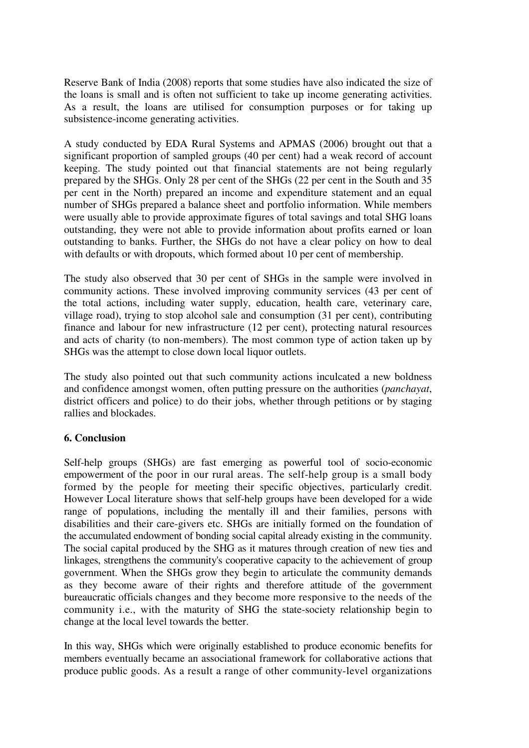Reserve Bank of India (2008) reports that some studies have also indicated the size of the loans is small and is often not sufficient to take up income generating activities. As a result, the loans are utilised for consumption purposes or for taking up subsistence-income generating activities.

A study conducted by EDA Rural Systems and APMAS (2006) brought out that a significant proportion of sampled groups (40 per cent) had a weak record of account keeping. The study pointed out that financial statements are not being regularly prepared by the SHGs. Only 28 per cent of the SHGs (22 per cent in the South and 35 per cent in the North) prepared an income and expenditure statement and an equal number of SHGs prepared a balance sheet and portfolio information. While members were usually able to provide approximate figures of total savings and total SHG loans outstanding, they were not able to provide information about profits earned or loan outstanding to banks. Further, the SHGs do not have a clear policy on how to deal with defaults or with dropouts, which formed about 10 per cent of membership.

The study also observed that 30 per cent of SHGs in the sample were involved in community actions. These involved improving community services (43 per cent of the total actions, including water supply, education, health care, veterinary care, village road), trying to stop alcohol sale and consumption (31 per cent), contributing finance and labour for new infrastructure (12 per cent), protecting natural resources and acts of charity (to non-members). The most common type of action taken up by SHGs was the attempt to close down local liquor outlets.

The study also pointed out that such community actions inculcated a new boldness and confidence amongst women, often putting pressure on the authorities (*panchayat*, district officers and police) to do their jobs, whether through petitions or by staging rallies and blockades.

## 6. Conclusion

Self-help groups (SHGs) are fast emerging as powerful tool of socio-economic empowerment of the poor in our rural areas. The self-help group is a small body formed by the people for meeting their specific objectives, particularly credit. However Local literature shows that self-help groups have been developed for a wide range of populations, including the mentally ill and their families, persons with disabilities and their care-givers etc. SHGs are initially formed on the foundation of the accumulated endowment of bonding social capital already existing in the community. The social capital produced by the SHG as it matures through creation of new ties and linkages, strengthens the community's cooperative capacity to the achievement of group government. When the SHGs grow they begin to articulate the community demands as they become aware of their rights and therefore attitude of the government bureaucratic officials changes and they become more responsive to the needs of the community i.e., with the maturity of SHG the state-society relationship begin to change at the local level towards the better.

In this way, SHGs which were originally established to produce economic benefits for members eventually became an associational framework for collaborative actions that produce public goods. As a result a range of other community-level organizations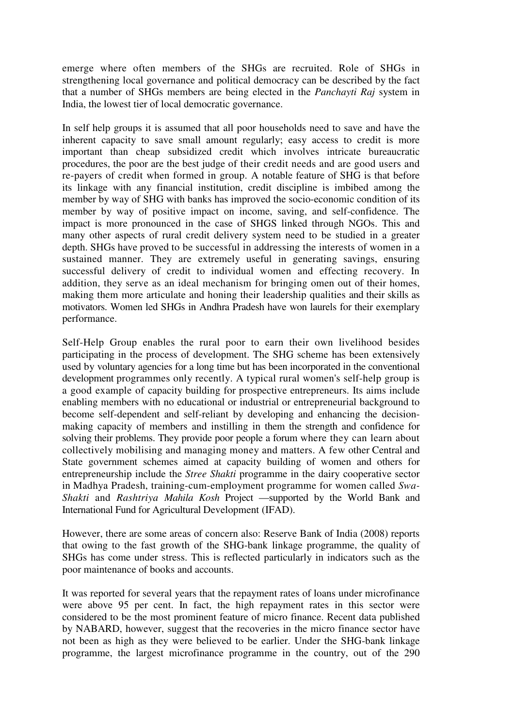emerge where often members of the SHGs are recruited. Role of SHGs in strengthening local governance and political democracy can be described by the fact that a number of SHGs members are being elected in the *Panchayti Raj* system in India, the lowest tier of local democratic governance.

In self help groups it is assumed that all poor households need to save and have the inherent capacity to save small amount regularly; easy access to credit is more important than cheap subsidized credit which involves intricate bureaucratic procedures, the poor are the best judge of their credit needs and are good users and re-payers of credit when formed in group. A notable feature of SHG is that before its linkage with any financial institution, credit discipline is imbibed among the member by way of SHG with banks has improved the socio-economic condition of its member by way of positive impact on income, saving, and self-confidence. The impact is more pronounced in the case of SHGS linked through NGOs. This and many other aspects of rural credit delivery system need to be studied in a greater depth. SHGs have proved to be successful in addressing the interests of women in a sustained manner. They are extremely useful in generating savings, ensuring successful delivery of credit to individual women and effecting recovery. In addition, they serve as an ideal mechanism for bringing omen out of their homes, making them more articulate and honing their leadership qualities and their skills as motivators. Women led SHGs in Andhra Pradesh have won laurels for their exemplary performance.

Self-Help Group enables the rural poor to earn their own livelihood besides participating in the process of development. The SHG scheme has been extensively used by voluntary agencies for a long time but has been incorporated in the conventional development programmes only recently. A typical rural women's self-help group is a good example of capacity building for prospective entrepreneurs. Its aims include enabling members with no educational or industrial or entrepreneurial background to become self-dependent and self-reliant by developing and enhancing the decision-making capacity of members and instilling in them the strength and confidence for solving their problems. They provide poor people a forum where they can learn about collectively mobilising and managing money and matters. A few other Central and State government schemes aimed at capacity building of women and others for entrepreneurship include the *Stree Shakti* programme in the dairy cooperative sector in Madhya Pradesh, training-cum-employment programme for women called *Swa-Shakti* and *Rashtriya Mahila Kosh* Project —supported by the World Bank and International Fund for Agricultural Development (IFAD).

However, there are some areas of concern also: Reserve Bank of India (2008) reports that owing to the fast growth of the SHG-bank linkage programme, the quality of SHGs has come under stress. This is reflected particularly in indicators such as the poor maintenance of books and accounts.

It was reported for several years that the repayment rates of loans under microfinance were above 95 per cent. In fact, the high repayment rates in this sector were considered to be the most prominent feature of micro finance. Recent data published by NABARD, however, suggest that the recoveries in the micro finance sector have not been as high as they were believed to be earlier. Under the SHG-bank linkage programme, the largest microfinance programme in the country, out of the 290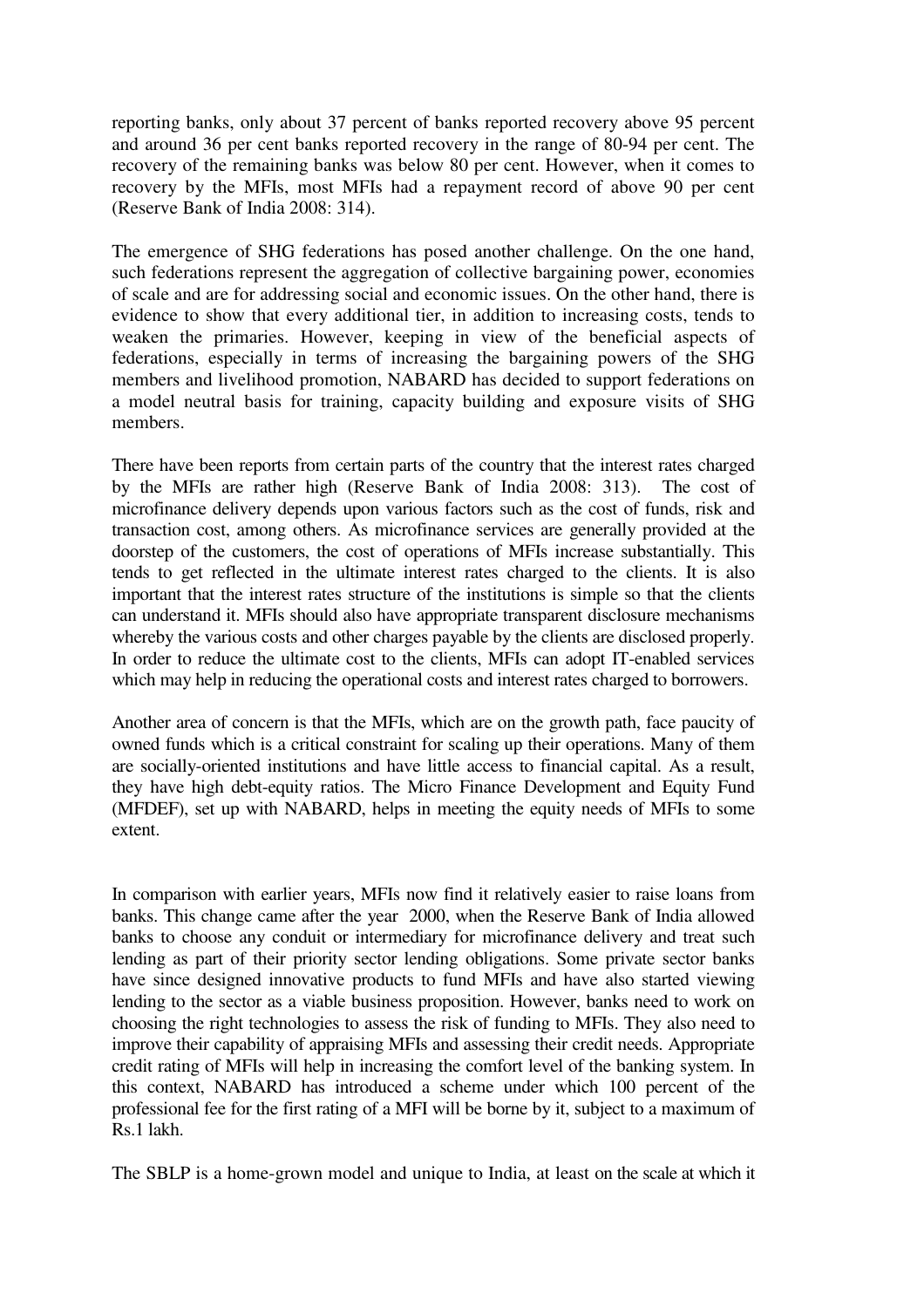reporting banks, only about 37 percent of banks reported recovery above 95 percent and around 36 per cent banks reported recovery in the range of 80-94 per cent. The recovery of the remaining banks was below 80 per cent. However, when it comes to recovery by the MFIs, most MFIs had a repayment record of above 90 per cent (Reserve Bank of India 2008: 314).

The emergence of SHG federations has posed another challenge. On the one hand, such federations represent the aggregation of collective bargaining power, economies of scale and are for addressing social and economic issues. On the other hand, there is evidence to show that every additional tier, in addition to increasing costs, tends to weaken the primaries. However, keeping in view of the beneficial aspects of federations, especially in terms of increasing the bargaining powers of the SHG members and livelihood promotion, NABARD has decided to support federations on a model neutral basis for training, capacity building and exposure visits of SHG members.

There have been reports from certain parts of the country that the interest rates charged by the MFIs are rather high (Reserve Bank of India 2008: 313). The cost of microfinance delivery depends upon various factors such as the cost of funds, risk and transaction cost, among others. As microfinance services are generally provided at the doorstep of the customers, the cost of operations of MFIs increase substantially. This tends to get reflected in the ultimate interest rates charged to the clients. It is also important that the interest rates structure of the institutions is simple so that the clients can understand it. MFIs should also have appropriate transparent disclosure mechanisms whereby the various costs and other charges payable by the clients are disclosed properly. In order to reduce the ultimate cost to the clients, MFIs can adopt IT-enabled services which may help in reducing the operational costs and interest rates charged to borrowers.

Another area of concern is that the MFIs, which are on the growth path, face paucity of owned funds which is a critical constraint for scaling up their operations. Many of them are socially-oriented institutions and have little access to financial capital. As a result, they have high debt-equity ratios. The Micro Finance Development and Equity Fund (MFDEF), set up with NABARD, helps in meeting the equity needs of MFIs to some extent.

In comparison with earlier years, MFIs now find it relatively easier to raise loans from banks. This change came after the year 2000, when the Reserve Bank of India allowed banks to choose any conduit or intermediary for microfinance delivery and treat such lending as part of their priority sector lending obligations. Some private sector banks have since designed innovative products to fund MFIs and have also started viewing lending to the sector as a viable business proposition. However, banks need to work on choosing the right technologies to assess the risk of funding to MFIs. They also need to improve their capability of appraising MFIs and assessing their credit needs. Appropriate credit rating of MFIs will help in increasing the comfort level of the banking system. In this context, NABARD has introduced a scheme under which 100 percent of the professional fee for the first rating of a MFI will be borne by it, subject to a maximum of Rs.1 lakh.

The SBLP is a home-grown model and unique to India, at least on the scale at which it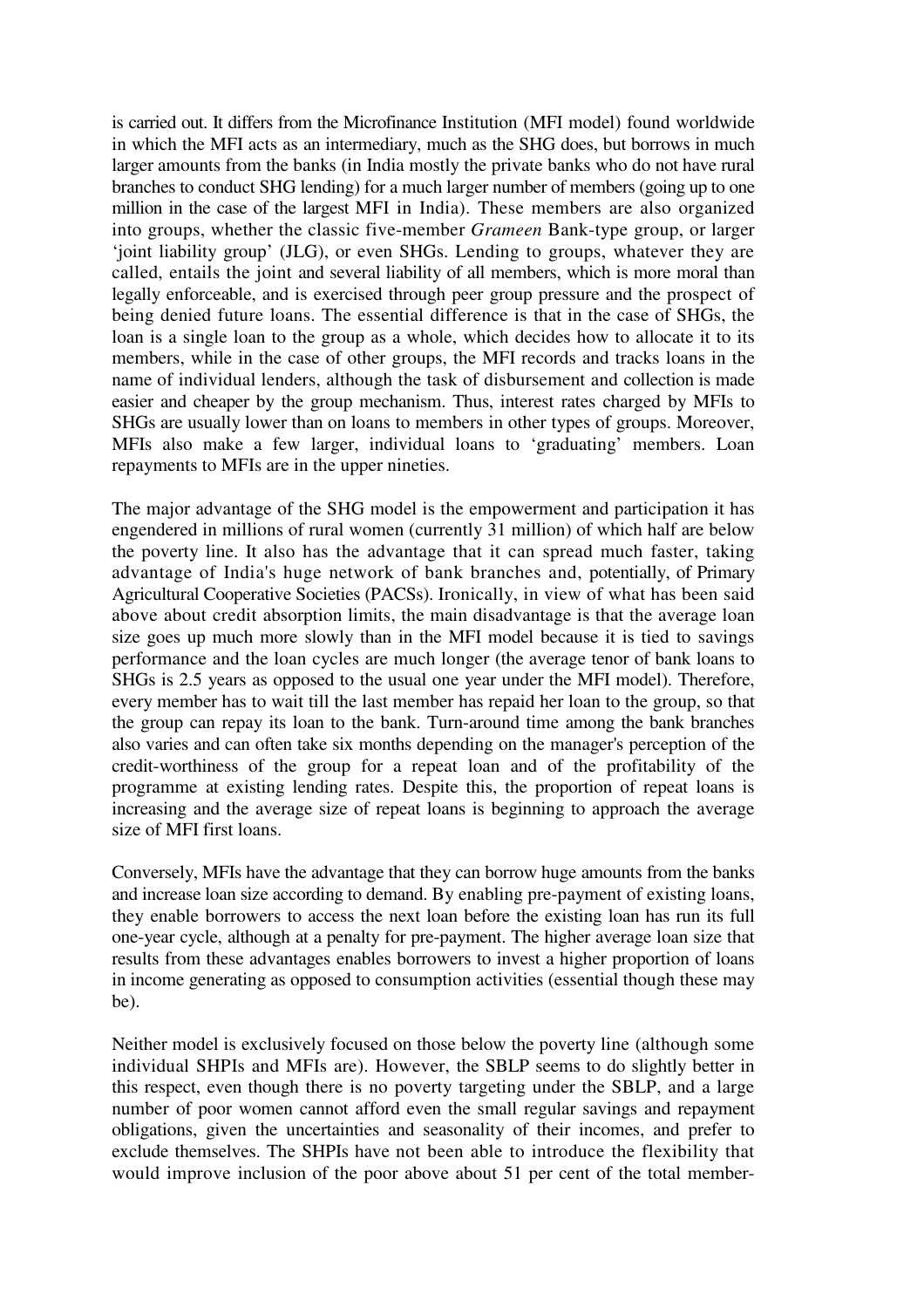is carried out. It differs from the Microfinance Institution (MFI model) found worldwide in which the MFI acts as an intermediary, much as the SHG does, but borrows in much larger amounts from the banks (in India mostly the private banks who do not have rural branches to conduct SHG lending) for a much larger number of members (going up to one million in the case of the largest MFI in India). These members are also organized into groups, whether the classic five-member *Grameen* Bank-type group, or larger 'joint liability group' (JLG), or even SHGs. Lending to groups, whatever they are called, entails the joint and several liability of all members, which is more moral than legally enforceable, and is exercised through peer group pressure and the prospect of being denied future loans. The essential difference is that in the case of SHGs, the loan is a single loan to the group as a whole, which decides how to allocate it to its members, while in the case of other groups, the MFI records and tracks loans in the name of individual lenders, although the task of disbursement and collection is made easier and cheaper by the group mechanism. Thus, interest rates charged by MFIs to SHGs are usually lower than on loans to members in other types of groups. Moreover, MFIs also make a few larger, individual loans to 'graduating' members. Loan repayments to MFIs are in the upper nineties.

The major advantage of the SHG model is the empowerment and participation it has engendered in millions of rural women (currently 31 million) of which half are below the poverty line. It also has the advantage that it can spread much faster, taking advantage of India's huge network of bank branches and, potentially, of Primary Agricultural Cooperative Societies (PACSs). Ironically, in view of what has been said above about credit absorption limits, the main disadvantage is that the average loan size goes up much more slowly than in the MFI model because it is tied to savings performance and the loan cycles are much longer (the average tenor of bank loans to SHGs is 2.5 years as opposed to the usual one year under the MFI model). Therefore, every member has to wait till the last member has repaid her loan to the group, so that the group can repay its loan to the bank. Turn-around time among the bank branches also varies and can often take six months depending on the manager's perception of the credit-worthiness of the group for a repeat loan and of the profitability of the programme at existing lending rates. Despite this, the proportion of repeat loans is increasing and the average size of repeat loans is beginning to approach the average size of MFI first loans.

Conversely, MFIs have the advantage that they can borrow huge amounts from the banks and increase loan size according to demand. By enabling pre-payment of existing loans, they enable borrowers to access the next loan before the existing loan has run its full one-year cycle, although at a penalty for pre-payment. The higher average loan size that results from these advantages enables borrowers to invest a higher proportion of loans in income generating as opposed to consumption activities (essential though these may be).

Neither model is exclusively focused on those below the poverty line (although some individual SHPIs and MFIs are). However, the SBLP seems to do slightly better in this respect, even though there is no poverty targeting under the SBLP, and a large number of poor women cannot afford even the small regular savings and repayment obligations, given the uncertainties and seasonality of their incomes, and prefer to exclude themselves. The SHPIs have not been able to introduce the flexibility that would improve inclusion of the poor above about 51 per cent of the total member-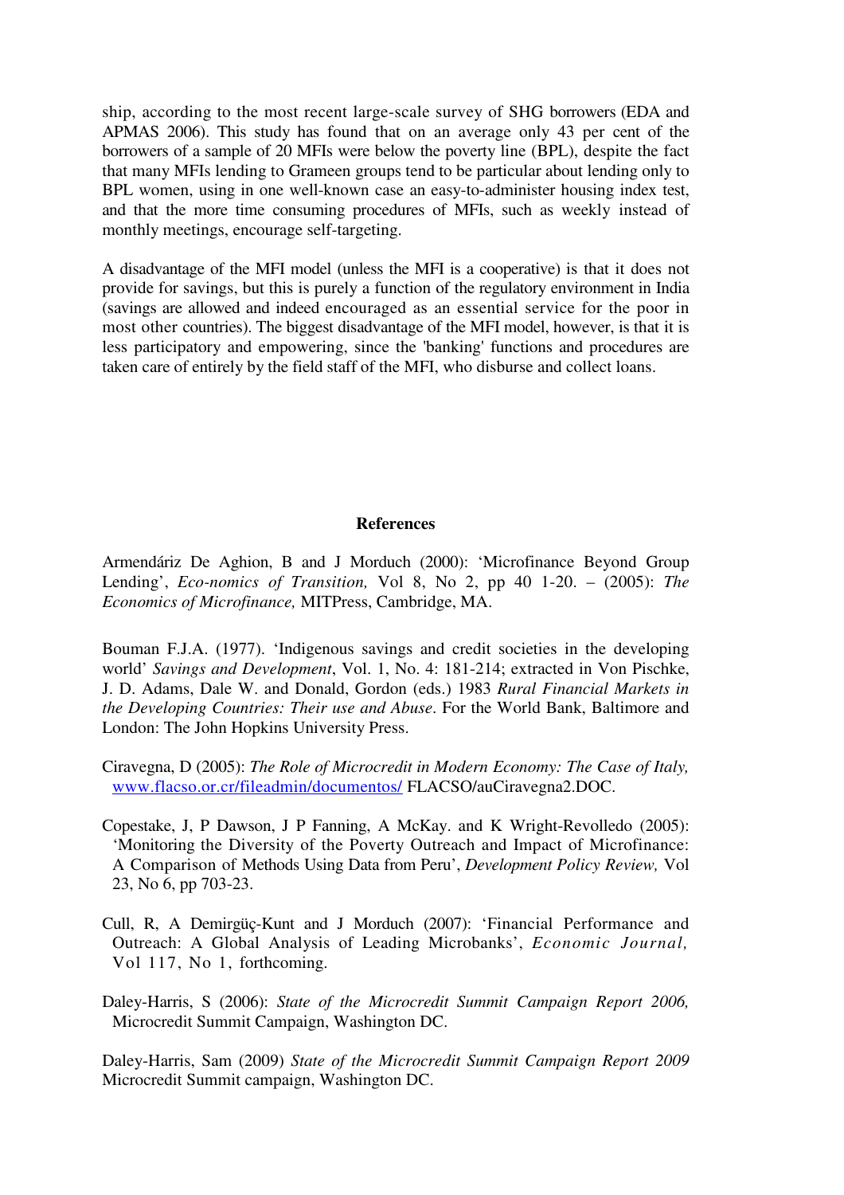ship, according to the most recent large-scale survey of SHG borrowers (EDA and APMAS 2006). This study has found that on an average only 43 per cent of the borrowers of a sample of 20 MFIs were below the poverty line (BPL), despite the fact that many MFIs lending to Grameen groups tend to be particular about lending only to BPL women, using in one well-known case an easy-to-administer housing index test, and that the more time consuming procedures of MFIs, such as weekly instead of monthly meetings, encourage self-targeting.

A disadvantage of the MFI model (unless the MFI is a cooperative) is that it does not provide for savings, but this is purely a function of the regulatory environment in India (savings are allowed and indeed encouraged as an essential service for the poor in most other countries). The biggest disadvantage of the MFI model, however, is that it is less participatory and empowering, since the 'banking' functions and procedures are taken care of entirely by the field staff of the MFI, who disburse and collect loans.

## References

Armendáriz De Aghion, B and J Morduch (2000): 'Microfinance Beyond Group Lending', *Eco-nomics of Transition,* Vol 8, No 2, pp 40 1-20. – (2005): *The Economics of Microfinance,* MITPress, Cambridge, MA.

Bouman F.J.A. (1977). 'Indigenous savings and credit societies in the developing world' *Savings and Development*, Vol. 1, No. 4: 181-214; extracted in Von Pischke, J. D. Adams, Dale W. and Donald, Gordon (eds.) 1983 *Rural Financial Markets in the Developing Countries: Their use and Abuse*. For the World Bank, Baltimore and London: The John Hopkins University Press.

Ciravegna, D (2005): *The Role of Microcredit in Modern Economy: The Case of Italy,* www.flacso.or.cr/fileadmin/documentos/ FLACSO/auCiravegna2.DOC.

Copestake, J, P Dawson, J P Fanning, A McKay. and K Wright-Revolledo (2005): 'Monitoring the Diversity of the Poverty Outreach and Impact of Microfinance: A Comparison of Methods Using Data from Peru', *Development Policy Review,* Vol 23, No 6, pp 703-23.

Cull, R, A Demirgüç-Kunt and J Morduch (2007): 'Financial Performance and Outreach: A Global Analysis of Leading Microbanks', *Economic Journal,* Vol 117, No 1, forthcoming.

Daley-Harris, S (2006): *State of the Microcredit Summit Campaign Report 2006,* Microcredit Summit Campaign, Washington DC.

Daley-Harris, Sam (2009) *State of the Microcredit Summit Campaign Report 2009* Microcredit Summit campaign, Washington DC.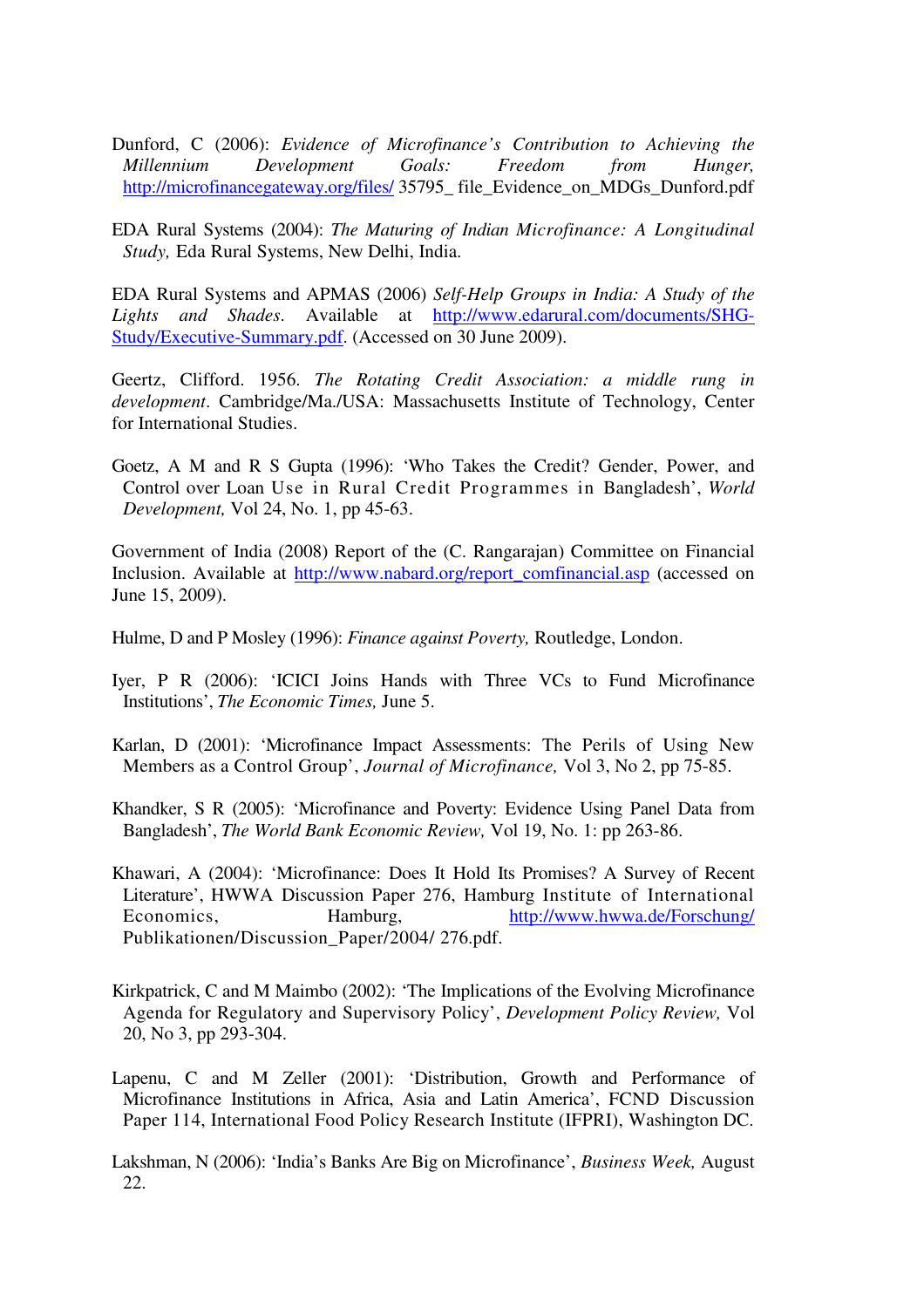Dunford, C (2006): *Evidence of Microfinance's Contribution to Achieving the Millennium Development Goals: Freedom from Hunger,* http://microfinancegateway.org/files/ 35795_ file_Evidence_on_MDGs_Dunford.pdf

EDA Rural Systems (2004): *The Maturing of Indian Microfinance: A Longitudinal Study,* Eda Rural Systems, New Delhi, India.

EDA Rural Systems and APMAS (2006) *Self-Help Groups in India: A Study of the Lights and Shades*. Available at http://www.edarural.com/documents/SHG-Study/Executive-Summary.pdf. (Accessed on 30 June 2009).

Geertz, Clifford. 1956. *The Rotating Credit Association: a middle rung in development*. Cambridge/Ma./USA: Massachusetts Institute of Technology, Center for International Studies.

Goetz, A M and R S Gupta (1996): 'Who Takes the Credit? Gender, Power, and Control over Loan Use in Rural Credit Programmes in Bangladesh', *World Development,* Vol 24, No. 1, pp 45-63.

Government of India (2008) Report of the (C. Rangarajan) Committee on Financial Inclusion. Available at http://www.nabard.org/report_comfinancial.asp (accessed on June 15, 2009).

Hulme, D and P Mosley (1996): *Finance against Poverty,* Routledge, London.

Iyer, P R (2006): 'ICICI Joins Hands with Three VCs to Fund Microfinance Institutions', *The Economic Times,* June 5.

Karlan, D (2001): 'Microfinance Impact Assessments: The Perils of Using New Members as a Control Group', *Journal of Microfinance,* Vol 3, No 2, pp 75-85.

Khandker, S R (2005): 'Microfinance and Poverty: Evidence Using Panel Data from Bangladesh', *The World Bank Economic Review,* Vol 19, No. 1: pp 263-86.

Khawari, A (2004): 'Microfinance: Does It Hold Its Promises? A Survey of Recent Literature', HWWA Discussion Paper 276, Hamburg Institute of International Economics, Hamburg, http://www.hwwa.de/Forschung/ Publikationen/Discussion_Paper/2004/ 276.pdf.

Kirkpatrick, C and M Maimbo (2002): 'The Implications of the Evolving Microfinance Agenda for Regulatory and Supervisory Policy', *Development Policy Review,* Vol 20, No 3, pp 293-304.

Lapenu, C and M Zeller (2001): 'Distribution, Growth and Performance of Microfinance Institutions in Africa, Asia and Latin America', FCND Discussion Paper 114, International Food Policy Research Institute (IFPRI), Washington DC.

Lakshman, N (2006): 'India's Banks Are Big on Microfinance', *Business Week,* August 22.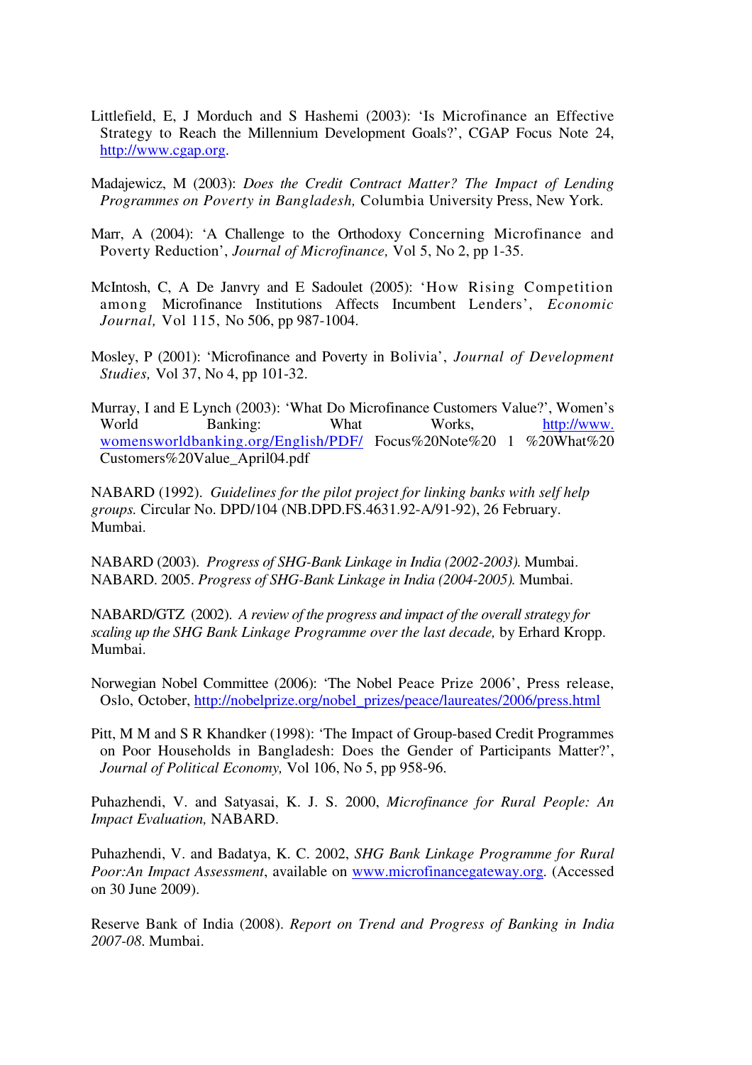Littlefield, E, J Morduch and S Hashemi (2003): 'Is Microfinance an Effective Strategy to Reach the Millennium Development Goals?', CGAP Focus Note 24, http://www.cgap.org.

Madajewicz, M (2003): *Does the Credit Contract Matter? The Impact of Lending Programmes on Poverty in Bangladesh,* Columbia University Press, New York.

Marr, A (2004): 'A Challenge to the Orthodoxy Concerning Microfinance and Poverty Reduction', *Journal of Microfinance,* Vol 5, No 2, pp 1-35.

McIntosh, C, A De Janvry and E Sadoulet (2005): 'How Rising Competition among Microfinance Institutions Affects Incumbent Lenders', *Economic Journal,* Vol 115, No 506, pp 987-1004.

Mosley, P (2001): 'Microfinance and Poverty in Bolivia', *Journal of Development Studies,* Vol 37, No 4, pp 101-32.

Murray, I and E Lynch (2003): 'What Do Microfinance Customers Value?', Women's World Banking: What Works, http://www.womensworldbanking.org/English/PDF/ Focus%20Note%20 1 %20What%20 Customers%20Value_April04.pdf

NABARD (1992). *Guidelines for the pilot project for linking banks with self help groups.* Circular No. DPD/104 (NB.DPD.FS.4631.92-A/91-92), 26 February. Mumbai.

NABARD (2003). *Progress of SHG-Bank Linkage in India (2002-2003).* Mumbai.
NABARD. 2005. *Progress of SHG-Bank Linkage in India (2004-2005).* Mumbai.

NABARD/GTZ (2002). *A review of the progress and impact of the overall strategy for scaling up the SHG Bank Linkage Programme over the last decade,* by Erhard Kropp. Mumbai.

Norwegian Nobel Committee (2006): 'The Nobel Peace Prize 2006', Press release, Oslo, October, http://nobelprize.org/nobel_prizes/peace/laureates/2006/press.html

Pitt, M M and S R Khandker (1998): 'The Impact of Group-based Credit Programmes on Poor Households in Bangladesh: Does the Gender of Participants Matter?', *Journal of Political Economy,* Vol 106, No 5, pp 958-96.

Puhazhendi, V. and Satyasai, K. J. S. 2000, *Microfinance for Rural People: An Impact Evaluation,* NABARD.

Puhazhendi, V. and Badatya, K. C. 2002, *SHG Bank Linkage Programme for Rural Poor:An Impact Assessment*, available on www.microfinancegateway.org. (Accessed on 30 June 2009).

Reserve Bank of India (2008). *Report on Trend and Progress of Banking in India 2007-08*. Mumbai.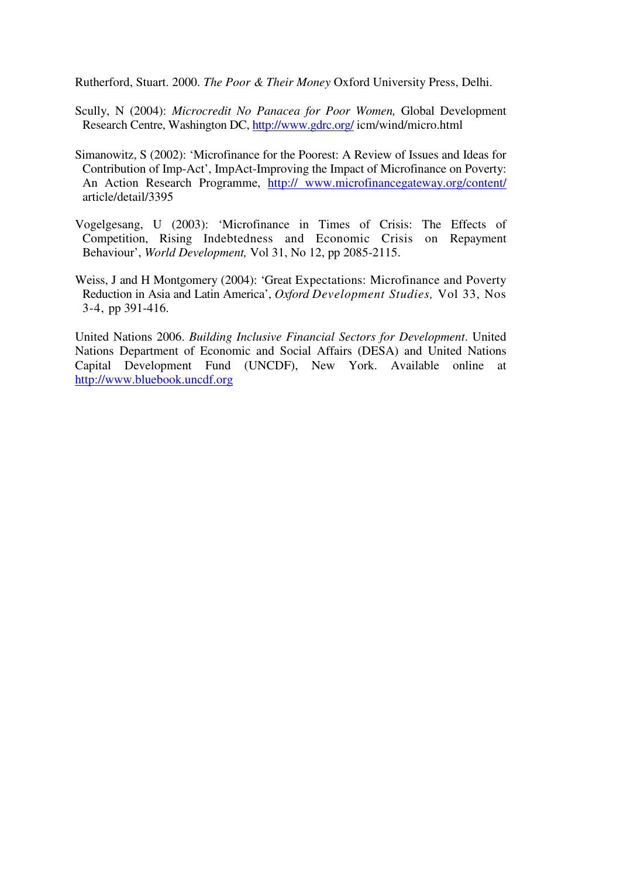Rutherford, Stuart. 2000. *The Poor & Their Money* Oxford University Press, Delhi.

Scully, N (2004): *Microcredit No Panacea for Poor Women,* Global Development Research Centre, Washington DC, http://www.gdrc.org/ icm/wind/micro.html

Simanowitz, S (2002): 'Microfinance for the Poorest: A Review of Issues and Ideas for Contribution of Imp-Act', ImpAct-Improving the Impact of Microfinance on Poverty: An Action Research Programme, http:// www.microfinancegateway.org/content/ article/detail/3395

Vogelgesang, U (2003): 'Microfinance in Times of Crisis: The Effects of Competition, Rising Indebtedness and Economic Crisis on Repayment Behaviour', *World Development,* Vol 31, No 12, pp 2085-2115.

Weiss, J and H Montgomery (2004): 'Great Expectations: Microfinance and Poverty Reduction in Asia and Latin America', *Oxford Development Studies,* Vol 33, Nos 3-4, pp 391-416.

United Nations 2006. *Building Inclusive Financial Sectors for Development*. United Nations Department of Economic and Social Affairs (DESA) and United Nations Capital Development Fund (UNCDF), New York. Available online at http://www.bluebook.uncdf.org